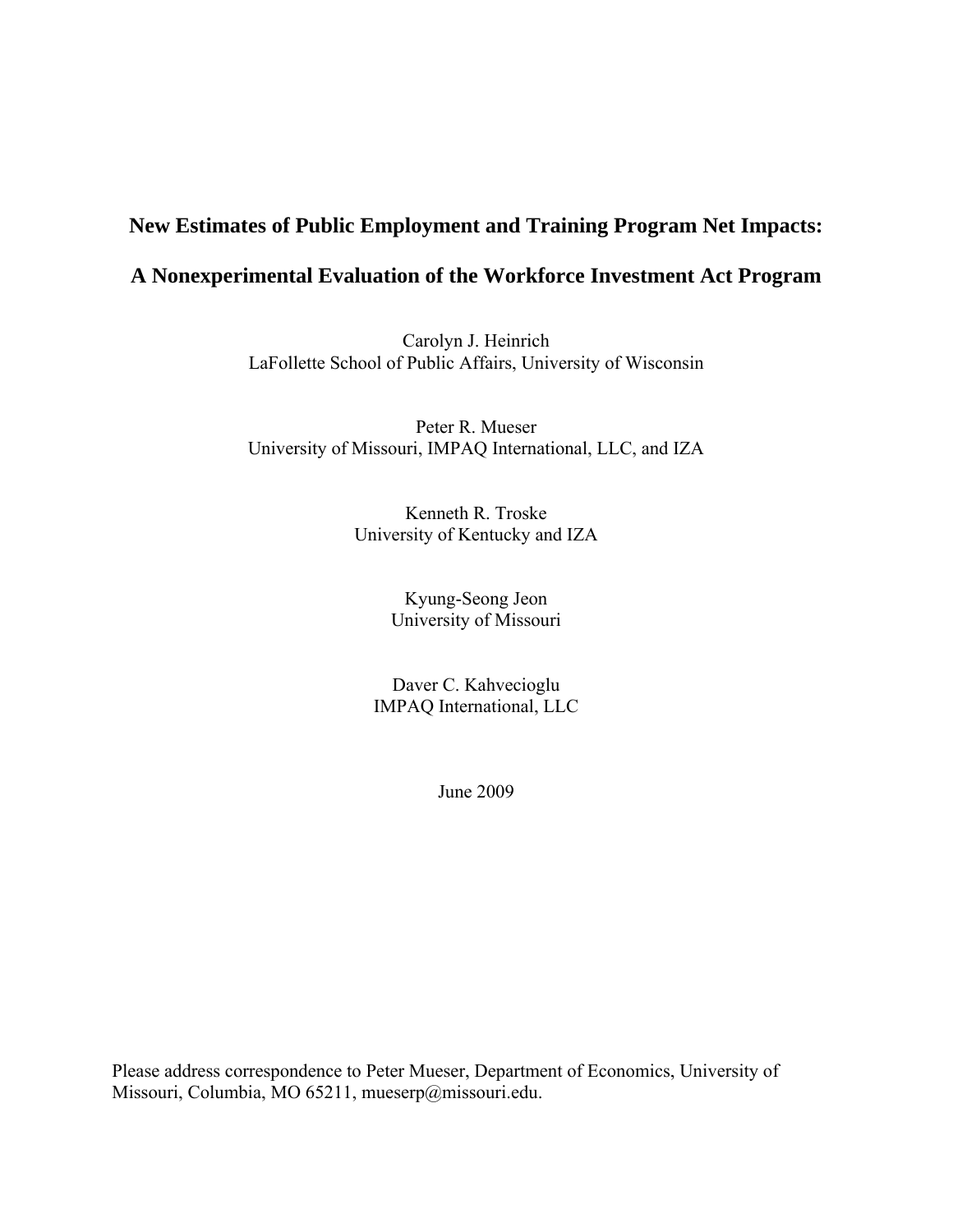# New Estimates of Public Employment and Training Program Net Impacts:

# A Nonexperimental Evaluation of the Workforce Investment Act Program

Carolyn J. Heinrich
LaFollette School of Public Affairs, University of Wisconsin

Peter R. Mueser
University of Missouri, IMPAQ International, LLC, and IZA

Kenneth R. Troske
University of Kentucky and IZA

Kyung-Seong Jeon
University of Missouri

Daver C. Kahvecioglu
IMPAQ International, LLC

June 2009

Please address correspondence to Peter Mueser, Department of Economics, University of Missouri, Columbia, MO 65211, mueserp@missouri.edu.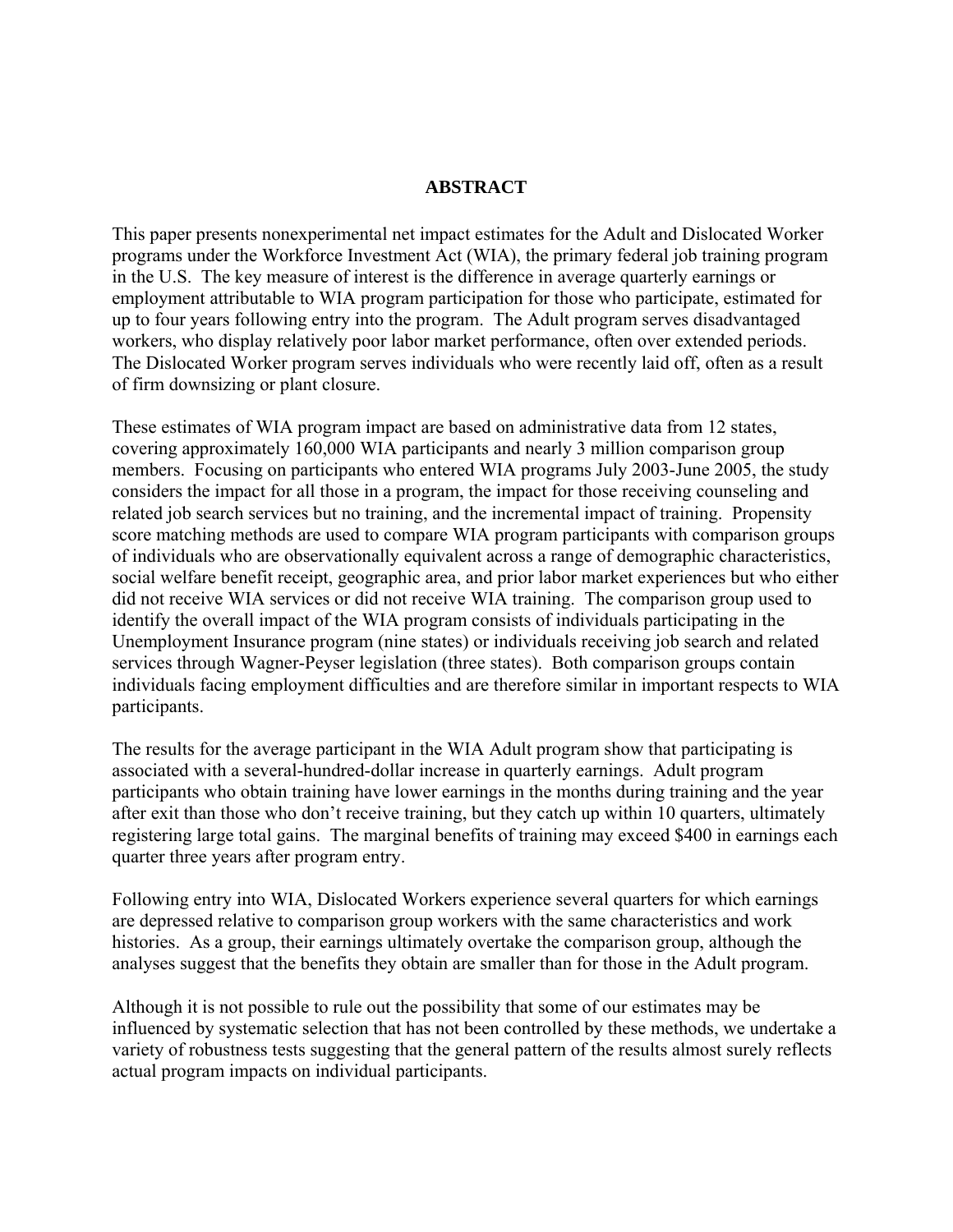## ABSTRACT

This paper presents nonexperimental net impact estimates for the Adult and Dislocated Worker programs under the Workforce Investment Act (WIA), the primary federal job training program in the U.S. The key measure of interest is the difference in average quarterly earnings or employment attributable to WIA program participation for those who participate, estimated for up to four years following entry into the program. The Adult program serves disadvantaged workers, who display relatively poor labor market performance, often over extended periods. The Dislocated Worker program serves individuals who were recently laid off, often as a result of firm downsizing or plant closure.

These estimates of WIA program impact are based on administrative data from 12 states, covering approximately 160,000 WIA participants and nearly 3 million comparison group members. Focusing on participants who entered WIA programs July 2003-June 2005, the study considers the impact for all those in a program, the impact for those receiving counseling and related job search services but no training, and the incremental impact of training. Propensity score matching methods are used to compare WIA program participants with comparison groups of individuals who are observationally equivalent across a range of demographic characteristics, social welfare benefit receipt, geographic area, and prior labor market experiences but who either did not receive WIA services or did not receive WIA training. The comparison group used to identify the overall impact of the WIA program consists of individuals participating in the Unemployment Insurance program (nine states) or individuals receiving job search and related services through Wagner-Peyser legislation (three states). Both comparison groups contain individuals facing employment difficulties and are therefore similar in important respects to WIA participants.

The results for the average participant in the WIA Adult program show that participating is associated with a several-hundred-dollar increase in quarterly earnings. Adult program participants who obtain training have lower earnings in the months during training and the year after exit than those who don't receive training, but they catch up within 10 quarters, ultimately registering large total gains. The marginal benefits of training may exceed $400 in earnings each quarter three years after program entry.

Following entry into WIA, Dislocated Workers experience several quarters for which earnings are depressed relative to comparison group workers with the same characteristics and work histories. As a group, their earnings ultimately overtake the comparison group, although the analyses suggest that the benefits they obtain are smaller than for those in the Adult program.

Although it is not possible to rule out the possibility that some of our estimates may be influenced by systematic selection that has not been controlled by these methods, we undertake a variety of robustness tests suggesting that the general pattern of the results almost surely reflects actual program impacts on individual participants.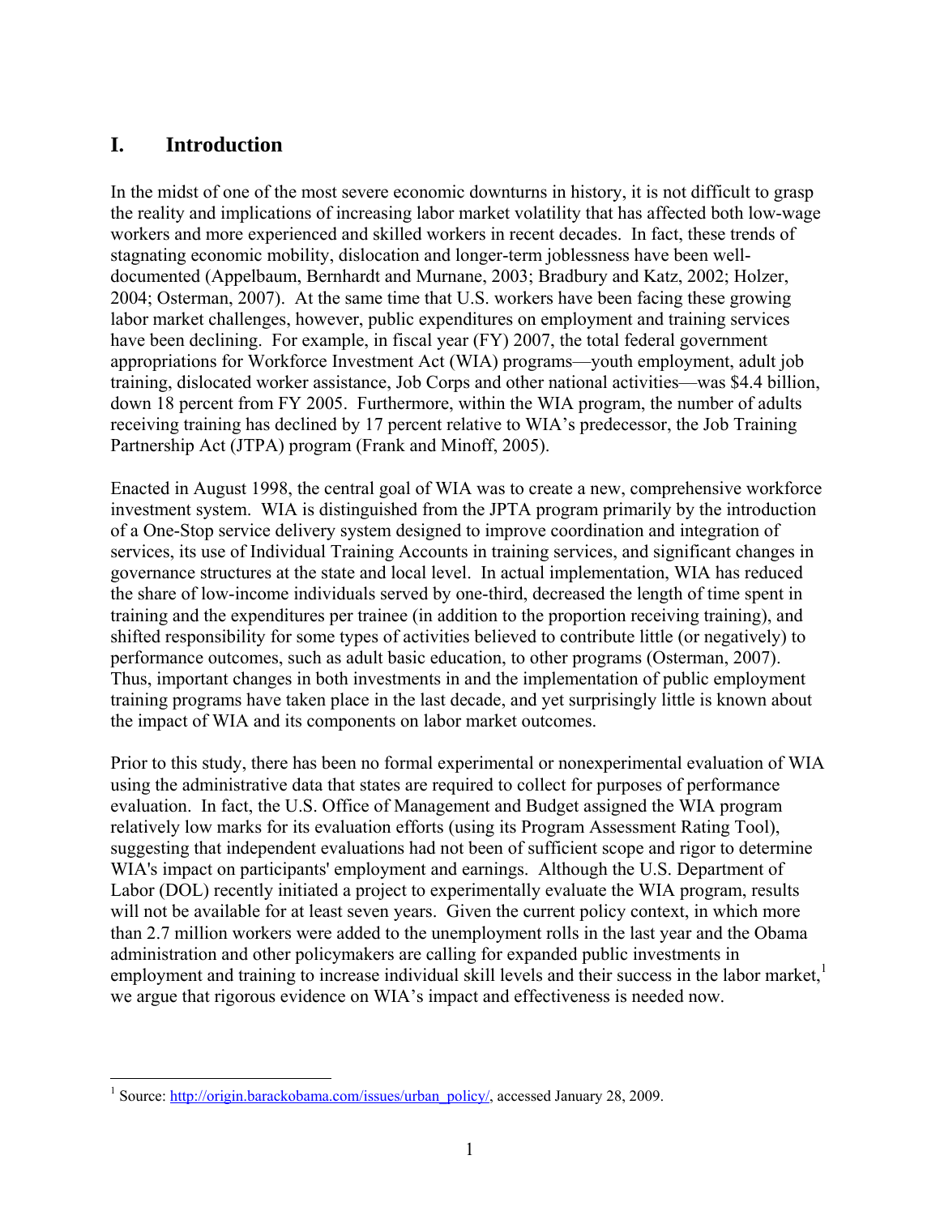# I. Introduction

In the midst of one of the most severe economic downturns in history, it is not difficult to grasp the reality and implications of increasing labor market volatility that has affected both low-wage workers and more experienced and skilled workers in recent decades. In fact, these trends of stagnating economic mobility, dislocation and longer-term joblessness have been well-documented (Appelbaum, Bernhardt and Murnane, 2003; Bradbury and Katz, 2002; Holzer, 2004; Osterman, 2007). At the same time that U.S. workers have been facing these growing labor market challenges, however, public expenditures on employment and training services have been declining. For example, in fiscal year (FY) 2007, the total federal government appropriations for Workforce Investment Act (WIA) programs—youth employment, adult job training, dislocated worker assistance, Job Corps and other national activities—was $4.4 billion, down 18 percent from FY 2005. Furthermore, within the WIA program, the number of adults receiving training has declined by 17 percent relative to WIA's predecessor, the Job Training Partnership Act (JTPA) program (Frank and Minoff, 2005).

Enacted in August 1998, the central goal of WIA was to create a new, comprehensive workforce investment system. WIA is distinguished from the JPTA program primarily by the introduction of a One-Stop service delivery system designed to improve coordination and integration of services, its use of Individual Training Accounts in training services, and significant changes in governance structures at the state and local level. In actual implementation, WIA has reduced the share of low-income individuals served by one-third, decreased the length of time spent in training and the expenditures per trainee (in addition to the proportion receiving training), and shifted responsibility for some types of activities believed to contribute little (or negatively) to performance outcomes, such as adult basic education, to other programs (Osterman, 2007). Thus, important changes in both investments in and the implementation of public employment training programs have taken place in the last decade, and yet surprisingly little is known about the impact of WIA and its components on labor market outcomes.

Prior to this study, there has been no formal experimental or nonexperimental evaluation of WIA using the administrative data that states are required to collect for purposes of performance evaluation. In fact, the U.S. Office of Management and Budget assigned the WIA program relatively low marks for its evaluation efforts (using its Program Assessment Rating Tool), suggesting that independent evaluations had not been of sufficient scope and rigor to determine WIA's impact on participants' employment and earnings. Although the U.S. Department of Labor (DOL) recently initiated a project to experimentally evaluate the WIA program, results will not be available for at least seven years. Given the current policy context, in which more than 2.7 million workers were added to the unemployment rolls in the last year and the Obama administration and other policymakers are calling for expanded public investments in employment and training to increase individual skill levels and their success in the labor market,[1] we argue that rigorous evidence on WIA's impact and effectiveness is needed now.

[1] Source: http://origin.barackobama.com/issues/urban_policy/, accessed January 28, 2009.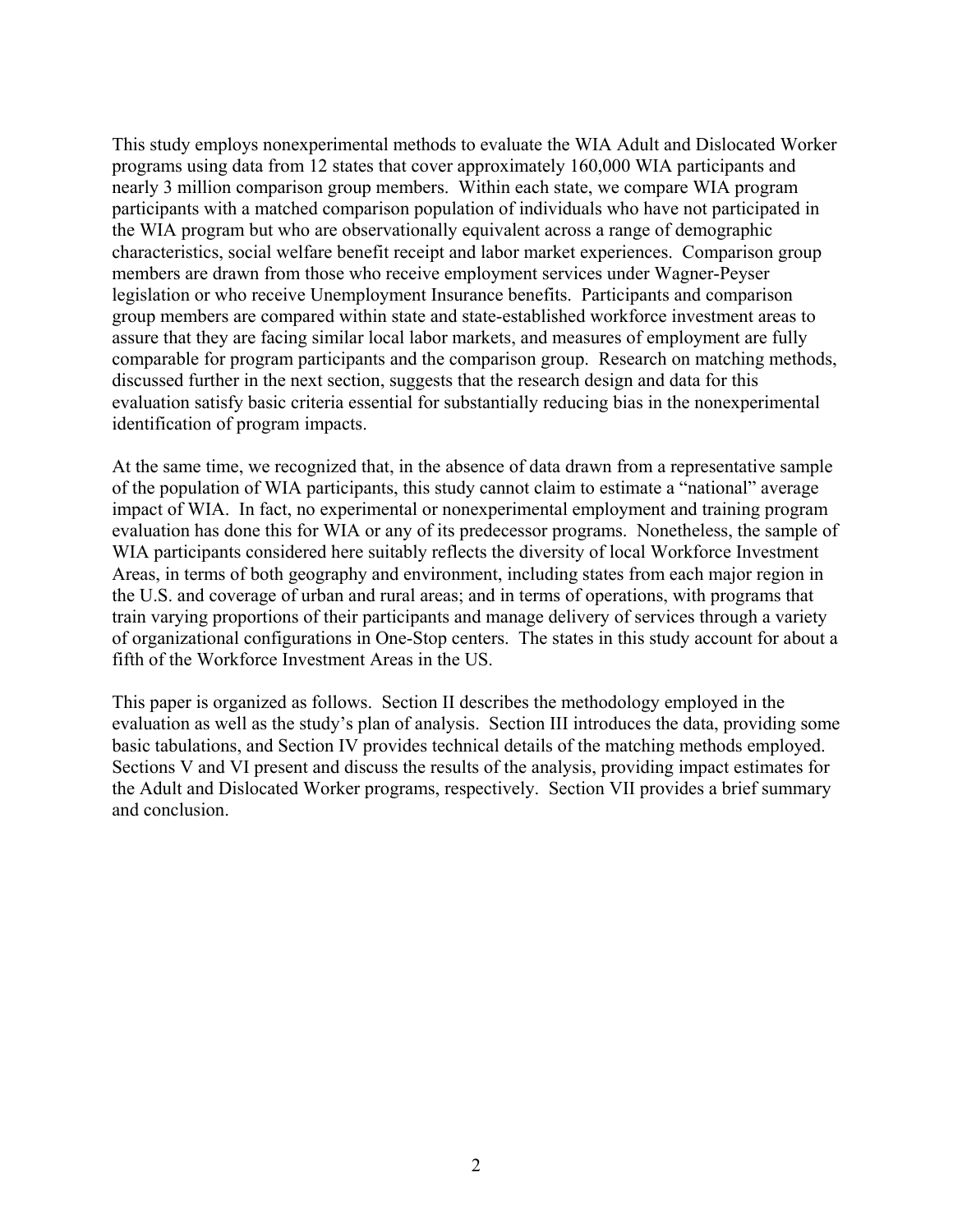This study employs nonexperimental methods to evaluate the WIA Adult and Dislocated Worker programs using data from 12 states that cover approximately 160,000 WIA participants and nearly 3 million comparison group members. Within each state, we compare WIA program participants with a matched comparison population of individuals who have not participated in the WIA program but who are observationally equivalent across a range of demographic characteristics, social welfare benefit receipt and labor market experiences. Comparison group members are drawn from those who receive employment services under Wagner-Peyser legislation or who receive Unemployment Insurance benefits. Participants and comparison group members are compared within state and state-established workforce investment areas to assure that they are facing similar local labor markets, and measures of employment are fully comparable for program participants and the comparison group. Research on matching methods, discussed further in the next section, suggests that the research design and data for this evaluation satisfy basic criteria essential for substantially reducing bias in the nonexperimental identification of program impacts.

At the same time, we recognized that, in the absence of data drawn from a representative sample of the population of WIA participants, this study cannot claim to estimate a "national" average impact of WIA. In fact, no experimental or nonexperimental employment and training program evaluation has done this for WIA or any of its predecessor programs. Nonetheless, the sample of WIA participants considered here suitably reflects the diversity of local Workforce Investment Areas, in terms of both geography and environment, including states from each major region in the U.S. and coverage of urban and rural areas; and in terms of operations, with programs that train varying proportions of their participants and manage delivery of services through a variety of organizational configurations in One-Stop centers. The states in this study account for about a fifth of the Workforce Investment Areas in the US.

This paper is organized as follows. Section II describes the methodology employed in the evaluation as well as the study's plan of analysis. Section III introduces the data, providing some basic tabulations, and Section IV provides technical details of the matching methods employed. Sections V and VI present and discuss the results of the analysis, providing impact estimates for the Adult and Dislocated Worker programs, respectively. Section VII provides a brief summary and conclusion.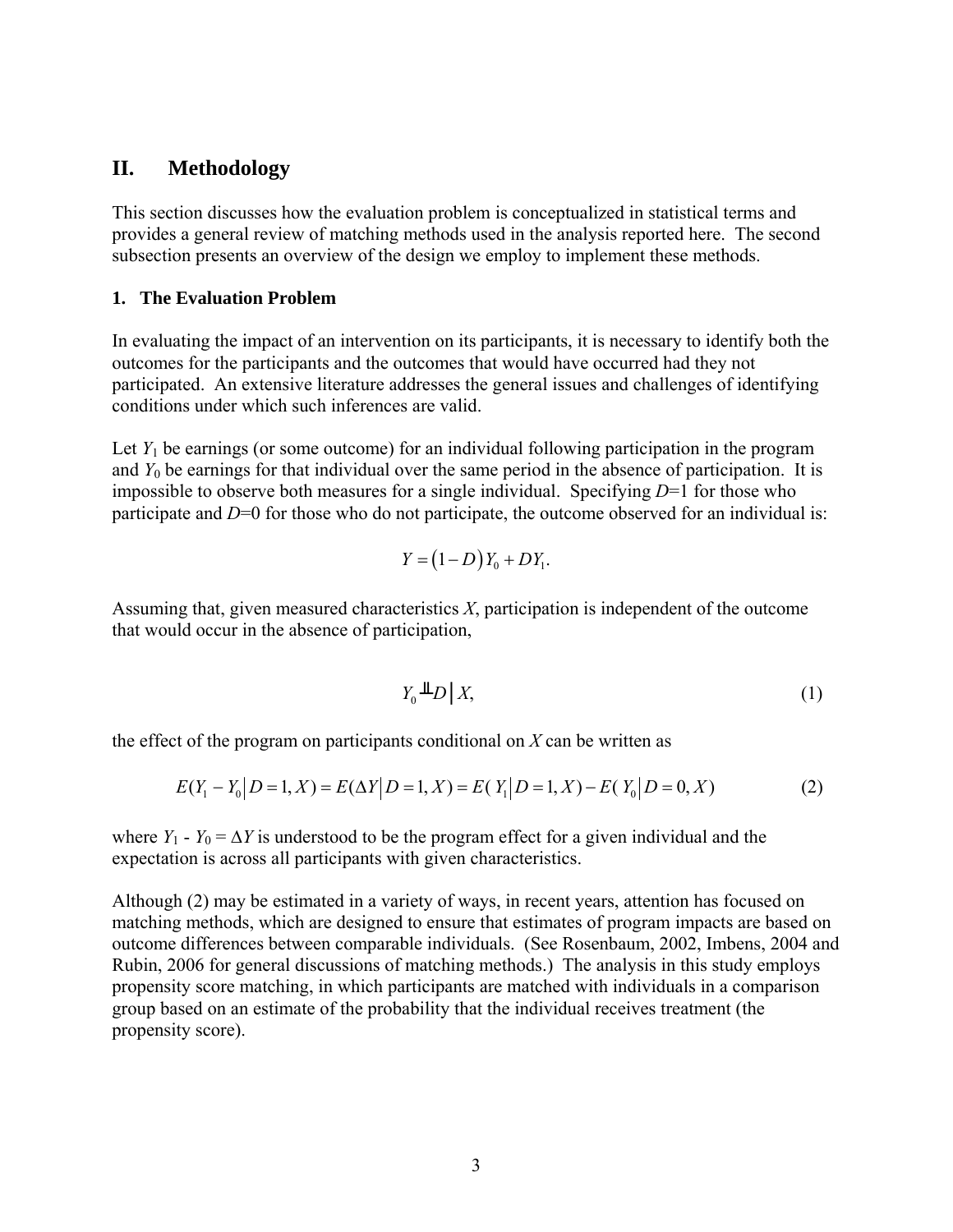## II. Methodology

This section discusses how the evaluation problem is conceptualized in statistical terms and provides a general review of matching methods used in the analysis reported here. The second subsection presents an overview of the design we employ to implement these methods.

### 1. The Evaluation Problem

In evaluating the impact of an intervention on its participants, it is necessary to identify both the outcomes for the participants and the outcomes that would have occurred had they not participated. An extensive literature addresses the general issues and challenges of identifying conditions under which such inferences are valid.

Let $Y_1$ be earnings (or some outcome) for an individual following participation in the program and $Y_0$ be earnings for that individual over the same period in the absence of participation. It is impossible to observe both measures for a single individual. Specifying $D$=1 for those who participate and $D$=0 for those who do not participate, the outcome observed for an individual is:

$$Y = (1 - D)Y_0 + DY_1.$$

Assuming that, given measured characteristics $X$, participation is independent of the outcome that would occur in the absence of participation,

$$Y_0 \perp\!\!\!\perp D \,\big|\, X, \qquad (1)$$

the effect of the program on participants conditional on $X$ can be written as

$$E(Y_1 - Y_0 \big| D = 1, X) = E(\Delta Y \big| D = 1, X) = E(\, Y_1 \big| D = 1, X) - E(\, Y_0 \big| D = 0, X) \qquad (2)$$

where $Y_1$ - $Y_0$ = $\Delta Y$ is understood to be the program effect for a given individual and the expectation is across all participants with given characteristics.

Although (2) may be estimated in a variety of ways, in recent years, attention has focused on matching methods, which are designed to ensure that estimates of program impacts are based on outcome differences between comparable individuals. (See Rosenbaum, 2002, Imbens, 2004 and Rubin, 2006 for general discussions of matching methods.) The analysis in this study employs propensity score matching, in which participants are matched with individuals in a comparison group based on an estimate of the probability that the individual receives treatment (the propensity score).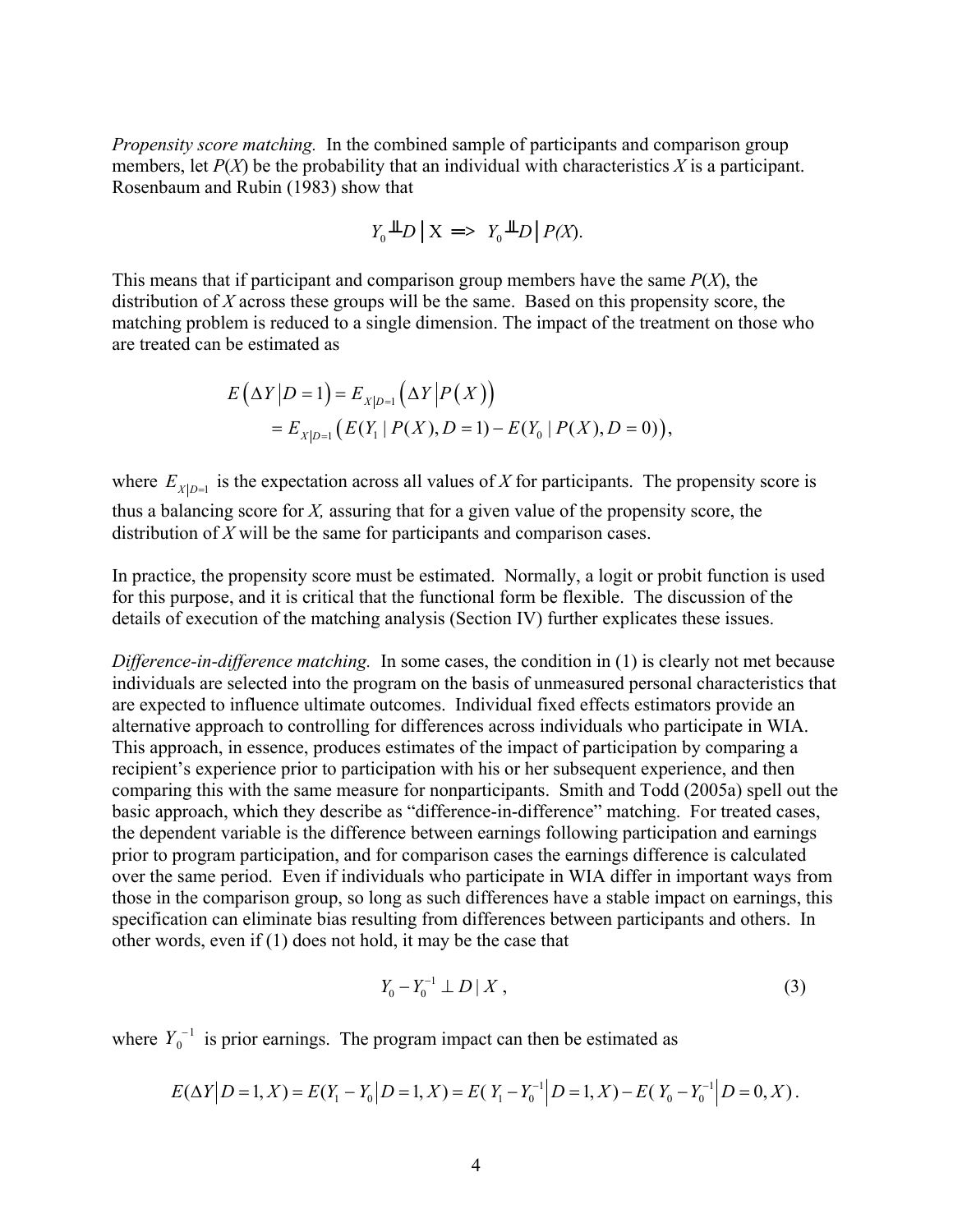*Propensity score matching.* In the combined sample of participants and comparison group members, let $P(X)$ be the probability that an individual with characteristics $X$ is a participant. Rosenbaum and Rubin (1983) show that

$$Y_0 \perp\!\!\!\perp D \mid X \implies Y_0 \perp\!\!\!\perp D \mid P(X).$$

This means that if participant and comparison group members have the same $P(X)$, the distribution of $X$ across these groups will be the same. Based on this propensity score, the matching problem is reduced to a single dimension. The impact of the treatment on those who are treated can be estimated as

$$\begin{aligned} E\left(\Delta Y \middle| D=1\right) &= E_{X|D=1}\left(\Delta Y \middle| P\left(X\right)\right) \\ &= E_{X|D=1}\left(E(Y_1 \mid P(X), D=1) - E(Y_0 \mid P(X), D=0)\right), \end{aligned}$$

where $E_{X|D=1}$ is the expectation across all values of $X$ for participants. The propensity score is thus a balancing score for $X$, assuring that for a given value of the propensity score, the distribution of $X$ will be the same for participants and comparison cases.

In practice, the propensity score must be estimated. Normally, a logit or probit function is used for this purpose, and it is critical that the functional form be flexible. The discussion of the details of execution of the matching analysis (Section IV) further explicates these issues.

*Difference-in-difference matching.* In some cases, the condition in (1) is clearly not met because individuals are selected into the program on the basis of unmeasured personal characteristics that are expected to influence ultimate outcomes. Individual fixed effects estimators provide an alternative approach to controlling for differences across individuals who participate in WIA. This approach, in essence, produces estimates of the impact of participation by comparing a recipient's experience prior to participation with his or her subsequent experience, and then comparing this with the same measure for nonparticipants. Smith and Todd (2005a) spell out the basic approach, which they describe as "difference-in-difference" matching. For treated cases, the dependent variable is the difference between earnings following participation and earnings prior to program participation, and for comparison cases the earnings difference is calculated over the same period. Even if individuals who participate in WIA differ in important ways from those in the comparison group, so long as such differences have a stable impact on earnings, this specification can eliminate bias resulting from differences between participants and others. In other words, even if (1) does not hold, it may be the case that

$$Y_0 - Y_0^{-1} \perp D \mid X \,, \tag{3}$$

where $Y_0^{-1}$ is prior earnings. The program impact can then be estimated as

$$E(\Delta Y \middle| D=1, X) = E(Y_1 - Y_0 \middle| D=1, X) = E(\,Y_1 - Y_0^{-1} \middle| D=1, X) - E(\,Y_0 - Y_0^{-1} \middle| D=0, X)\,.$$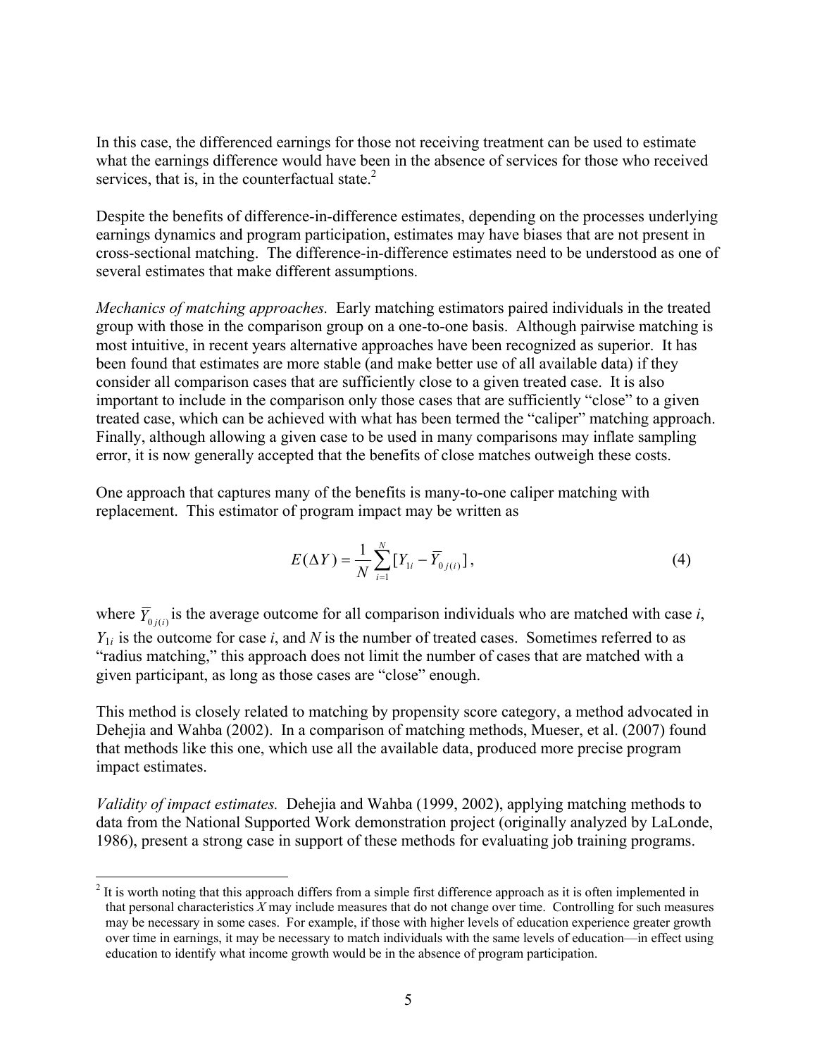In this case, the differenced earnings for those not receiving treatment can be used to estimate what the earnings difference would have been in the absence of services for those who received services, that is, in the counterfactual state.[2]

Despite the benefits of difference-in-difference estimates, depending on the processes underlying earnings dynamics and program participation, estimates may have biases that are not present in cross-sectional matching. The difference-in-difference estimates need to be understood as one of several estimates that make different assumptions.

*Mechanics of matching approaches.* Early matching estimators paired individuals in the treated group with those in the comparison group on a one-to-one basis. Although pairwise matching is most intuitive, in recent years alternative approaches have been recognized as superior. It has been found that estimates are more stable (and make better use of all available data) if they consider all comparison cases that are sufficiently close to a given treated case. It is also important to include in the comparison only those cases that are sufficiently "close" to a given treated case, which can be achieved with what has been termed the "caliper" matching approach. Finally, although allowing a given case to be used in many comparisons may inflate sampling error, it is now generally accepted that the benefits of close matches outweigh these costs.

One approach that captures many of the benefits is many-to-one caliper matching with replacement. This estimator of program impact may be written as

$$E(\Delta Y) = \frac{1}{N}\sum_{i=1}^{N}[Y_{1i} - \overline{Y}_{0j(i)}], \tag{4}$$

where $\overline{Y}_{0j(i)}$ is the average outcome for all comparison individuals who are matched with case *i*, $Y_{1i}$ is the outcome for case *i*, and *N* is the number of treated cases. Sometimes referred to as "radius matching," this approach does not limit the number of cases that are matched with a given participant, as long as those cases are "close" enough.

This method is closely related to matching by propensity score category, a method advocated in Dehejia and Wahba (2002). In a comparison of matching methods, Mueser, et al. (2007) found that methods like this one, which use all the available data, produced more precise program impact estimates.

*Validity of impact estimates.* Dehejia and Wahba (1999, 2002), applying matching methods to data from the National Supported Work demonstration project (originally analyzed by LaLonde, 1986), present a strong case in support of these methods for evaluating job training programs.

[2] It is worth noting that this approach differs from a simple first difference approach as it is often implemented in that personal characteristics *X* may include measures that do not change over time. Controlling for such measures may be necessary in some cases. For example, if those with higher levels of education experience greater growth over time in earnings, it may be necessary to match individuals with the same levels of education—in effect using education to identify what income growth would be in the absence of program participation.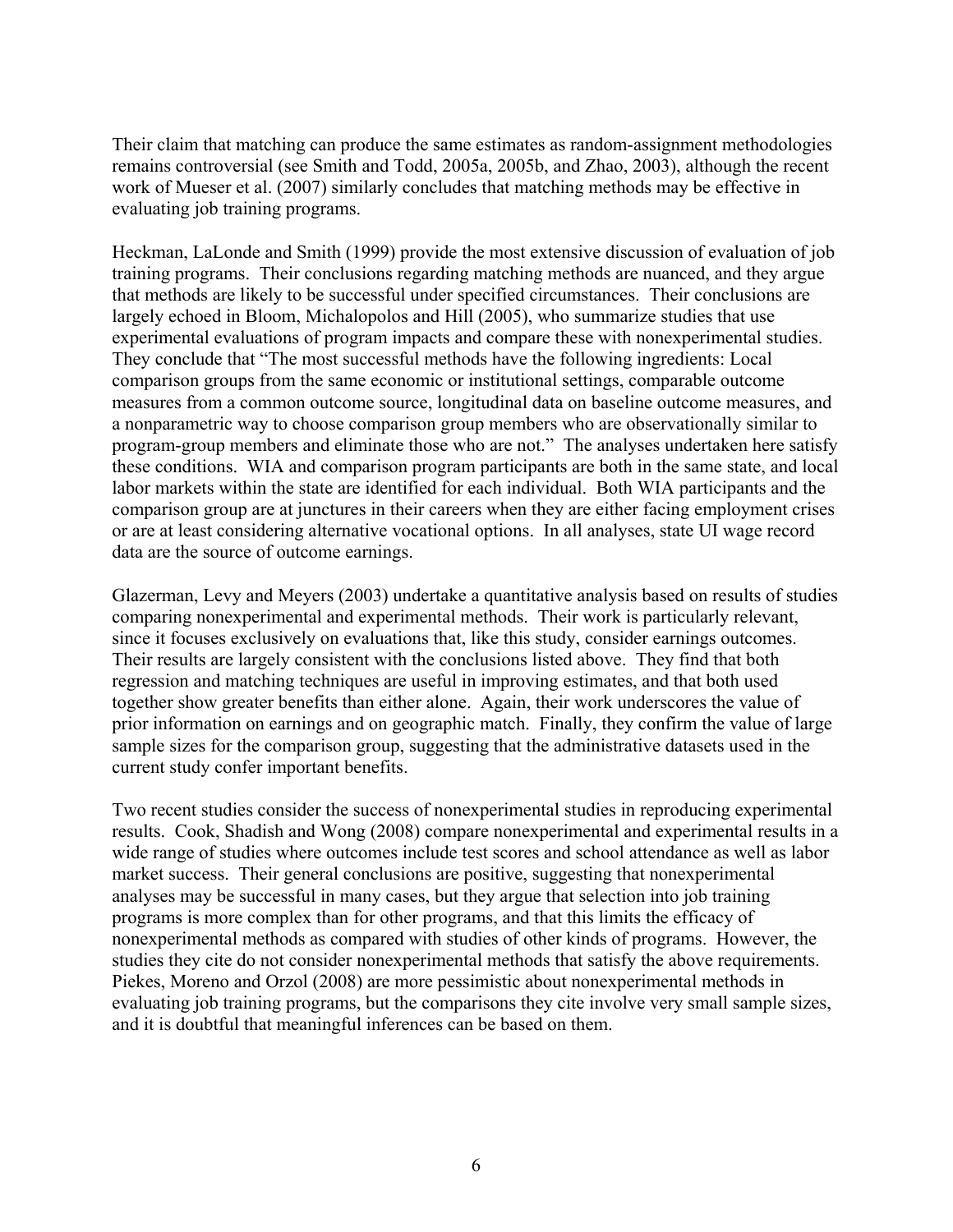Their claim that matching can produce the same estimates as random-assignment methodologies remains controversial (see Smith and Todd, 2005a, 2005b, and Zhao, 2003), although the recent work of Mueser et al. (2007) similarly concludes that matching methods may be effective in evaluating job training programs.

Heckman, LaLonde and Smith (1999) provide the most extensive discussion of evaluation of job training programs. Their conclusions regarding matching methods are nuanced, and they argue that methods are likely to be successful under specified circumstances. Their conclusions are largely echoed in Bloom, Michalopolos and Hill (2005), who summarize studies that use experimental evaluations of program impacts and compare these with nonexperimental studies. They conclude that "The most successful methods have the following ingredients: Local comparison groups from the same economic or institutional settings, comparable outcome measures from a common outcome source, longitudinal data on baseline outcome measures, and a nonparametric way to choose comparison group members who are observationally similar to program-group members and eliminate those who are not." The analyses undertaken here satisfy these conditions. WIA and comparison program participants are both in the same state, and local labor markets within the state are identified for each individual. Both WIA participants and the comparison group are at junctures in their careers when they are either facing employment crises or are at least considering alternative vocational options. In all analyses, state UI wage record data are the source of outcome earnings.

Glazerman, Levy and Meyers (2003) undertake a quantitative analysis based on results of studies comparing nonexperimental and experimental methods. Their work is particularly relevant, since it focuses exclusively on evaluations that, like this study, consider earnings outcomes. Their results are largely consistent with the conclusions listed above. They find that both regression and matching techniques are useful in improving estimates, and that both used together show greater benefits than either alone. Again, their work underscores the value of prior information on earnings and on geographic match. Finally, they confirm the value of large sample sizes for the comparison group, suggesting that the administrative datasets used in the current study confer important benefits.

Two recent studies consider the success of nonexperimental studies in reproducing experimental results. Cook, Shadish and Wong (2008) compare nonexperimental and experimental results in a wide range of studies where outcomes include test scores and school attendance as well as labor market success. Their general conclusions are positive, suggesting that nonexperimental analyses may be successful in many cases, but they argue that selection into job training programs is more complex than for other programs, and that this limits the efficacy of nonexperimental methods as compared with studies of other kinds of programs. However, the studies they cite do not consider nonexperimental methods that satisfy the above requirements. Piekes, Moreno and Orzol (2008) are more pessimistic about nonexperimental methods in evaluating job training programs, but the comparisons they cite involve very small sample sizes, and it is doubtful that meaningful inferences can be based on them.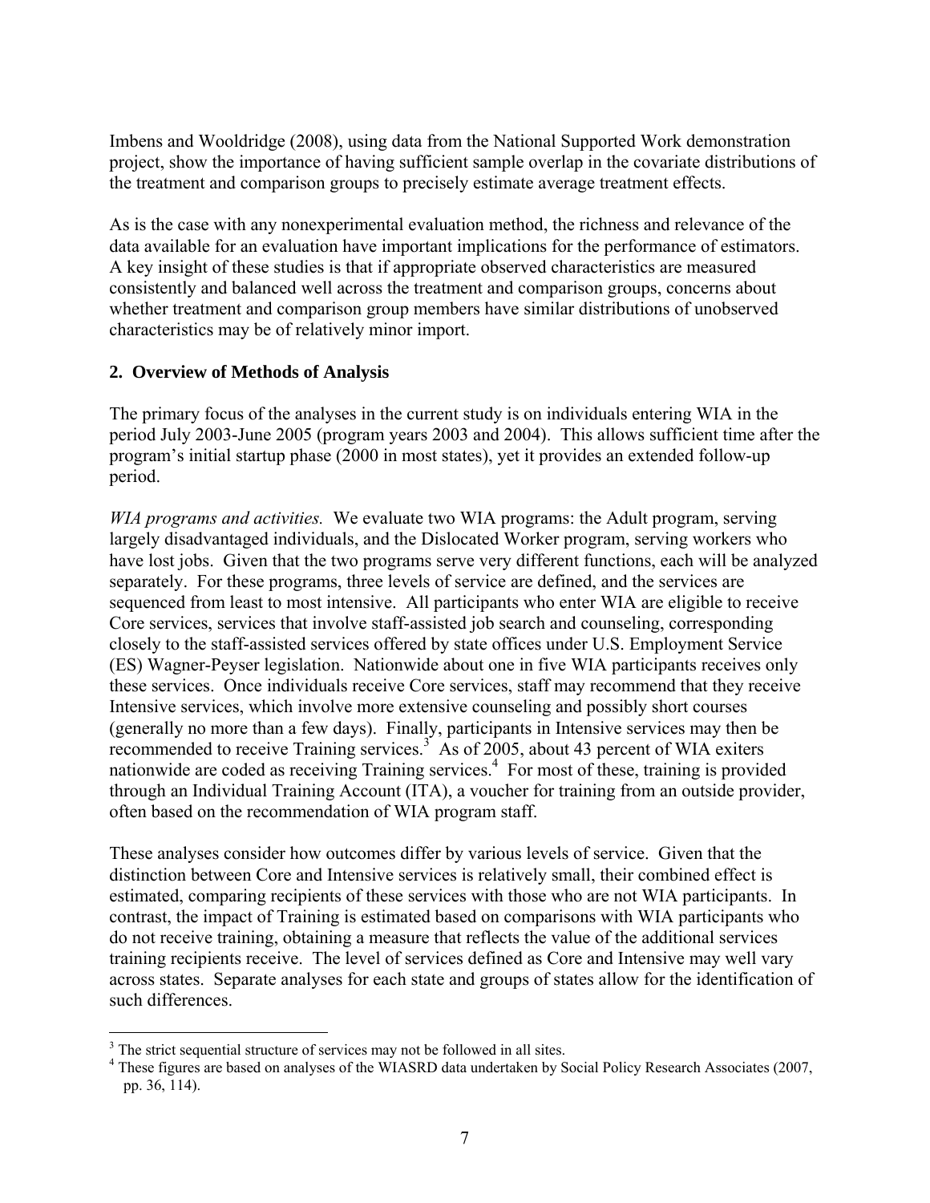Imbens and Wooldridge (2008), using data from the National Supported Work demonstration project, show the importance of having sufficient sample overlap in the covariate distributions of the treatment and comparison groups to precisely estimate average treatment effects.

As is the case with any nonexperimental evaluation method, the richness and relevance of the data available for an evaluation have important implications for the performance of estimators. A key insight of these studies is that if appropriate observed characteristics are measured consistently and balanced well across the treatment and comparison groups, concerns about whether treatment and comparison group members have similar distributions of unobserved characteristics may be of relatively minor import.

## 2. Overview of Methods of Analysis

The primary focus of the analyses in the current study is on individuals entering WIA in the period July 2003-June 2005 (program years 2003 and 2004). This allows sufficient time after the program's initial startup phase (2000 in most states), yet it provides an extended follow-up period.

*WIA programs and activities.* We evaluate two WIA programs: the Adult program, serving largely disadvantaged individuals, and the Dislocated Worker program, serving workers who have lost jobs. Given that the two programs serve very different functions, each will be analyzed separately. For these programs, three levels of service are defined, and the services are sequenced from least to most intensive. All participants who enter WIA are eligible to receive Core services, services that involve staff-assisted job search and counseling, corresponding closely to the staff-assisted services offered by state offices under U.S. Employment Service (ES) Wagner-Peyser legislation. Nationwide about one in five WIA participants receives only these services. Once individuals receive Core services, staff may recommend that they receive Intensive services, which involve more extensive counseling and possibly short courses (generally no more than a few days). Finally, participants in Intensive services may then be recommended to receive Training services.[3] As of 2005, about 43 percent of WIA exiters nationwide are coded as receiving Training services.[4] For most of these, training is provided through an Individual Training Account (ITA), a voucher for training from an outside provider, often based on the recommendation of WIA program staff.

These analyses consider how outcomes differ by various levels of service. Given that the distinction between Core and Intensive services is relatively small, their combined effect is estimated, comparing recipients of these services with those who are not WIA participants. In contrast, the impact of Training is estimated based on comparisons with WIA participants who do not receive training, obtaining a measure that reflects the value of the additional services training recipients receive. The level of services defined as Core and Intensive may well vary across states. Separate analyses for each state and groups of states allow for the identification of such differences.

---

[3] The strict sequential structure of services may not be followed in all sites.

[4] These figures are based on analyses of the WIASRD data undertaken by Social Policy Research Associates (2007, pp. 36, 114).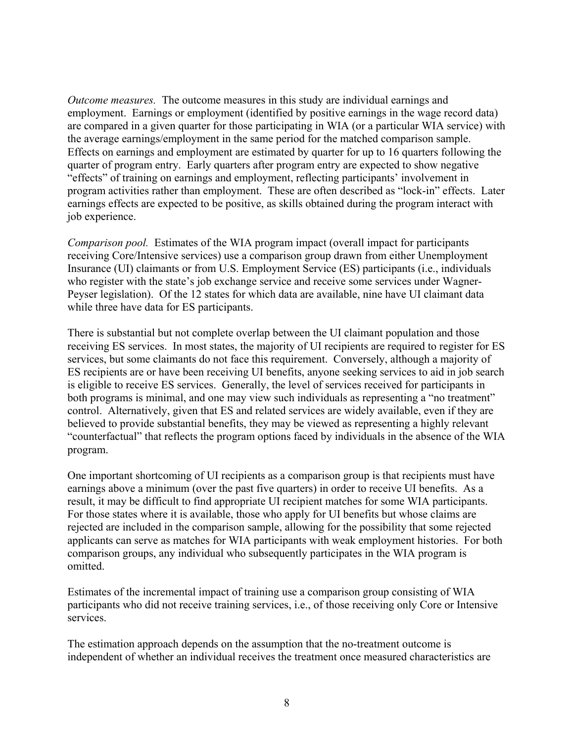*Outcome measures.* The outcome measures in this study are individual earnings and employment. Earnings or employment (identified by positive earnings in the wage record data) are compared in a given quarter for those participating in WIA (or a particular WIA service) with the average earnings/employment in the same period for the matched comparison sample. Effects on earnings and employment are estimated by quarter for up to 16 quarters following the quarter of program entry. Early quarters after program entry are expected to show negative "effects" of training on earnings and employment, reflecting participants' involvement in program activities rather than employment. These are often described as "lock-in" effects. Later earnings effects are expected to be positive, as skills obtained during the program interact with job experience.

*Comparison pool.* Estimates of the WIA program impact (overall impact for participants receiving Core/Intensive services) use a comparison group drawn from either Unemployment Insurance (UI) claimants or from U.S. Employment Service (ES) participants (i.e., individuals who register with the state's job exchange service and receive some services under Wagner-Peyser legislation). Of the 12 states for which data are available, nine have UI claimant data while three have data for ES participants.

There is substantial but not complete overlap between the UI claimant population and those receiving ES services. In most states, the majority of UI recipients are required to register for ES services, but some claimants do not face this requirement. Conversely, although a majority of ES recipients are or have been receiving UI benefits, anyone seeking services to aid in job search is eligible to receive ES services. Generally, the level of services received for participants in both programs is minimal, and one may view such individuals as representing a "no treatment" control. Alternatively, given that ES and related services are widely available, even if they are believed to provide substantial benefits, they may be viewed as representing a highly relevant "counterfactual" that reflects the program options faced by individuals in the absence of the WIA program.

One important shortcoming of UI recipients as a comparison group is that recipients must have earnings above a minimum (over the past five quarters) in order to receive UI benefits. As a result, it may be difficult to find appropriate UI recipient matches for some WIA participants. For those states where it is available, those who apply for UI benefits but whose claims are rejected are included in the comparison sample, allowing for the possibility that some rejected applicants can serve as matches for WIA participants with weak employment histories. For both comparison groups, any individual who subsequently participates in the WIA program is omitted.

Estimates of the incremental impact of training use a comparison group consisting of WIA participants who did not receive training services, i.e., of those receiving only Core or Intensive services.

The estimation approach depends on the assumption that the no-treatment outcome is independent of whether an individual receives the treatment once measured characteristics are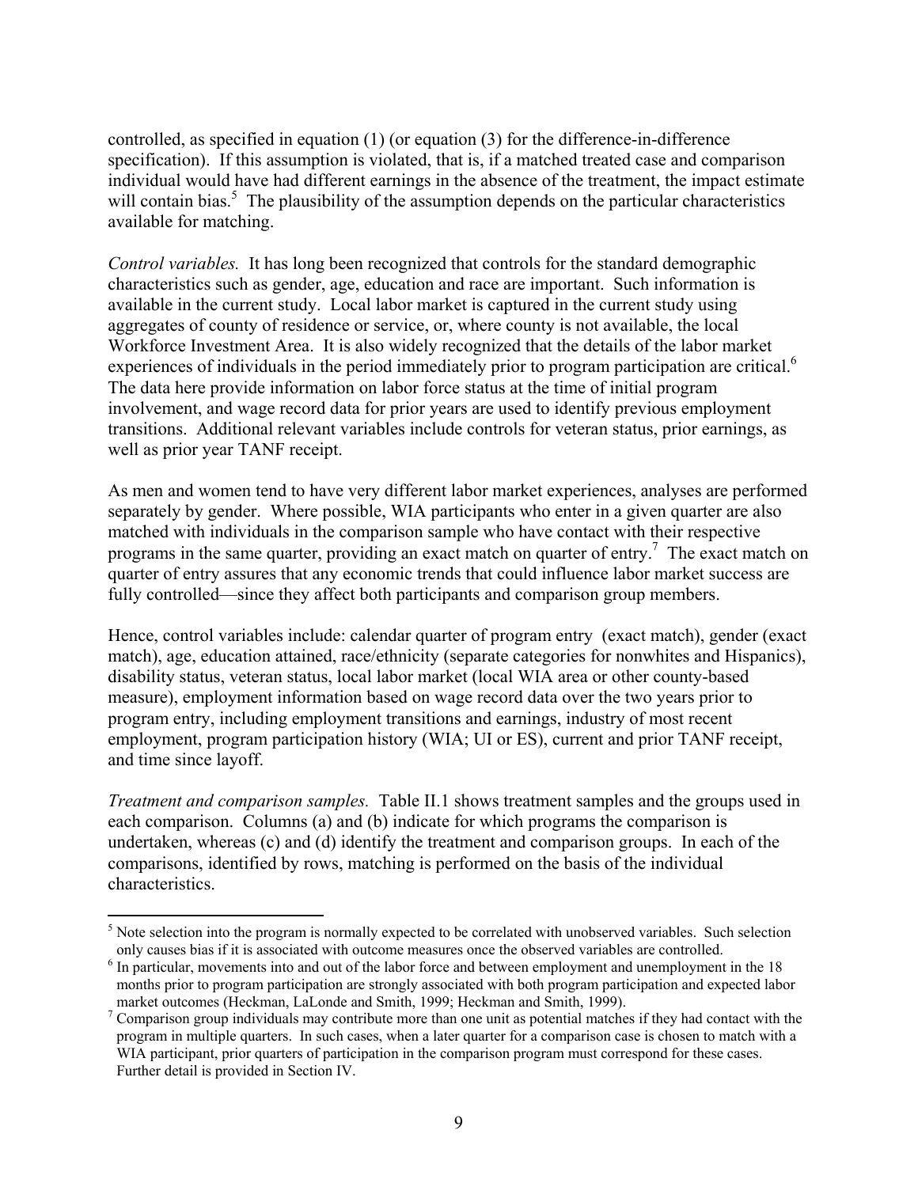controlled, as specified in equation (1) (or equation (3) for the difference-in-difference specification). If this assumption is violated, that is, if a matched treated case and comparison individual would have had different earnings in the absence of the treatment, the impact estimate will contain bias.[5] The plausibility of the assumption depends on the particular characteristics available for matching.

*Control variables.* It has long been recognized that controls for the standard demographic characteristics such as gender, age, education and race are important. Such information is available in the current study. Local labor market is captured in the current study using aggregates of county of residence or service, or, where county is not available, the local Workforce Investment Area. It is also widely recognized that the details of the labor market experiences of individuals in the period immediately prior to program participation are critical.[6] The data here provide information on labor force status at the time of initial program involvement, and wage record data for prior years are used to identify previous employment transitions. Additional relevant variables include controls for veteran status, prior earnings, as well as prior year TANF receipt.

As men and women tend to have very different labor market experiences, analyses are performed separately by gender. Where possible, WIA participants who enter in a given quarter are also matched with individuals in the comparison sample who have contact with their respective programs in the same quarter, providing an exact match on quarter of entry.[7] The exact match on quarter of entry assures that any economic trends that could influence labor market success are fully controlled—since they affect both participants and comparison group members.

Hence, control variables include: calendar quarter of program entry (exact match), gender (exact match), age, education attained, race/ethnicity (separate categories for nonwhites and Hispanics), disability status, veteran status, local labor market (local WIA area or other county-based measure), employment information based on wage record data over the two years prior to program entry, including employment transitions and earnings, industry of most recent employment, program participation history (WIA; UI or ES), current and prior TANF receipt, and time since layoff.

*Treatment and comparison samples.* Table II.1 shows treatment samples and the groups used in each comparison. Columns (a) and (b) indicate for which programs the comparison is undertaken, whereas (c) and (d) identify the treatment and comparison groups. In each of the comparisons, identified by rows, matching is performed on the basis of the individual characteristics.

---

[5] Note selection into the program is normally expected to be correlated with unobserved variables. Such selection only causes bias if it is associated with outcome measures once the observed variables are controlled.

[6] In particular, movements into and out of the labor force and between employment and unemployment in the 18 months prior to program participation are strongly associated with both program participation and expected labor market outcomes (Heckman, LaLonde and Smith, 1999; Heckman and Smith, 1999).

[7] Comparison group individuals may contribute more than one unit as potential matches if they had contact with the program in multiple quarters. In such cases, when a later quarter for a comparison case is chosen to match with a WIA participant, prior quarters of participation in the comparison program must correspond for these cases. Further detail is provided in Section IV.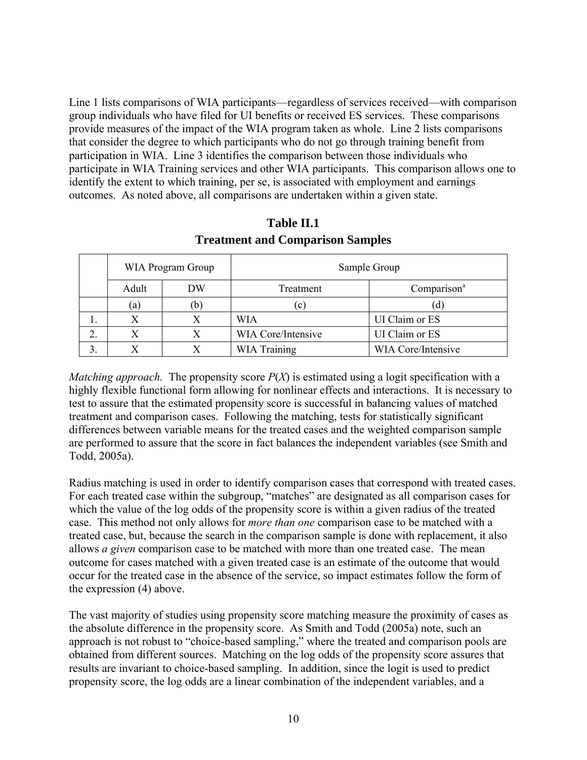Line 1 lists comparisons of WIA participants—regardless of services received—with comparison group individuals who have filed for UI benefits or received ES services. These comparisons provide measures of the impact of the WIA program taken as whole. Line 2 lists comparisons that consider the degree to which participants who do not go through training benefit from participation in WIA. Line 3 identifies the comparison between those individuals who participate in WIA Training services and other WIA participants. This comparison allows one to identify the extent to which training, per se, is associated with employment and earnings outcomes. As noted above, all comparisons are undertaken within a given state.

**Table II.1**
**Treatment and Comparison Samples**

| | WIA Program Group | | Sample Group | |
|---|---|---|---|---|
| | Adult | DW | Treatment | Comparison[a] |
| | (a) | (b) | (c) | (d) |
| 1. | X | X | WIA | UI Claim or ES |
| 2. | X | X | WIA Core/Intensive | UI Claim or ES |
| 3. | X | X | WIA Training | WIA Core/Intensive |

*Matching approach.* The propensity score $P(X)$ is estimated using a logit specification with a highly flexible functional form allowing for nonlinear effects and interactions. It is necessary to test to assure that the estimated propensity score is successful in balancing values of matched treatment and comparison cases. Following the matching, tests for statistically significant differences between variable means for the treated cases and the weighted comparison sample are performed to assure that the score in fact balances the independent variables (see Smith and Todd, 2005a).

Radius matching is used in order to identify comparison cases that correspond with treated cases. For each treated case within the subgroup, "matches" are designated as all comparison cases for which the value of the log odds of the propensity score is within a given radius of the treated case. This method not only allows for *more than one* comparison case to be matched with a treated case, but, because the search in the comparison sample is done with replacement, it also allows *a given* comparison case to be matched with more than one treated case. The mean outcome for cases matched with a given treated case is an estimate of the outcome that would occur for the treated case in the absence of the service, so impact estimates follow the form of the expression (4) above.

The vast majority of studies using propensity score matching measure the proximity of cases as the absolute difference in the propensity score. As Smith and Todd (2005a) note, such an approach is not robust to "choice-based sampling," where the treated and comparison pools are obtained from different sources. Matching on the log odds of the propensity score assures that results are invariant to choice-based sampling. In addition, since the logit is used to predict propensity score, the log odds are a linear combination of the independent variables, and a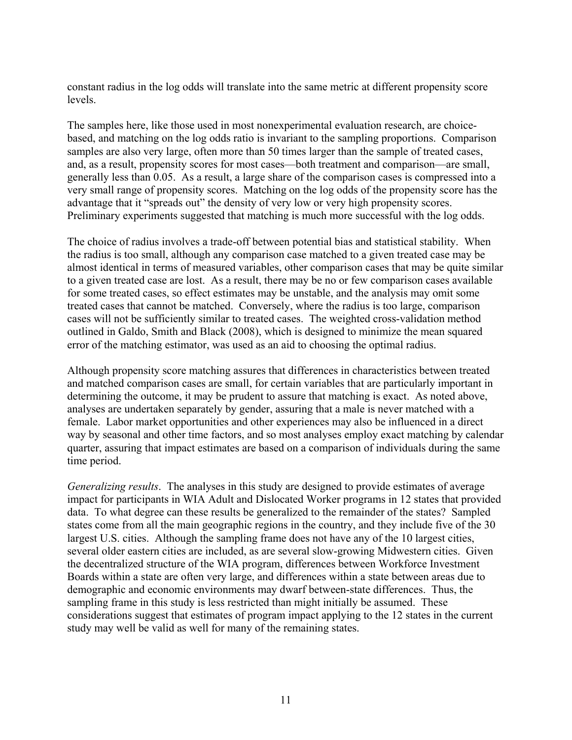constant radius in the log odds will translate into the same metric at different propensity score levels.

The samples here, like those used in most nonexperimental evaluation research, are choice-based, and matching on the log odds ratio is invariant to the sampling proportions. Comparison samples are also very large, often more than 50 times larger than the sample of treated cases, and, as a result, propensity scores for most cases—both treatment and comparison—are small, generally less than 0.05. As a result, a large share of the comparison cases is compressed into a very small range of propensity scores. Matching on the log odds of the propensity score has the advantage that it "spreads out" the density of very low or very high propensity scores. Preliminary experiments suggested that matching is much more successful with the log odds.

The choice of radius involves a trade-off between potential bias and statistical stability. When the radius is too small, although any comparison case matched to a given treated case may be almost identical in terms of measured variables, other comparison cases that may be quite similar to a given treated case are lost. As a result, there may be no or few comparison cases available for some treated cases, so effect estimates may be unstable, and the analysis may omit some treated cases that cannot be matched. Conversely, where the radius is too large, comparison cases will not be sufficiently similar to treated cases. The weighted cross-validation method outlined in Galdo, Smith and Black (2008), which is designed to minimize the mean squared error of the matching estimator, was used as an aid to choosing the optimal radius.

Although propensity score matching assures that differences in characteristics between treated and matched comparison cases are small, for certain variables that are particularly important in determining the outcome, it may be prudent to assure that matching is exact. As noted above, analyses are undertaken separately by gender, assuring that a male is never matched with a female. Labor market opportunities and other experiences may also be influenced in a direct way by seasonal and other time factors, and so most analyses employ exact matching by calendar quarter, assuring that impact estimates are based on a comparison of individuals during the same time period.

*Generalizing results*. The analyses in this study are designed to provide estimates of average impact for participants in WIA Adult and Dislocated Worker programs in 12 states that provided data. To what degree can these results be generalized to the remainder of the states? Sampled states come from all the main geographic regions in the country, and they include five of the 30 largest U.S. cities. Although the sampling frame does not have any of the 10 largest cities, several older eastern cities are included, as are several slow-growing Midwestern cities. Given the decentralized structure of the WIA program, differences between Workforce Investment Boards within a state are often very large, and differences within a state between areas due to demographic and economic environments may dwarf between-state differences. Thus, the sampling frame in this study is less restricted than might initially be assumed. These considerations suggest that estimates of program impact applying to the 12 states in the current study may well be valid as well for many of the remaining states.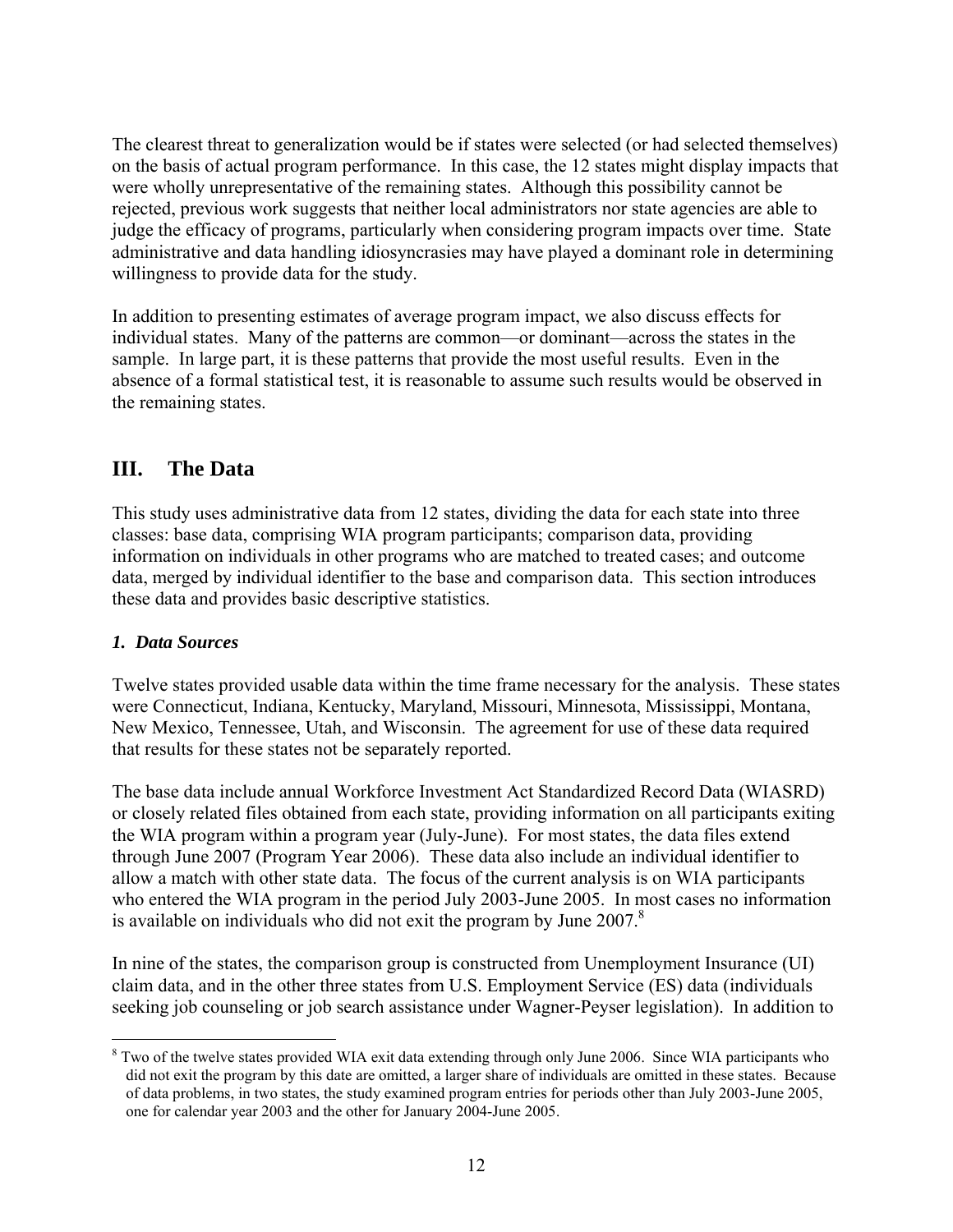The clearest threat to generalization would be if states were selected (or had selected themselves) on the basis of actual program performance. In this case, the 12 states might display impacts that were wholly unrepresentative of the remaining states. Although this possibility cannot be rejected, previous work suggests that neither local administrators nor state agencies are able to judge the efficacy of programs, particularly when considering program impacts over time. State administrative and data handling idiosyncrasies may have played a dominant role in determining willingness to provide data for the study.

In addition to presenting estimates of average program impact, we also discuss effects for individual states. Many of the patterns are common—or dominant—across the states in the sample. In large part, it is these patterns that provide the most useful results. Even in the absence of a formal statistical test, it is reasonable to assume such results would be observed in the remaining states.

## III. The Data

This study uses administrative data from 12 states, dividing the data for each state into three classes: base data, comprising WIA program participants; comparison data, providing information on individuals in other programs who are matched to treated cases; and outcome data, merged by individual identifier to the base and comparison data. This section introduces these data and provides basic descriptive statistics.

### *1. Data Sources*

Twelve states provided usable data within the time frame necessary for the analysis. These states were Connecticut, Indiana, Kentucky, Maryland, Missouri, Minnesota, Mississippi, Montana, New Mexico, Tennessee, Utah, and Wisconsin. The agreement for use of these data required that results for these states not be separately reported.

The base data include annual Workforce Investment Act Standardized Record Data (WIASRD) or closely related files obtained from each state, providing information on all participants exiting the WIA program within a program year (July-June). For most states, the data files extend through June 2007 (Program Year 2006). These data also include an individual identifier to allow a match with other state data. The focus of the current analysis is on WIA participants who entered the WIA program in the period July 2003-June 2005. In most cases no information is available on individuals who did not exit the program by June 2007.[8]

In nine of the states, the comparison group is constructed from Unemployment Insurance (UI) claim data, and in the other three states from U.S. Employment Service (ES) data (individuals seeking job counseling or job search assistance under Wagner-Peyser legislation). In addition to

[8] Two of the twelve states provided WIA exit data extending through only June 2006. Since WIA participants who did not exit the program by this date are omitted, a larger share of individuals are omitted in these states. Because of data problems, in two states, the study examined program entries for periods other than July 2003-June 2005, one for calendar year 2003 and the other for January 2004-June 2005.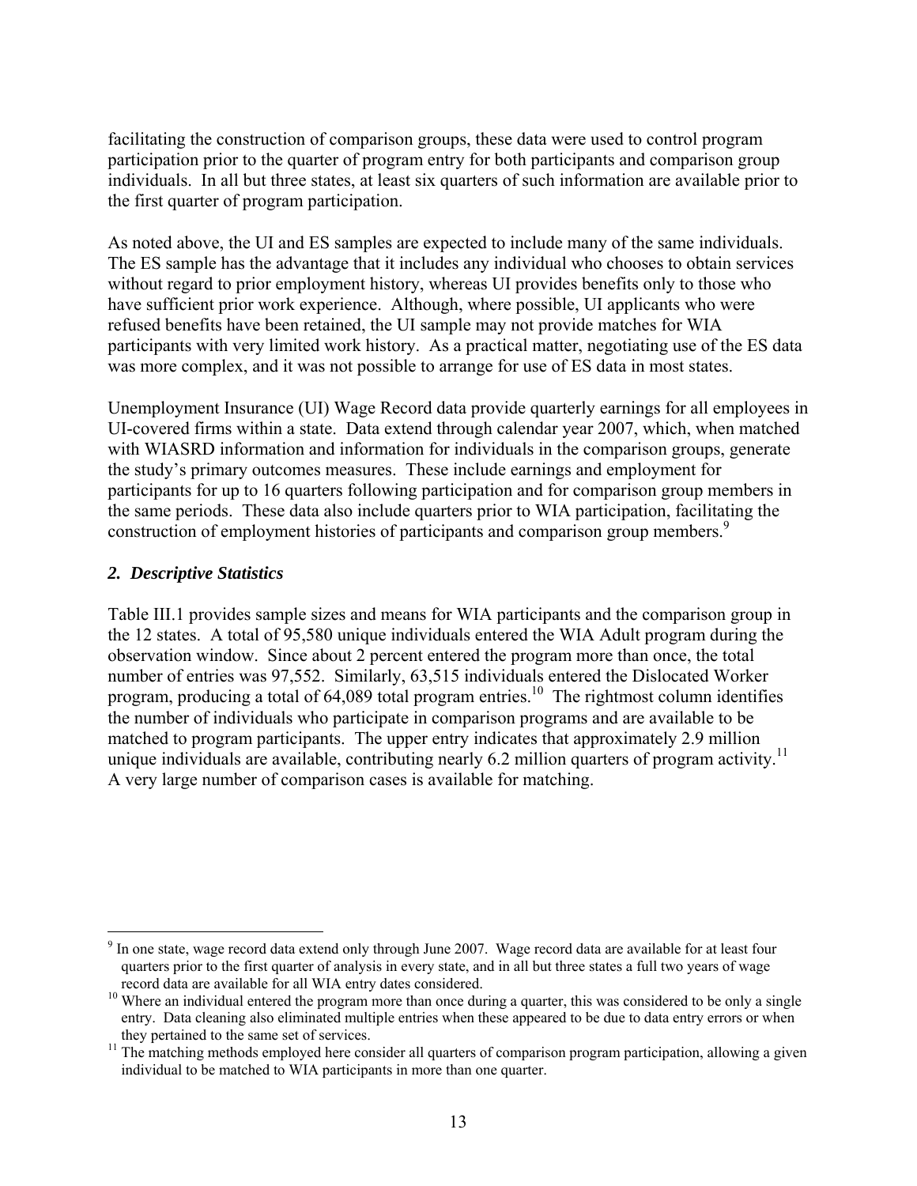facilitating the construction of comparison groups, these data were used to control program participation prior to the quarter of program entry for both participants and comparison group individuals. In all but three states, at least six quarters of such information are available prior to the first quarter of program participation.

As noted above, the UI and ES samples are expected to include many of the same individuals. The ES sample has the advantage that it includes any individual who chooses to obtain services without regard to prior employment history, whereas UI provides benefits only to those who have sufficient prior work experience. Although, where possible, UI applicants who were refused benefits have been retained, the UI sample may not provide matches for WIA participants with very limited work history. As a practical matter, negotiating use of the ES data was more complex, and it was not possible to arrange for use of ES data in most states.

Unemployment Insurance (UI) Wage Record data provide quarterly earnings for all employees in UI-covered firms within a state. Data extend through calendar year 2007, which, when matched with WIASRD information and information for individuals in the comparison groups, generate the study's primary outcomes measures. These include earnings and employment for participants for up to 16 quarters following participation and for comparison group members in the same periods. These data also include quarters prior to WIA participation, facilitating the construction of employment histories of participants and comparison group members.[9]

### *2. Descriptive Statistics*

Table III.1 provides sample sizes and means for WIA participants and the comparison group in the 12 states. A total of 95,580 unique individuals entered the WIA Adult program during the observation window. Since about 2 percent entered the program more than once, the total number of entries was 97,552. Similarly, 63,515 individuals entered the Dislocated Worker program, producing a total of 64,089 total program entries.[10] The rightmost column identifies the number of individuals who participate in comparison programs and are available to be matched to program participants. The upper entry indicates that approximately 2.9 million unique individuals are available, contributing nearly 6.2 million quarters of program activity.[11] A very large number of comparison cases is available for matching.

---

[9] In one state, wage record data extend only through June 2007. Wage record data are available for at least four quarters prior to the first quarter of analysis in every state, and in all but three states a full two years of wage record data are available for all WIA entry dates considered.

[10] Where an individual entered the program more than once during a quarter, this was considered to be only a single entry. Data cleaning also eliminated multiple entries when these appeared to be due to data entry errors or when they pertained to the same set of services.

[11] The matching methods employed here consider all quarters of comparison program participation, allowing a given individual to be matched to WIA participants in more than one quarter.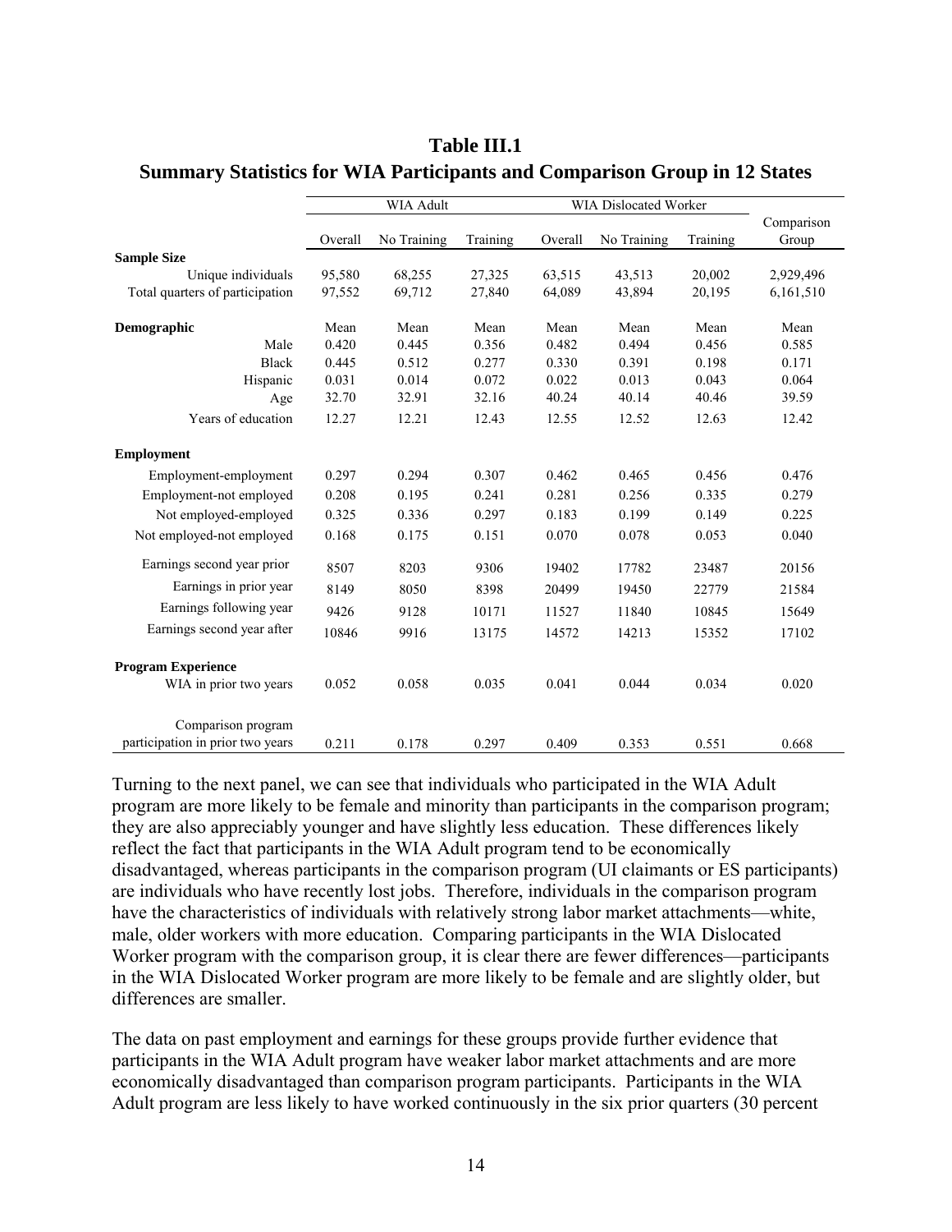**Table III.1**
**Summary Statistics for WIA Participants and Comparison Group in 12 States**

| | WIA Adult | | | WIA Dislocated Worker | | | |
|---|---|---|---|---|---|---|---|
| | Overall | No Training | Training | Overall | No Training | Training | Comparison Group |
| **Sample Size** | | | | | | | |
| Unique individuals | 95,580 | 68,255 | 27,325 | 63,515 | 43,513 | 20,002 | 2,929,496 |
| Total quarters of participation | 97,552 | 69,712 | 27,840 | 64,089 | 43,894 | 20,195 | 6,161,510 |
| **Demographic** | Mean | Mean | Mean | Mean | Mean | Mean | Mean |
| Male | 0.420 | 0.445 | 0.356 | 0.482 | 0.494 | 0.456 | 0.585 |
| Black | 0.445 | 0.512 | 0.277 | 0.330 | 0.391 | 0.198 | 0.171 |
| Hispanic | 0.031 | 0.014 | 0.072 | 0.022 | 0.013 | 0.043 | 0.064 |
| Age | 32.70 | 32.91 | 32.16 | 40.24 | 40.14 | 40.46 | 39.59 |
| Years of education | 12.27 | 12.21 | 12.43 | 12.55 | 12.52 | 12.63 | 12.42 |
| **Employment** | | | | | | | |
| Employment-employment | 0.297 | 0.294 | 0.307 | 0.462 | 0.465 | 0.456 | 0.476 |
| Employment-not employed | 0.208 | 0.195 | 0.241 | 0.281 | 0.256 | 0.335 | 0.279 |
| Not employed-employed | 0.325 | 0.336 | 0.297 | 0.183 | 0.199 | 0.149 | 0.225 |
| Not employed-not employed | 0.168 | 0.175 | 0.151 | 0.070 | 0.078 | 0.053 | 0.040 |
| Earnings second year prior | 8507 | 8203 | 9306 | 19402 | 17782 | 23487 | 20156 |
| Earnings in prior year | 8149 | 8050 | 8398 | 20499 | 19450 | 22779 | 21584 |
| Earnings following year | 9426 | 9128 | 10171 | 11527 | 11840 | 10845 | 15649 |
| Earnings second year after | 10846 | 9916 | 13175 | 14572 | 14213 | 15352 | 17102 |
| **Program Experience** | | | | | | | |
| WIA in prior two years | 0.052 | 0.058 | 0.035 | 0.041 | 0.044 | 0.034 | 0.020 |
| Comparison program participation in prior two years | 0.211 | 0.178 | 0.297 | 0.409 | 0.353 | 0.551 | 0.668 |

Turning to the next panel, we can see that individuals who participated in the WIA Adult program are more likely to be female and minority than participants in the comparison program; they are also appreciably younger and have slightly less education. These differences likely reflect the fact that participants in the WIA Adult program tend to be economically disadvantaged, whereas participants in the comparison program (UI claimants or ES participants) are individuals who have recently lost jobs. Therefore, individuals in the comparison program have the characteristics of individuals with relatively strong labor market attachments—white, male, older workers with more education. Comparing participants in the WIA Dislocated Worker program with the comparison group, it is clear there are fewer differences—participants in the WIA Dislocated Worker program are more likely to be female and are slightly older, but differences are smaller.

The data on past employment and earnings for these groups provide further evidence that participants in the WIA Adult program have weaker labor market attachments and are more economically disadvantaged than comparison program participants. Participants in the WIA Adult program are less likely to have worked continuously in the six prior quarters (30 percent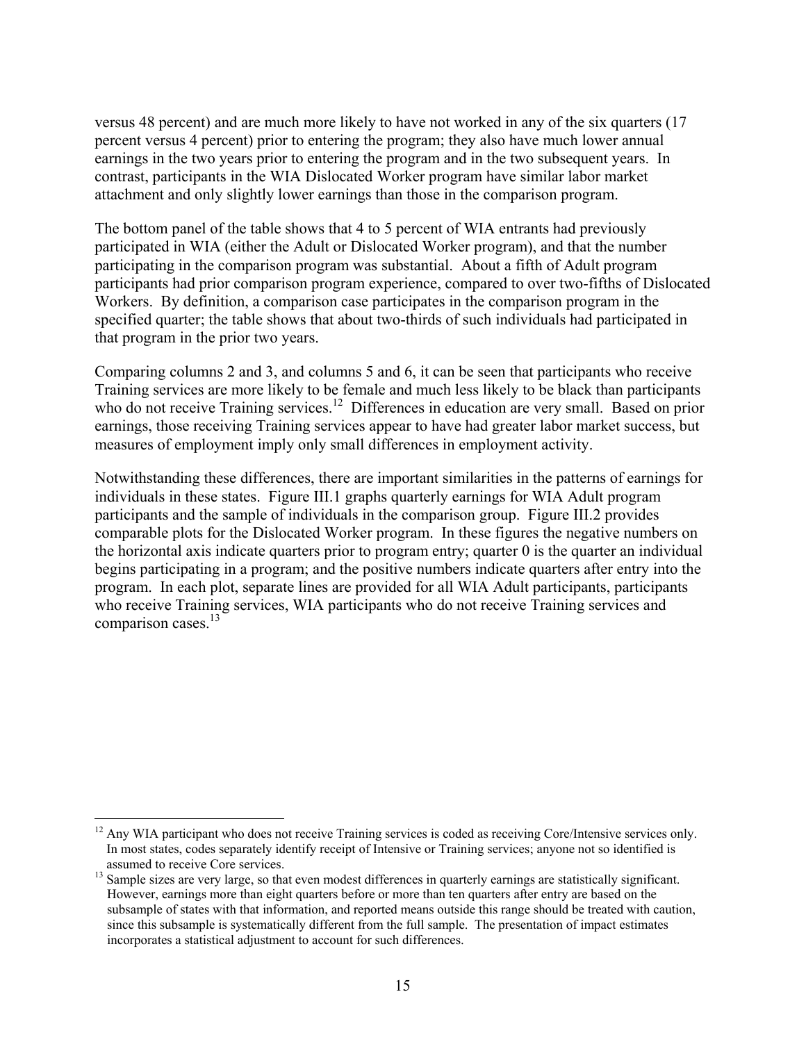versus 48 percent) and are much more likely to have not worked in any of the six quarters (17 percent versus 4 percent) prior to entering the program; they also have much lower annual earnings in the two years prior to entering the program and in the two subsequent years. In contrast, participants in the WIA Dislocated Worker program have similar labor market attachment and only slightly lower earnings than those in the comparison program.

The bottom panel of the table shows that 4 to 5 percent of WIA entrants had previously participated in WIA (either the Adult or Dislocated Worker program), and that the number participating in the comparison program was substantial. About a fifth of Adult program participants had prior comparison program experience, compared to over two-fifths of Dislocated Workers. By definition, a comparison case participates in the comparison program in the specified quarter; the table shows that about two-thirds of such individuals had participated in that program in the prior two years.

Comparing columns 2 and 3, and columns 5 and 6, it can be seen that participants who receive Training services are more likely to be female and much less likely to be black than participants who do not receive Training services.[12] Differences in education are very small. Based on prior earnings, those receiving Training services appear to have had greater labor market success, but measures of employment imply only small differences in employment activity.

Notwithstanding these differences, there are important similarities in the patterns of earnings for individuals in these states. Figure III.1 graphs quarterly earnings for WIA Adult program participants and the sample of individuals in the comparison group. Figure III.2 provides comparable plots for the Dislocated Worker program. In these figures the negative numbers on the horizontal axis indicate quarters prior to program entry; quarter 0 is the quarter an individual begins participating in a program; and the positive numbers indicate quarters after entry into the program. In each plot, separate lines are provided for all WIA Adult participants, participants who receive Training services, WIA participants who do not receive Training services and comparison cases.[13]

---

[12] Any WIA participant who does not receive Training services is coded as receiving Core/Intensive services only. In most states, codes separately identify receipt of Intensive or Training services; anyone not so identified is assumed to receive Core services.

[13] Sample sizes are very large, so that even modest differences in quarterly earnings are statistically significant. However, earnings more than eight quarters before or more than ten quarters after entry are based on the subsample of states with that information, and reported means outside this range should be treated with caution, since this subsample is systematically different from the full sample. The presentation of impact estimates incorporates a statistical adjustment to account for such differences.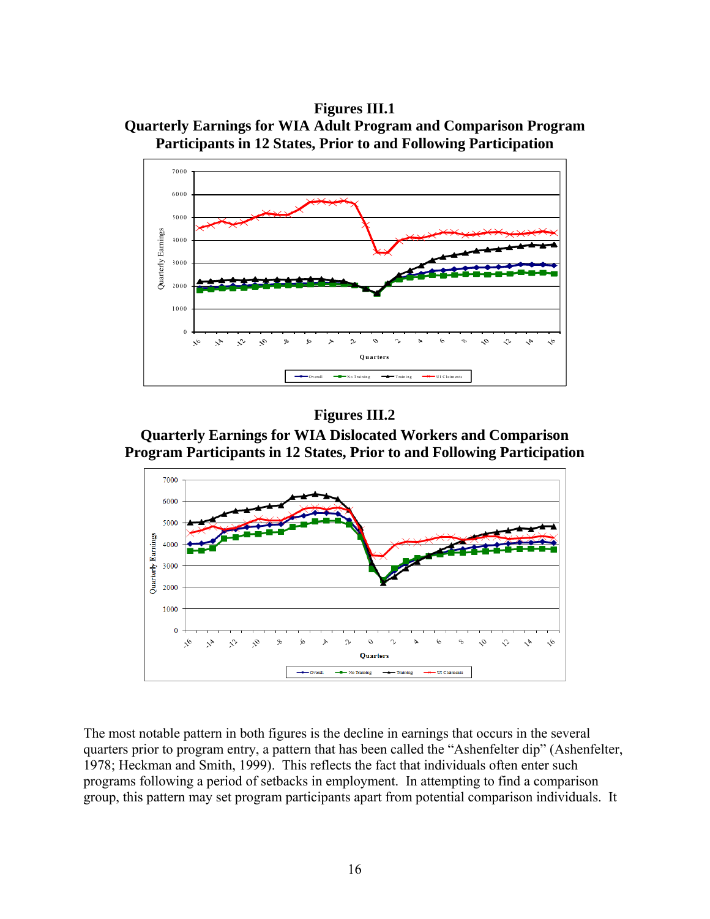**Figures III.1**
**Quarterly Earnings for WIA Adult Program and Comparison Program Participants in 12 States, Prior to and Following Participation**

**Figures III.2**
**Quarterly Earnings for WIA Dislocated Workers and Comparison Program Participants in 12 States, Prior to and Following Participation**

The most notable pattern in both figures is the decline in earnings that occurs in the several quarters prior to program entry, a pattern that has been called the "Ashenfelter dip" (Ashenfelter, 1978; Heckman and Smith, 1999). This reflects the fact that individuals often enter such programs following a period of setbacks in employment. In attempting to find a comparison group, this pattern may set program participants apart from potential comparison individuals. It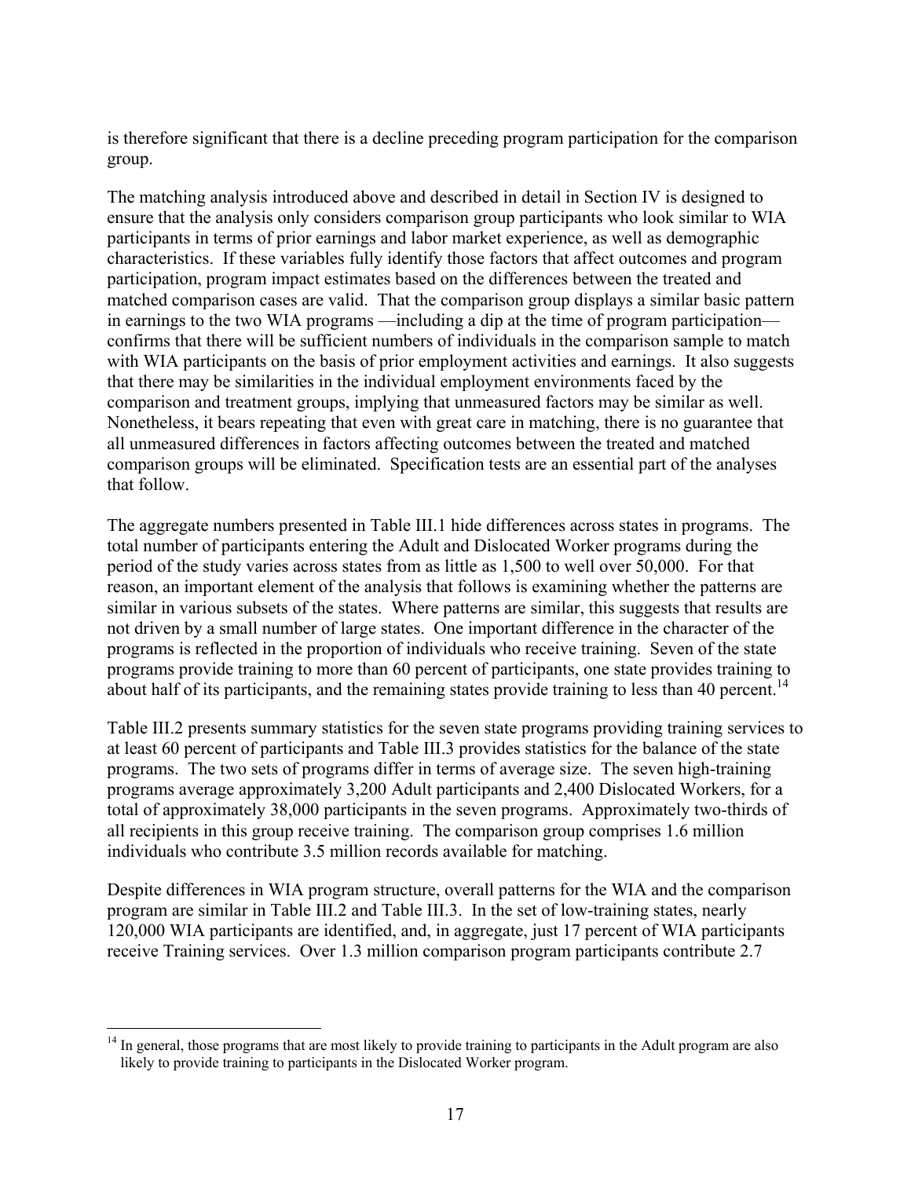is therefore significant that there is a decline preceding program participation for the comparison group.

The matching analysis introduced above and described in detail in Section IV is designed to ensure that the analysis only considers comparison group participants who look similar to WIA participants in terms of prior earnings and labor market experience, as well as demographic characteristics. If these variables fully identify those factors that affect outcomes and program participation, program impact estimates based on the differences between the treated and matched comparison cases are valid. That the comparison group displays a similar basic pattern in earnings to the two WIA programs —including a dip at the time of program participation— confirms that there will be sufficient numbers of individuals in the comparison sample to match with WIA participants on the basis of prior employment activities and earnings. It also suggests that there may be similarities in the individual employment environments faced by the comparison and treatment groups, implying that unmeasured factors may be similar as well. Nonetheless, it bears repeating that even with great care in matching, there is no guarantee that all unmeasured differences in factors affecting outcomes between the treated and matched comparison groups will be eliminated. Specification tests are an essential part of the analyses that follow.

The aggregate numbers presented in Table III.1 hide differences across states in programs. The total number of participants entering the Adult and Dislocated Worker programs during the period of the study varies across states from as little as 1,500 to well over 50,000. For that reason, an important element of the analysis that follows is examining whether the patterns are similar in various subsets of the states. Where patterns are similar, this suggests that results are not driven by a small number of large states. One important difference in the character of the programs is reflected in the proportion of individuals who receive training. Seven of the state programs provide training to more than 60 percent of participants, one state provides training to about half of its participants, and the remaining states provide training to less than 40 percent.[14]

Table III.2 presents summary statistics for the seven state programs providing training services to at least 60 percent of participants and Table III.3 provides statistics for the balance of the state programs. The two sets of programs differ in terms of average size. The seven high-training programs average approximately 3,200 Adult participants and 2,400 Dislocated Workers, for a total of approximately 38,000 participants in the seven programs. Approximately two-thirds of all recipients in this group receive training. The comparison group comprises 1.6 million individuals who contribute 3.5 million records available for matching.

Despite differences in WIA program structure, overall patterns for the WIA and the comparison program are similar in Table III.2 and Table III.3. In the set of low-training states, nearly 120,000 WIA participants are identified, and, in aggregate, just 17 percent of WIA participants receive Training services. Over 1.3 million comparison program participants contribute 2.7

---

[14] In general, those programs that are most likely to provide training to participants in the Adult program are also likely to provide training to participants in the Dislocated Worker program.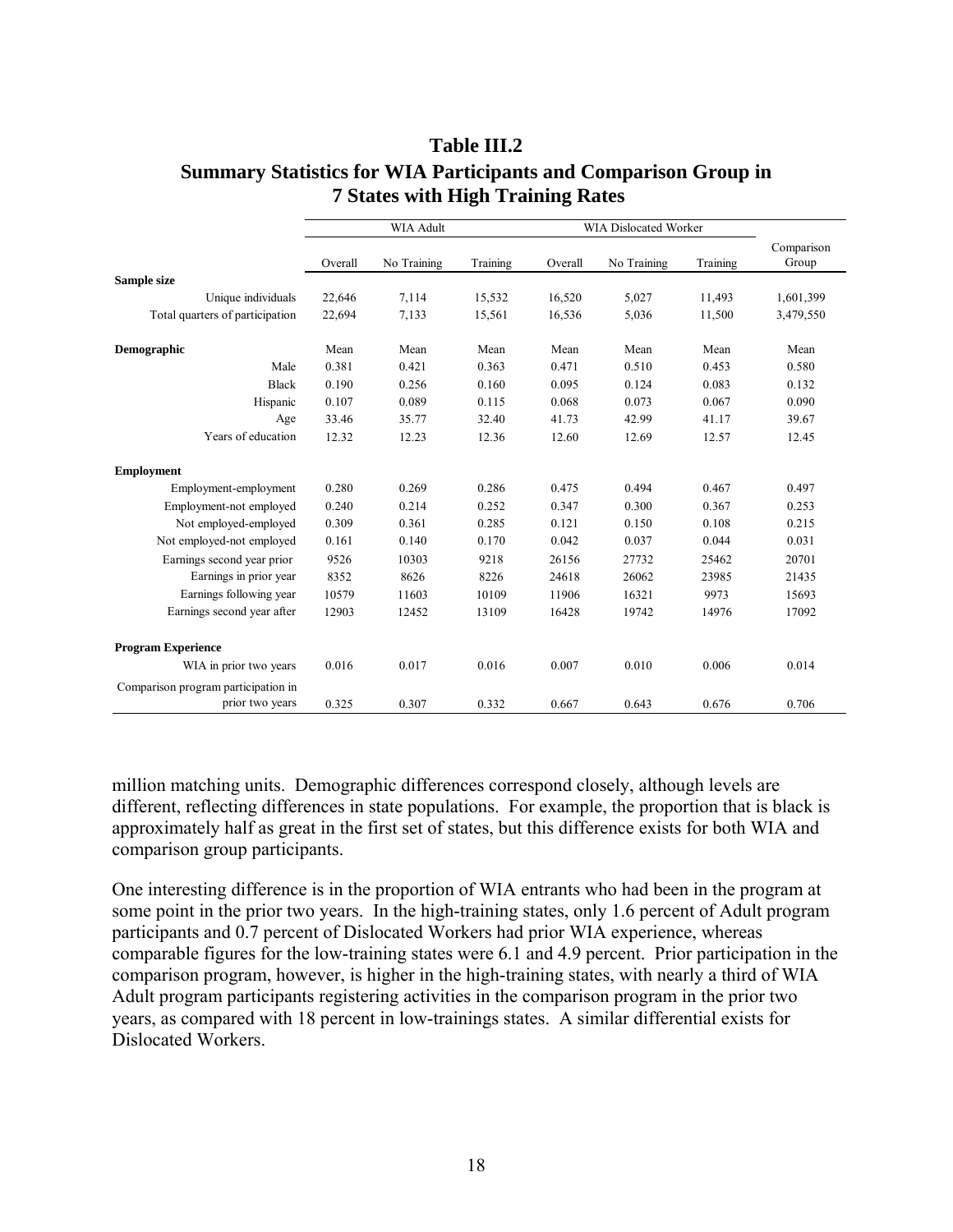## Table III.2
## Summary Statistics for WIA Participants and Comparison Group in 7 States with High Training Rates

| | WIA Adult | | | WIA Dislocated Worker | | | |
|---|---|---|---|---|---|---|---|
| | Overall | No Training | Training | Overall | No Training | Training | Comparison Group |
| **Sample size** | | | | | | | |
| Unique individuals | 22,646 | 7,114 | 15,532 | 16,520 | 5,027 | 11,493 | 1,601,399 |
| Total quarters of participation | 22,694 | 7,133 | 15,561 | 16,536 | 5,036 | 11,500 | 3,479,550 |
| **Demographic** | Mean | Mean | Mean | Mean | Mean | Mean | Mean |
| Male | 0.381 | 0.421 | 0.363 | 0.471 | 0.510 | 0.453 | 0.580 |
| Black | 0.190 | 0.256 | 0.160 | 0.095 | 0.124 | 0.083 | 0.132 |
| Hispanic | 0.107 | 0.089 | 0.115 | 0.068 | 0.073 | 0.067 | 0.090 |
| Age | 33.46 | 35.77 | 32.40 | 41.73 | 42.99 | 41.17 | 39.67 |
| Years of education | 12.32 | 12.23 | 12.36 | 12.60 | 12.69 | 12.57 | 12.45 |
| **Employment** | | | | | | | |
| Employment-employment | 0.280 | 0.269 | 0.286 | 0.475 | 0.494 | 0.467 | 0.497 |
| Employment-not employed | 0.240 | 0.214 | 0.252 | 0.347 | 0.300 | 0.367 | 0.253 |
| Not employed-employed | 0.309 | 0.361 | 0.285 | 0.121 | 0.150 | 0.108 | 0.215 |
| Not employed-not employed | 0.161 | 0.140 | 0.170 | 0.042 | 0.037 | 0.044 | 0.031 |
| Earnings second year prior | 9526 | 10303 | 9218 | 26156 | 27732 | 25462 | 20701 |
| Earnings in prior year | 8352 | 8626 | 8226 | 24618 | 26062 | 23985 | 21435 |
| Earnings following year | 10579 | 11603 | 10109 | 11906 | 16321 | 9973 | 15693 |
| Earnings second year after | 12903 | 12452 | 13109 | 16428 | 19742 | 14976 | 17092 |
| **Program Experience** | | | | | | | |
| WIA in prior two years | 0.016 | 0.017 | 0.016 | 0.007 | 0.010 | 0.006 | 0.014 |
| Comparison program participation in prior two years | 0.325 | 0.307 | 0.332 | 0.667 | 0.643 | 0.676 | 0.706 |

million matching units. Demographic differences correspond closely, although levels are different, reflecting differences in state populations. For example, the proportion that is black is approximately half as great in the first set of states, but this difference exists for both WIA and comparison group participants.

One interesting difference is in the proportion of WIA entrants who had been in the program at some point in the prior two years. In the high-training states, only 1.6 percent of Adult program participants and 0.7 percent of Dislocated Workers had prior WIA experience, whereas comparable figures for the low-training states were 6.1 and 4.9 percent. Prior participation in the comparison program, however, is higher in the high-training states, with nearly a third of WIA Adult program participants registering activities in the comparison program in the prior two years, as compared with 18 percent in low-trainings states. A similar differential exists for Dislocated Workers.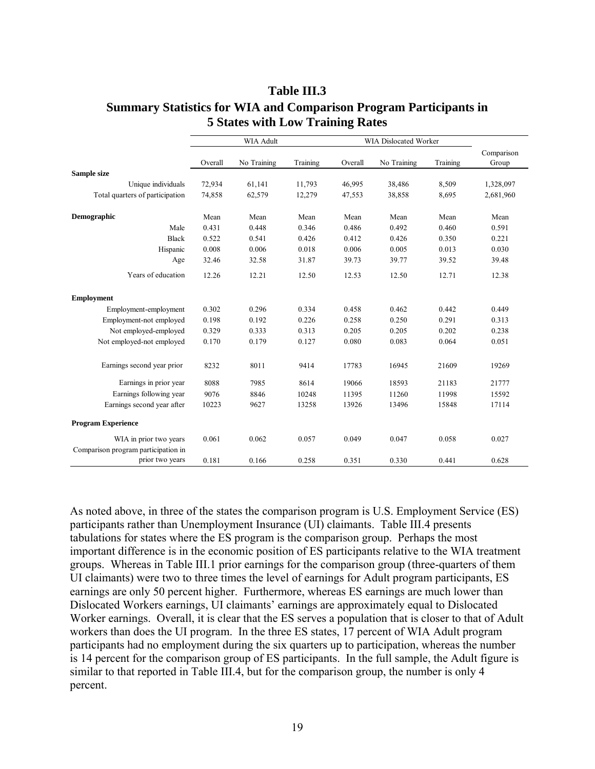## Table III.3
## Summary Statistics for WIA and Comparison Program Participants in 5 States with Low Training Rates

| | WIA Adult | | | WIA Dislocated Worker | | | |
|---|---|---|---|---|---|---|---|
| | Overall | No Training | Training | Overall | No Training | Training | Comparison Group |
| **Sample size** | | | | | | | |
| Unique individuals | 72,934 | 61,141 | 11,793 | 46,995 | 38,486 | 8,509 | 1,328,097 |
| Total quarters of participation | 74,858 | 62,579 | 12,279 | 47,553 | 38,858 | 8,695 | 2,681,960 |
| **Demographic** | Mean | Mean | Mean | Mean | Mean | Mean | Mean |
| Male | 0.431 | 0.448 | 0.346 | 0.486 | 0.492 | 0.460 | 0.591 |
| Black | 0.522 | 0.541 | 0.426 | 0.412 | 0.426 | 0.350 | 0.221 |
| Hispanic | 0.008 | 0.006 | 0.018 | 0.006 | 0.005 | 0.013 | 0.030 |
| Age | 32.46 | 32.58 | 31.87 | 39.73 | 39.77 | 39.52 | 39.48 |
| Years of education | 12.26 | 12.21 | 12.50 | 12.53 | 12.50 | 12.71 | 12.38 |
| **Employment** | | | | | | | |
| Employment-employment | 0.302 | 0.296 | 0.334 | 0.458 | 0.462 | 0.442 | 0.449 |
| Employment-not employed | 0.198 | 0.192 | 0.226 | 0.258 | 0.250 | 0.291 | 0.313 |
| Not employed-employed | 0.329 | 0.333 | 0.313 | 0.205 | 0.205 | 0.202 | 0.238 |
| Not employed-not employed | 0.170 | 0.179 | 0.127 | 0.080 | 0.083 | 0.064 | 0.051 |
| Earnings second year prior | 8232 | 8011 | 9414 | 17783 | 16945 | 21609 | 19269 |
| Earnings in prior year | 8088 | 7985 | 8614 | 19066 | 18593 | 21183 | 21777 |
| Earnings following year | 9076 | 8846 | 10248 | 11395 | 11260 | 11998 | 15592 |
| Earnings second year after | 10223 | 9627 | 13258 | 13926 | 13496 | 15848 | 17114 |
| **Program Experience** | | | | | | | |
| WIA in prior two years | 0.061 | 0.062 | 0.057 | 0.049 | 0.047 | 0.058 | 0.027 |
| Comparison program participation in prior two years | 0.181 | 0.166 | 0.258 | 0.351 | 0.330 | 0.441 | 0.628 |

As noted above, in three of the states the comparison program is U.S. Employment Service (ES) participants rather than Unemployment Insurance (UI) claimants. Table III.4 presents tabulations for states where the ES program is the comparison group. Perhaps the most important difference is in the economic position of ES participants relative to the WIA treatment groups. Whereas in Table III.1 prior earnings for the comparison group (three-quarters of them UI claimants) were two to three times the level of earnings for Adult program participants, ES earnings are only 50 percent higher. Furthermore, whereas ES earnings are much lower than Dislocated Workers earnings, UI claimants' earnings are approximately equal to Dislocated Worker earnings. Overall, it is clear that the ES serves a population that is closer to that of Adult workers than does the UI program. In the three ES states, 17 percent of WIA Adult program participants had no employment during the six quarters up to participation, whereas the number is 14 percent for the comparison group of ES participants. In the full sample, the Adult figure is similar to that reported in Table III.4, but for the comparison group, the number is only 4 percent.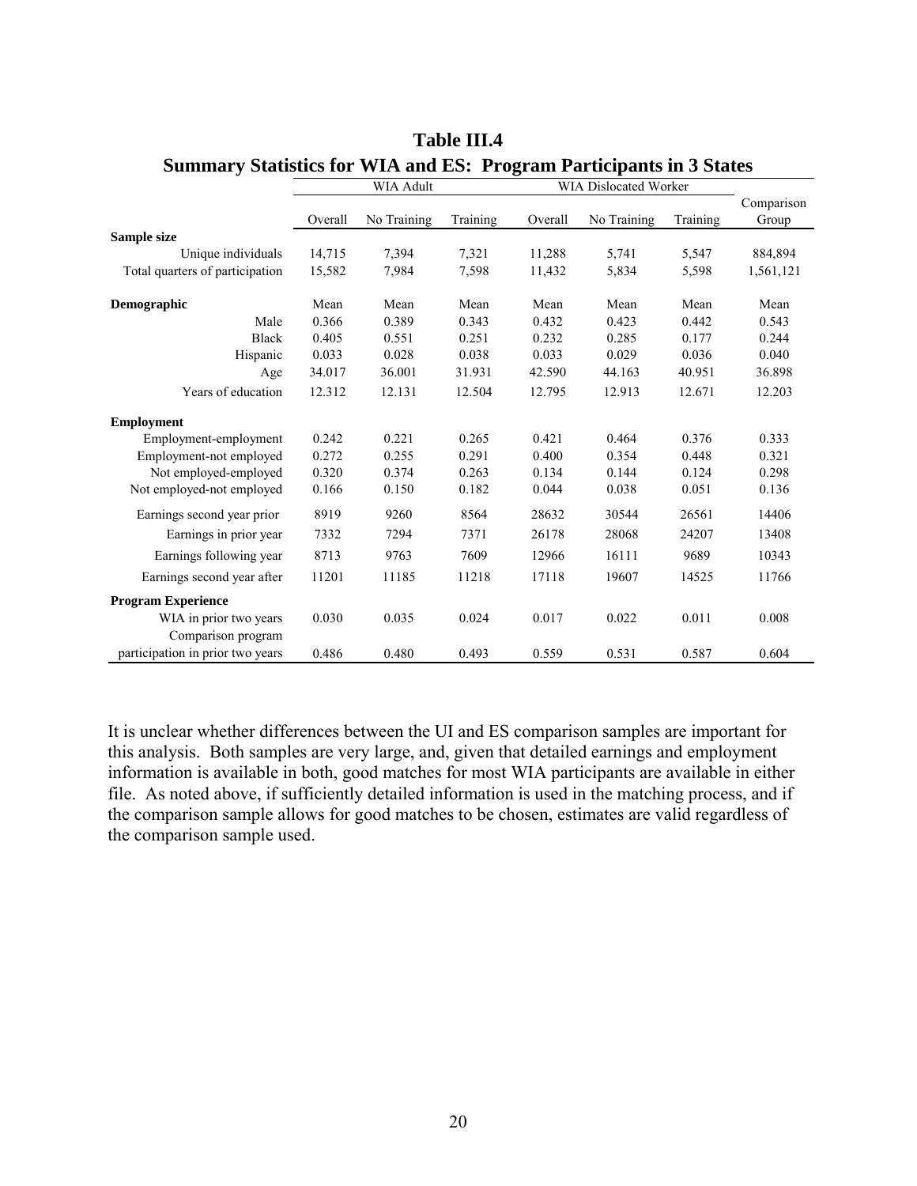**Table III.4**
**Summary Statistics for WIA and ES: Program Participants in 3 States**

| | WIA Adult | | | WIA Dislocated Worker | | | |
|---|---|---|---|---|---|---|---|
| | Overall | No Training | Training | Overall | No Training | Training | Comparison Group |
| **Sample size** | | | | | | | |
| Unique individuals | 14,715 | 7,394 | 7,321 | 11,288 | 5,741 | 5,547 | 884,894 |
| Total quarters of participation | 15,582 | 7,984 | 7,598 | 11,432 | 5,834 | 5,598 | 1,561,121 |
| **Demographic** | Mean | Mean | Mean | Mean | Mean | Mean | Mean |
| Male | 0.366 | 0.389 | 0.343 | 0.432 | 0.423 | 0.442 | 0.543 |
| Black | 0.405 | 0.551 | 0.251 | 0.232 | 0.285 | 0.177 | 0.244 |
| Hispanic | 0.033 | 0.028 | 0.038 | 0.033 | 0.029 | 0.036 | 0.040 |
| Age | 34.017 | 36.001 | 31.931 | 42.590 | 44.163 | 40.951 | 36.898 |
| Years of education | 12.312 | 12.131 | 12.504 | 12.795 | 12.913 | 12.671 | 12.203 |
| **Employment** | | | | | | | |
| Employment-employment | 0.242 | 0.221 | 0.265 | 0.421 | 0.464 | 0.376 | 0.333 |
| Employment-not employed | 0.272 | 0.255 | 0.291 | 0.400 | 0.354 | 0.448 | 0.321 |
| Not employed-employed | 0.320 | 0.374 | 0.263 | 0.134 | 0.144 | 0.124 | 0.298 |
| Not employed-not employed | 0.166 | 0.150 | 0.182 | 0.044 | 0.038 | 0.051 | 0.136 |
| Earnings second year prior | 8919 | 9260 | 8564 | 28632 | 30544 | 26561 | 14406 |
| Earnings in prior year | 7332 | 7294 | 7371 | 26178 | 28068 | 24207 | 13408 |
| Earnings following year | 8713 | 9763 | 7609 | 12966 | 16111 | 9689 | 10343 |
| Earnings second year after | 11201 | 11185 | 11218 | 17118 | 19607 | 14525 | 11766 |
| **Program Experience** | | | | | | | |
| WIA in prior two years | 0.030 | 0.035 | 0.024 | 0.017 | 0.022 | 0.011 | 0.008 |
| Comparison program participation in prior two years | 0.486 | 0.480 | 0.493 | 0.559 | 0.531 | 0.587 | 0.604 |

It is unclear whether differences between the UI and ES comparison samples are important for this analysis. Both samples are very large, and, given that detailed earnings and employment information is available in both, good matches for most WIA participants are available in either file. As noted above, if sufficiently detailed information is used in the matching process, and if the comparison sample allows for good matches to be chosen, estimates are valid regardless of the comparison sample used.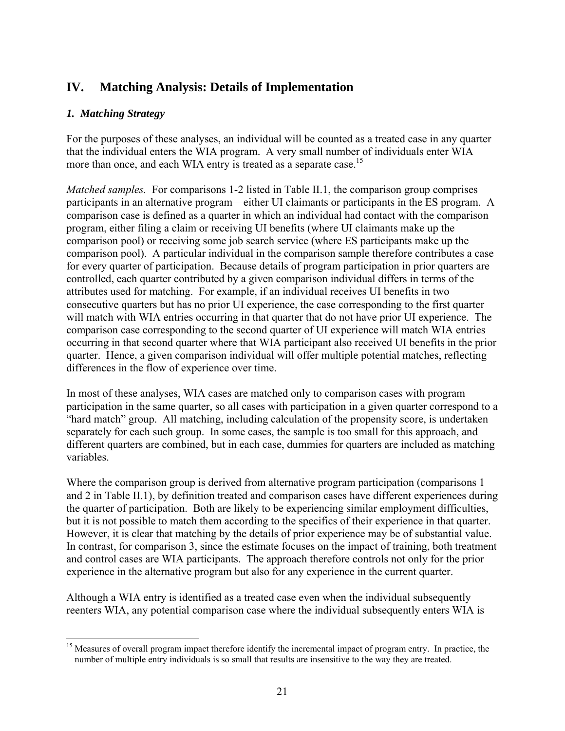## IV. Matching Analysis: Details of Implementation

### *1. Matching Strategy*

For the purposes of these analyses, an individual will be counted as a treated case in any quarter that the individual enters the WIA program. A very small number of individuals enter WIA more than once, and each WIA entry is treated as a separate case.[15]

*Matched samples.* For comparisons 1-2 listed in Table II.1, the comparison group comprises participants in an alternative program—either UI claimants or participants in the ES program. A comparison case is defined as a quarter in which an individual had contact with the comparison program, either filing a claim or receiving UI benefits (where UI claimants make up the comparison pool) or receiving some job search service (where ES participants make up the comparison pool). A particular individual in the comparison sample therefore contributes a case for every quarter of participation. Because details of program participation in prior quarters are controlled, each quarter contributed by a given comparison individual differs in terms of the attributes used for matching. For example, if an individual receives UI benefits in two consecutive quarters but has no prior UI experience, the case corresponding to the first quarter will match with WIA entries occurring in that quarter that do not have prior UI experience. The comparison case corresponding to the second quarter of UI experience will match WIA entries occurring in that second quarter where that WIA participant also received UI benefits in the prior quarter. Hence, a given comparison individual will offer multiple potential matches, reflecting differences in the flow of experience over time.

In most of these analyses, WIA cases are matched only to comparison cases with program participation in the same quarter, so all cases with participation in a given quarter correspond to a "hard match" group. All matching, including calculation of the propensity score, is undertaken separately for each such group. In some cases, the sample is too small for this approach, and different quarters are combined, but in each case, dummies for quarters are included as matching variables.

Where the comparison group is derived from alternative program participation (comparisons 1 and 2 in Table II.1), by definition treated and comparison cases have different experiences during the quarter of participation. Both are likely to be experiencing similar employment difficulties, but it is not possible to match them according to the specifics of their experience in that quarter. However, it is clear that matching by the details of prior experience may be of substantial value. In contrast, for comparison 3, since the estimate focuses on the impact of training, both treatment and control cases are WIA participants. The approach therefore controls not only for the prior experience in the alternative program but also for any experience in the current quarter.

Although a WIA entry is identified as a treated case even when the individual subsequently reenters WIA, any potential comparison case where the individual subsequently enters WIA is

---

[15] Measures of overall program impact therefore identify the incremental impact of program entry. In practice, the number of multiple entry individuals is so small that results are insensitive to the way they are treated.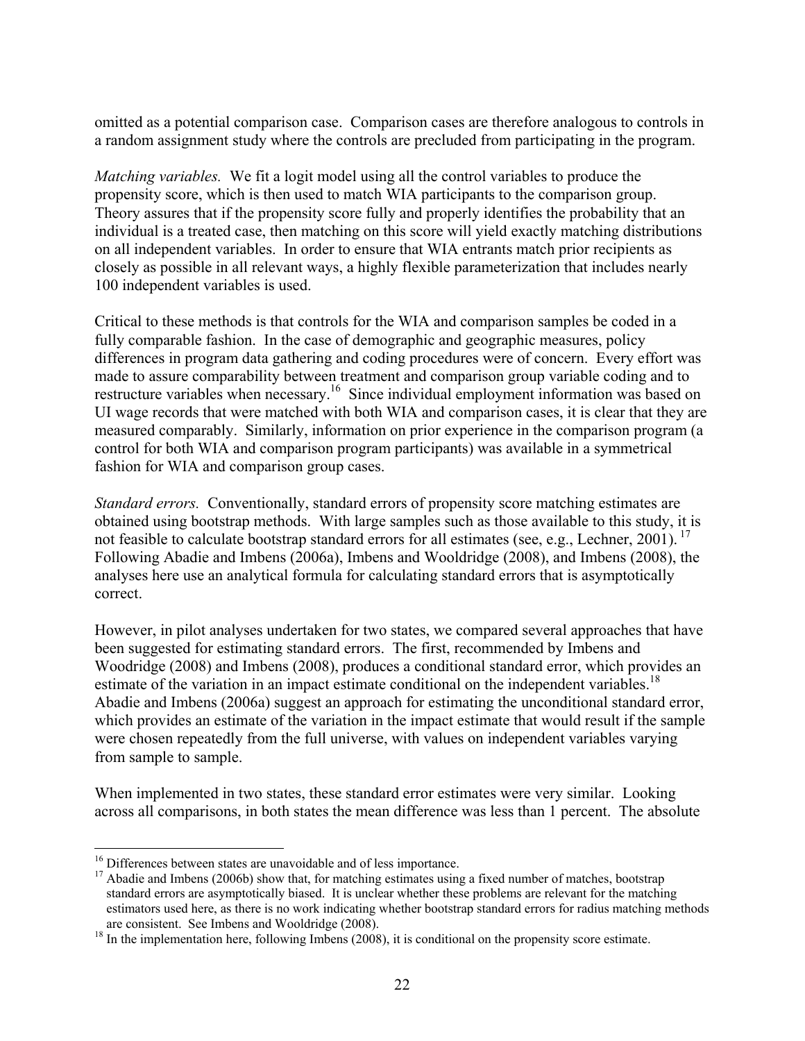omitted as a potential comparison case. Comparison cases are therefore analogous to controls in a random assignment study where the controls are precluded from participating in the program.

*Matching variables.* We fit a logit model using all the control variables to produce the propensity score, which is then used to match WIA participants to the comparison group. Theory assures that if the propensity score fully and properly identifies the probability that an individual is a treated case, then matching on this score will yield exactly matching distributions on all independent variables. In order to ensure that WIA entrants match prior recipients as closely as possible in all relevant ways, a highly flexible parameterization that includes nearly 100 independent variables is used.

Critical to these methods is that controls for the WIA and comparison samples be coded in a fully comparable fashion. In the case of demographic and geographic measures, policy differences in program data gathering and coding procedures were of concern. Every effort was made to assure comparability between treatment and comparison group variable coding and to restructure variables when necessary.[16] Since individual employment information was based on UI wage records that were matched with both WIA and comparison cases, it is clear that they are measured comparably. Similarly, information on prior experience in the comparison program (a control for both WIA and comparison program participants) was available in a symmetrical fashion for WIA and comparison group cases.

*Standard errors.* Conventionally, standard errors of propensity score matching estimates are obtained using bootstrap methods. With large samples such as those available to this study, it is not feasible to calculate bootstrap standard errors for all estimates (see, e.g., Lechner, 2001).[17] Following Abadie and Imbens (2006a), Imbens and Wooldridge (2008), and Imbens (2008), the analyses here use an analytical formula for calculating standard errors that is asymptotically correct.

However, in pilot analyses undertaken for two states, we compared several approaches that have been suggested for estimating standard errors. The first, recommended by Imbens and Woodridge (2008) and Imbens (2008), produces a conditional standard error, which provides an estimate of the variation in an impact estimate conditional on the independent variables.[18] Abadie and Imbens (2006a) suggest an approach for estimating the unconditional standard error, which provides an estimate of the variation in the impact estimate that would result if the sample were chosen repeatedly from the full universe, with values on independent variables varying from sample to sample.

When implemented in two states, these standard error estimates were very similar. Looking across all comparisons, in both states the mean difference was less than 1 percent. The absolute

---

[16] Differences between states are unavoidable and of less importance.

[17] Abadie and Imbens (2006b) show that, for matching estimates using a fixed number of matches, bootstrap standard errors are asymptotically biased. It is unclear whether these problems are relevant for the matching estimators used here, as there is no work indicating whether bootstrap standard errors for radius matching methods are consistent. See Imbens and Wooldridge (2008).

[18] In the implementation here, following Imbens (2008), it is conditional on the propensity score estimate.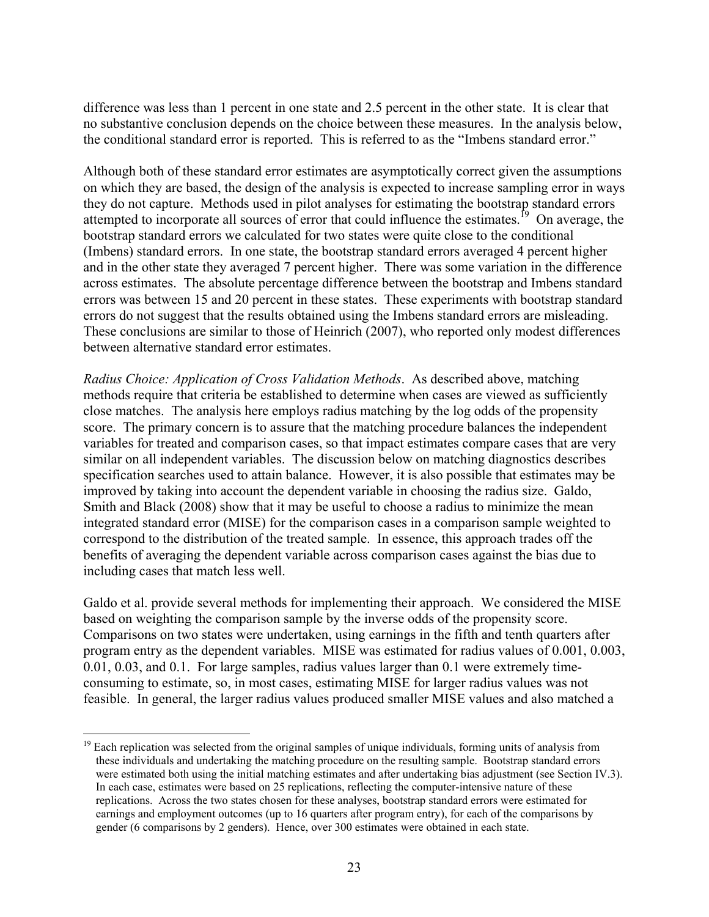difference was less than 1 percent in one state and 2.5 percent in the other state. It is clear that no substantive conclusion depends on the choice between these measures. In the analysis below, the conditional standard error is reported. This is referred to as the "Imbens standard error."

Although both of these standard error estimates are asymptotically correct given the assumptions on which they are based, the design of the analysis is expected to increase sampling error in ways they do not capture. Methods used in pilot analyses for estimating the bootstrap standard errors attempted to incorporate all sources of error that could influence the estimates.[19] On average, the bootstrap standard errors we calculated for two states were quite close to the conditional (Imbens) standard errors. In one state, the bootstrap standard errors averaged 4 percent higher and in the other state they averaged 7 percent higher. There was some variation in the difference across estimates. The absolute percentage difference between the bootstrap and Imbens standard errors was between 15 and 20 percent in these states. These experiments with bootstrap standard errors do not suggest that the results obtained using the Imbens standard errors are misleading. These conclusions are similar to those of Heinrich (2007), who reported only modest differences between alternative standard error estimates.

*Radius Choice: Application of Cross Validation Methods*. As described above, matching methods require that criteria be established to determine when cases are viewed as sufficiently close matches. The analysis here employs radius matching by the log odds of the propensity score. The primary concern is to assure that the matching procedure balances the independent variables for treated and comparison cases, so that impact estimates compare cases that are very similar on all independent variables. The discussion below on matching diagnostics describes specification searches used to attain balance. However, it is also possible that estimates may be improved by taking into account the dependent variable in choosing the radius size. Galdo, Smith and Black (2008) show that it may be useful to choose a radius to minimize the mean integrated standard error (MISE) for the comparison cases in a comparison sample weighted to correspond to the distribution of the treated sample. In essence, this approach trades off the benefits of averaging the dependent variable across comparison cases against the bias due to including cases that match less well.

Galdo et al. provide several methods for implementing their approach. We considered the MISE based on weighting the comparison sample by the inverse odds of the propensity score. Comparisons on two states were undertaken, using earnings in the fifth and tenth quarters after program entry as the dependent variables. MISE was estimated for radius values of 0.001, 0.003, 0.01, 0.03, and 0.1. For large samples, radius values larger than 0.1 were extremely time-consuming to estimate, so, in most cases, estimating MISE for larger radius values was not feasible. In general, the larger radius values produced smaller MISE values and also matched a

[19] Each replication was selected from the original samples of unique individuals, forming units of analysis from these individuals and undertaking the matching procedure on the resulting sample. Bootstrap standard errors were estimated both using the initial matching estimates and after undertaking bias adjustment (see Section IV.3). In each case, estimates were based on 25 replications, reflecting the computer-intensive nature of these replications. Across the two states chosen for these analyses, bootstrap standard errors were estimated for earnings and employment outcomes (up to 16 quarters after program entry), for each of the comparisons by gender (6 comparisons by 2 genders). Hence, over 300 estimates were obtained in each state.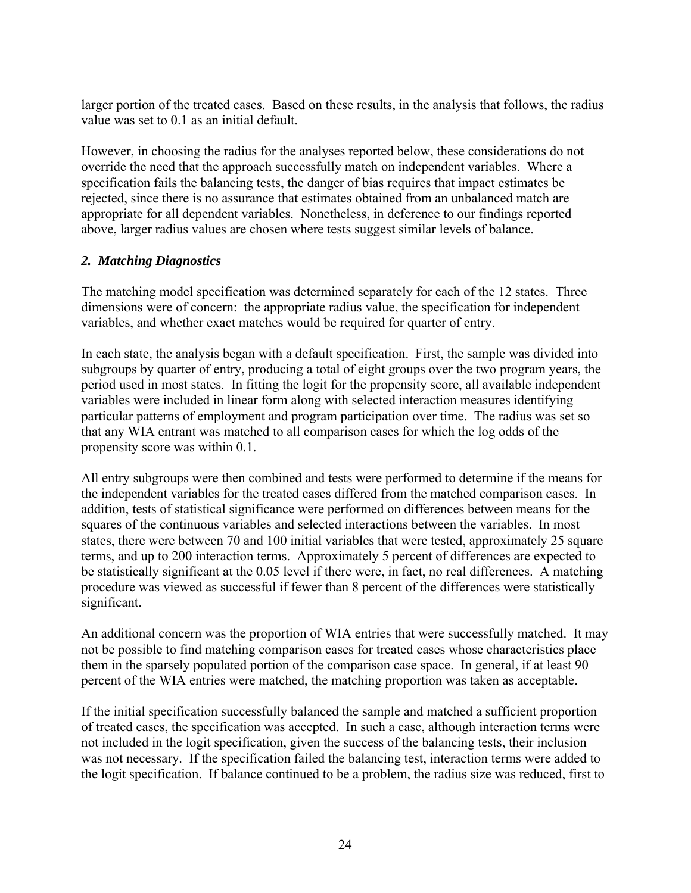larger portion of the treated cases. Based on these results, in the analysis that follows, the radius value was set to 0.1 as an initial default.

However, in choosing the radius for the analyses reported below, these considerations do not override the need that the approach successfully match on independent variables. Where a specification fails the balancing tests, the danger of bias requires that impact estimates be rejected, since there is no assurance that estimates obtained from an unbalanced match are appropriate for all dependent variables. Nonetheless, in deference to our findings reported above, larger radius values are chosen where tests suggest similar levels of balance.

### *2. Matching Diagnostics*

The matching model specification was determined separately for each of the 12 states. Three dimensions were of concern: the appropriate radius value, the specification for independent variables, and whether exact matches would be required for quarter of entry.

In each state, the analysis began with a default specification. First, the sample was divided into subgroups by quarter of entry, producing a total of eight groups over the two program years, the period used in most states. In fitting the logit for the propensity score, all available independent variables were included in linear form along with selected interaction measures identifying particular patterns of employment and program participation over time. The radius was set so that any WIA entrant was matched to all comparison cases for which the log odds of the propensity score was within 0.1.

All entry subgroups were then combined and tests were performed to determine if the means for the independent variables for the treated cases differed from the matched comparison cases. In addition, tests of statistical significance were performed on differences between means for the squares of the continuous variables and selected interactions between the variables. In most states, there were between 70 and 100 initial variables that were tested, approximately 25 square terms, and up to 200 interaction terms. Approximately 5 percent of differences are expected to be statistically significant at the 0.05 level if there were, in fact, no real differences. A matching procedure was viewed as successful if fewer than 8 percent of the differences were statistically significant.

An additional concern was the proportion of WIA entries that were successfully matched. It may not be possible to find matching comparison cases for treated cases whose characteristics place them in the sparsely populated portion of the comparison case space. In general, if at least 90 percent of the WIA entries were matched, the matching proportion was taken as acceptable.

If the initial specification successfully balanced the sample and matched a sufficient proportion of treated cases, the specification was accepted. In such a case, although interaction terms were not included in the logit specification, given the success of the balancing tests, their inclusion was not necessary. If the specification failed the balancing test, interaction terms were added to the logit specification. If balance continued to be a problem, the radius size was reduced, first to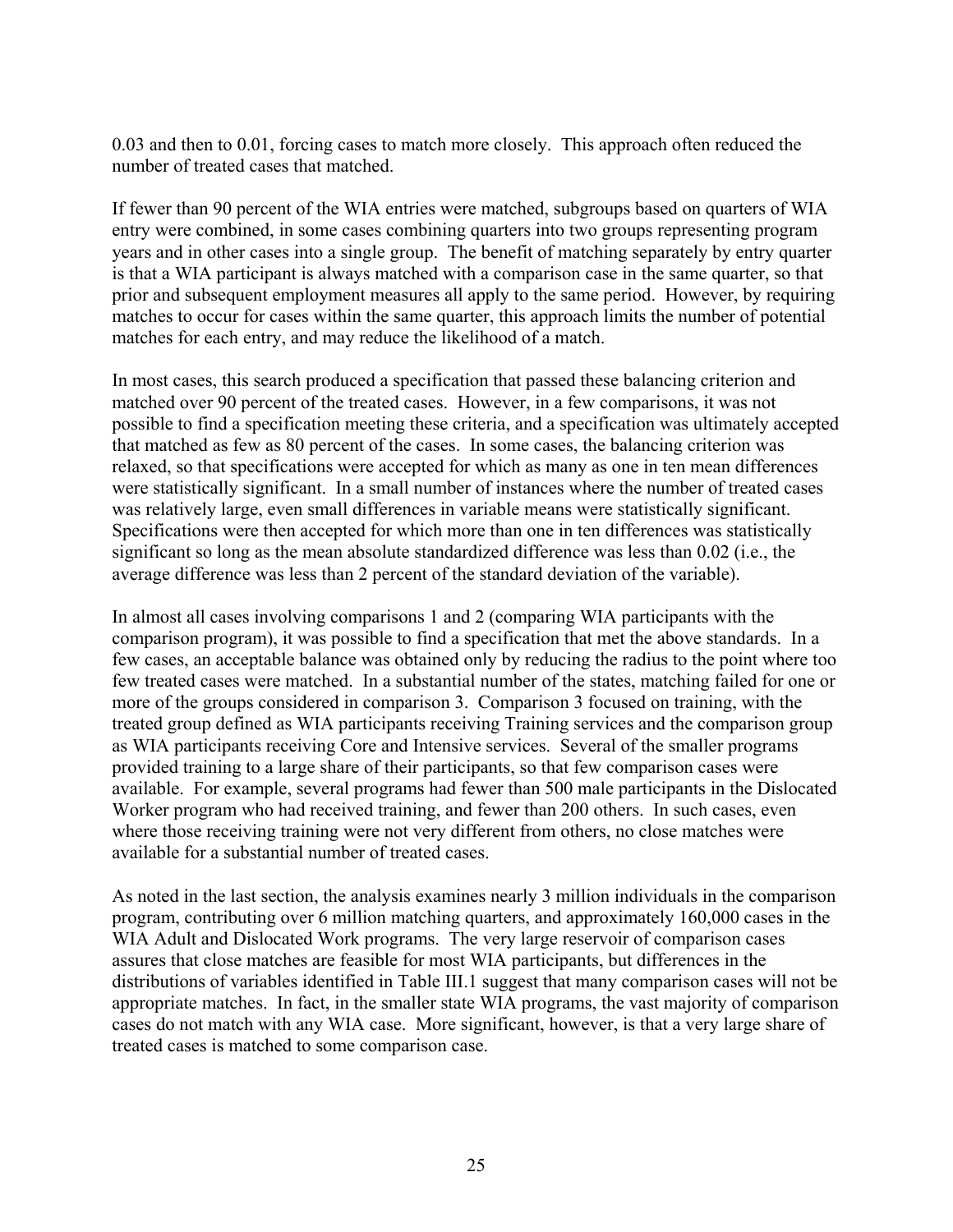0.03 and then to 0.01, forcing cases to match more closely. This approach often reduced the number of treated cases that matched.

If fewer than 90 percent of the WIA entries were matched, subgroups based on quarters of WIA entry were combined, in some cases combining quarters into two groups representing program years and in other cases into a single group. The benefit of matching separately by entry quarter is that a WIA participant is always matched with a comparison case in the same quarter, so that prior and subsequent employment measures all apply to the same period. However, by requiring matches to occur for cases within the same quarter, this approach limits the number of potential matches for each entry, and may reduce the likelihood of a match.

In most cases, this search produced a specification that passed these balancing criterion and matched over 90 percent of the treated cases. However, in a few comparisons, it was not possible to find a specification meeting these criteria, and a specification was ultimately accepted that matched as few as 80 percent of the cases. In some cases, the balancing criterion was relaxed, so that specifications were accepted for which as many as one in ten mean differences were statistically significant. In a small number of instances where the number of treated cases was relatively large, even small differences in variable means were statistically significant. Specifications were then accepted for which more than one in ten differences was statistically significant so long as the mean absolute standardized difference was less than 0.02 (i.e., the average difference was less than 2 percent of the standard deviation of the variable).

In almost all cases involving comparisons 1 and 2 (comparing WIA participants with the comparison program), it was possible to find a specification that met the above standards. In a few cases, an acceptable balance was obtained only by reducing the radius to the point where too few treated cases were matched. In a substantial number of the states, matching failed for one or more of the groups considered in comparison 3. Comparison 3 focused on training, with the treated group defined as WIA participants receiving Training services and the comparison group as WIA participants receiving Core and Intensive services. Several of the smaller programs provided training to a large share of their participants, so that few comparison cases were available. For example, several programs had fewer than 500 male participants in the Dislocated Worker program who had received training, and fewer than 200 others. In such cases, even where those receiving training were not very different from others, no close matches were available for a substantial number of treated cases.

As noted in the last section, the analysis examines nearly 3 million individuals in the comparison program, contributing over 6 million matching quarters, and approximately 160,000 cases in the WIA Adult and Dislocated Work programs. The very large reservoir of comparison cases assures that close matches are feasible for most WIA participants, but differences in the distributions of variables identified in Table III.1 suggest that many comparison cases will not be appropriate matches. In fact, in the smaller state WIA programs, the vast majority of comparison cases do not match with any WIA case. More significant, however, is that a very large share of treated cases is matched to some comparison case.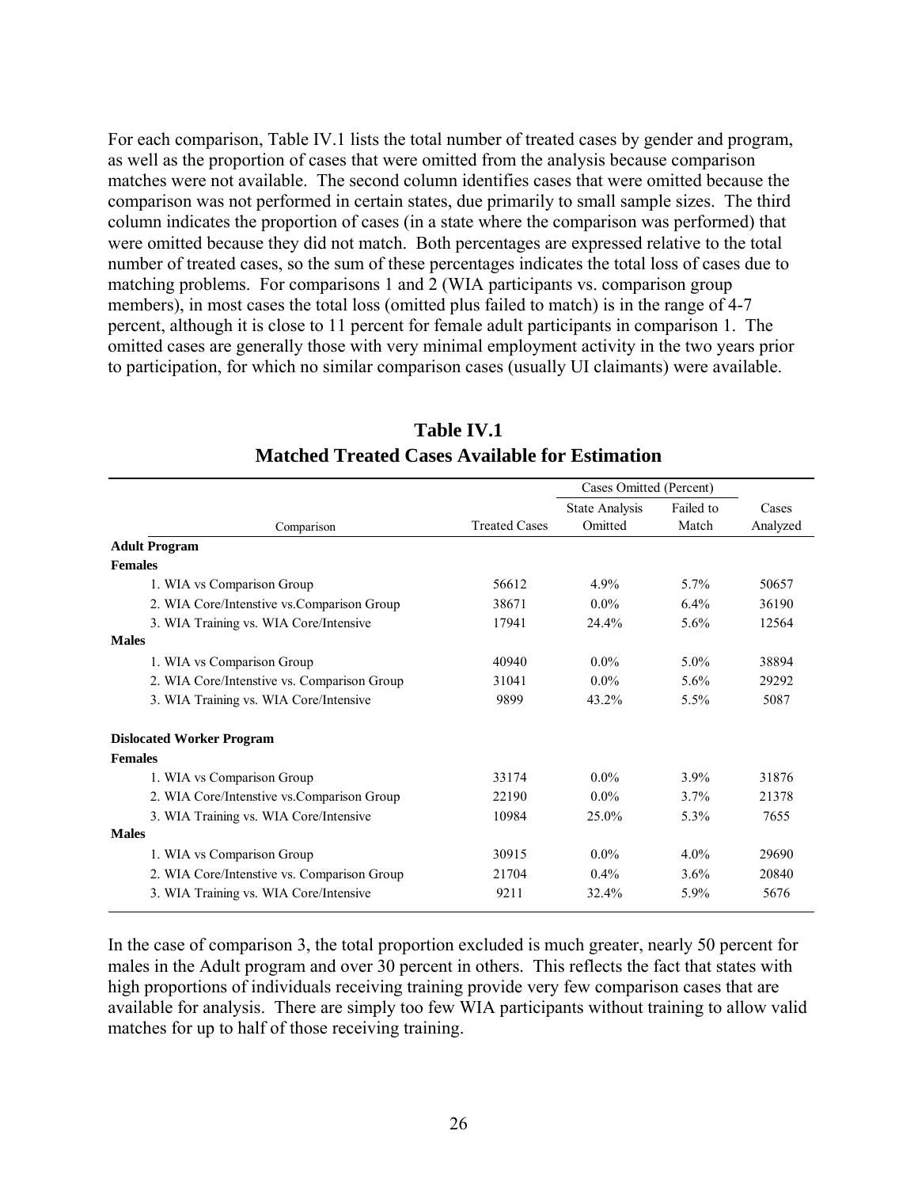For each comparison, Table IV.1 lists the total number of treated cases by gender and program, as well as the proportion of cases that were omitted from the analysis because comparison matches were not available. The second column identifies cases that were omitted because the comparison was not performed in certain states, due primarily to small sample sizes. The third column indicates the proportion of cases (in a state where the comparison was performed) that were omitted because they did not match. Both percentages are expressed relative to the total number of treated cases, so the sum of these percentages indicates the total loss of cases due to matching problems. For comparisons 1 and 2 (WIA participants vs. comparison group members), in most cases the total loss (omitted plus failed to match) is in the range of 4-7 percent, although it is close to 11 percent for female adult participants in comparison 1. The omitted cases are generally those with very minimal employment activity in the two years prior to participation, for which no similar comparison cases (usually UI claimants) were available.

**Table IV.1**
**Matched Treated Cases Available for Estimation**

| Comparison | Treated Cases | Cases Omitted (Percent) State Analysis Omitted | Cases Omitted (Percent) Failed to Match | Cases Analyzed |
|---|---|---|---|---|
| **Adult Program** | | | | |
| **Females** | | | | |
| 1. WIA vs Comparison Group | 56612 | 4.9% | 5.7% | 50657 |
| 2. WIA Core/Intenstive vs.Comparison Group | 38671 | 0.0% | 6.4% | 36190 |
| 3. WIA Training vs. WIA Core/Intensive | 17941 | 24.4% | 5.6% | 12564 |
| **Males** | | | | |
| 1. WIA vs Comparison Group | 40940 | 0.0% | 5.0% | 38894 |
| 2. WIA Core/Intenstive vs. Comparison Group | 31041 | 0.0% | 5.6% | 29292 |
| 3. WIA Training vs. WIA Core/Intensive | 9899 | 43.2% | 5.5% | 5087 |
| **Dislocated Worker Program** | | | | |
| **Females** | | | | |
| 1. WIA vs Comparison Group | 33174 | 0.0% | 3.9% | 31876 |
| 2. WIA Core/Intenstive vs.Comparison Group | 22190 | 0.0% | 3.7% | 21378 |
| 3. WIA Training vs. WIA Core/Intensive | 10984 | 25.0% | 5.3% | 7655 |
| **Males** | | | | |
| 1. WIA vs Comparison Group | 30915 | 0.0% | 4.0% | 29690 |
| 2. WIA Core/Intenstive vs. Comparison Group | 21704 | 0.4% | 3.6% | 20840 |
| 3. WIA Training vs. WIA Core/Intensive | 9211 | 32.4% | 5.9% | 5676 |

In the case of comparison 3, the total proportion excluded is much greater, nearly 50 percent for males in the Adult program and over 30 percent in others. This reflects the fact that states with high proportions of individuals receiving training provide very few comparison cases that are available for analysis. There are simply too few WIA participants without training to allow valid matches for up to half of those receiving training.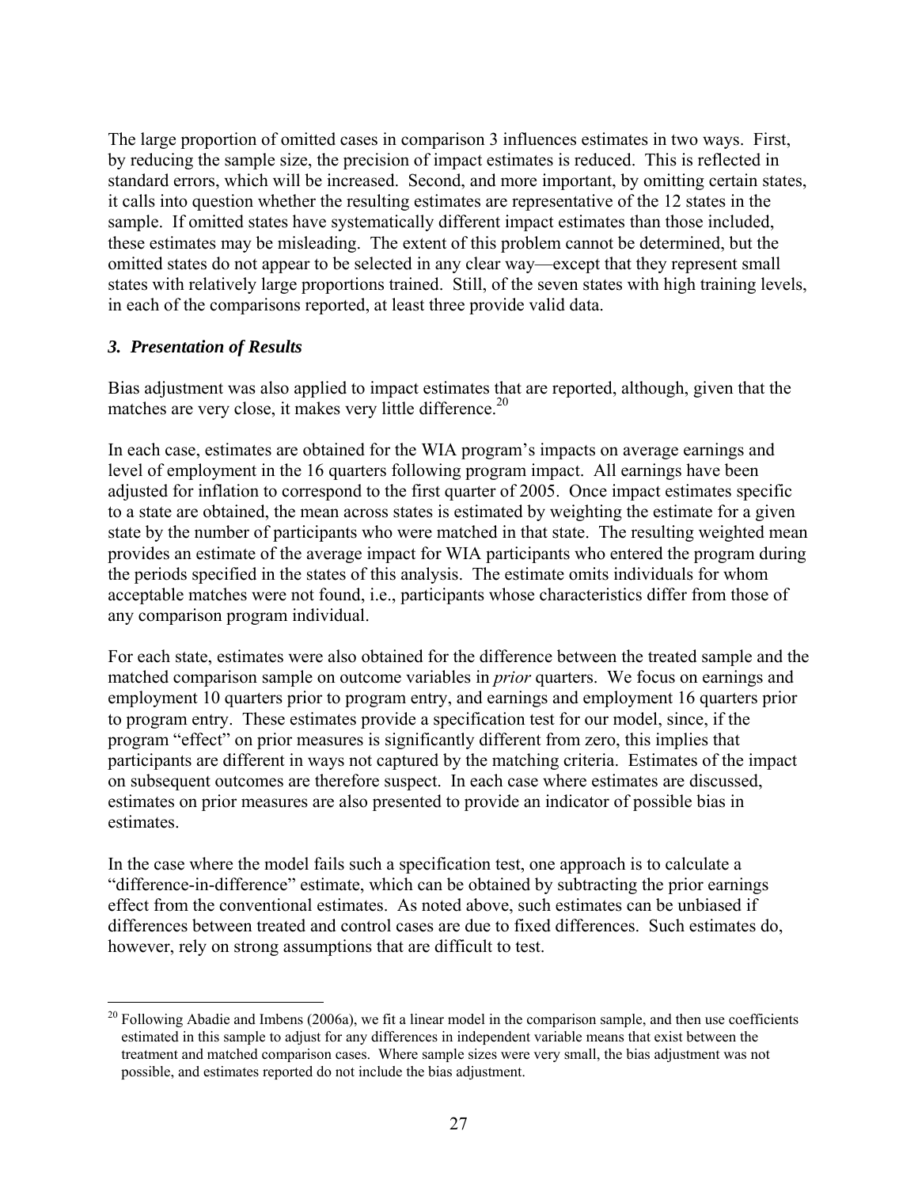The large proportion of omitted cases in comparison 3 influences estimates in two ways. First, by reducing the sample size, the precision of impact estimates is reduced. This is reflected in standard errors, which will be increased. Second, and more important, by omitting certain states, it calls into question whether the resulting estimates are representative of the 12 states in the sample. If omitted states have systematically different impact estimates than those included, these estimates may be misleading. The extent of this problem cannot be determined, but the omitted states do not appear to be selected in any clear way—except that they represent small states with relatively large proportions trained. Still, of the seven states with high training levels, in each of the comparisons reported, at least three provide valid data.

### *3. Presentation of Results*

Bias adjustment was also applied to impact estimates that are reported, although, given that the matches are very close, it makes very little difference.[20]

In each case, estimates are obtained for the WIA program's impacts on average earnings and level of employment in the 16 quarters following program impact. All earnings have been adjusted for inflation to correspond to the first quarter of 2005. Once impact estimates specific to a state are obtained, the mean across states is estimated by weighting the estimate for a given state by the number of participants who were matched in that state. The resulting weighted mean provides an estimate of the average impact for WIA participants who entered the program during the periods specified in the states of this analysis. The estimate omits individuals for whom acceptable matches were not found, i.e., participants whose characteristics differ from those of any comparison program individual.

For each state, estimates were also obtained for the difference between the treated sample and the matched comparison sample on outcome variables in *prior* quarters. We focus on earnings and employment 10 quarters prior to program entry, and earnings and employment 16 quarters prior to program entry. These estimates provide a specification test for our model, since, if the program "effect" on prior measures is significantly different from zero, this implies that participants are different in ways not captured by the matching criteria. Estimates of the impact on subsequent outcomes are therefore suspect. In each case where estimates are discussed, estimates on prior measures are also presented to provide an indicator of possible bias in estimates.

In the case where the model fails such a specification test, one approach is to calculate a "difference-in-difference" estimate, which can be obtained by subtracting the prior earnings effect from the conventional estimates. As noted above, such estimates can be unbiased if differences between treated and control cases are due to fixed differences. Such estimates do, however, rely on strong assumptions that are difficult to test.

---

[20] Following Abadie and Imbens (2006a), we fit a linear model in the comparison sample, and then use coefficients estimated in this sample to adjust for any differences in independent variable means that exist between the treatment and matched comparison cases. Where sample sizes were very small, the bias adjustment was not possible, and estimates reported do not include the bias adjustment.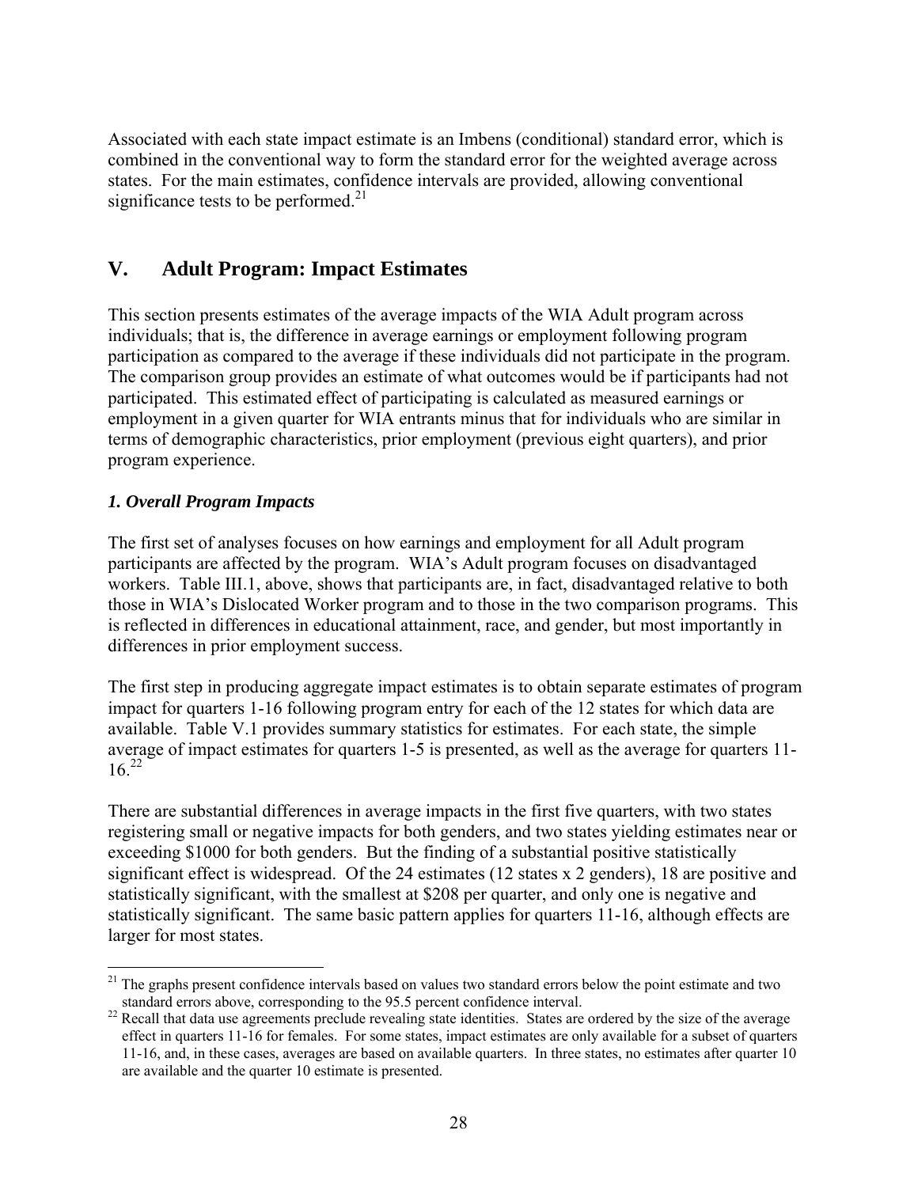Associated with each state impact estimate is an Imbens (conditional) standard error, which is combined in the conventional way to form the standard error for the weighted average across states. For the main estimates, confidence intervals are provided, allowing conventional significance tests to be performed.[21]

## V. Adult Program: Impact Estimates

This section presents estimates of the average impacts of the WIA Adult program across individuals; that is, the difference in average earnings or employment following program participation as compared to the average if these individuals did not participate in the program. The comparison group provides an estimate of what outcomes would be if participants had not participated. This estimated effect of participating is calculated as measured earnings or employment in a given quarter for WIA entrants minus that for individuals who are similar in terms of demographic characteristics, prior employment (previous eight quarters), and prior program experience.

### *1. Overall Program Impacts*

The first set of analyses focuses on how earnings and employment for all Adult program participants are affected by the program. WIA's Adult program focuses on disadvantaged workers. Table III.1, above, shows that participants are, in fact, disadvantaged relative to both those in WIA's Dislocated Worker program and to those in the two comparison programs. This is reflected in differences in educational attainment, race, and gender, but most importantly in differences in prior employment success.

The first step in producing aggregate impact estimates is to obtain separate estimates of program impact for quarters 1-16 following program entry for each of the 12 states for which data are available. Table V.1 provides summary statistics for estimates. For each state, the simple average of impact estimates for quarters 1-5 is presented, as well as the average for quarters 11-16.[22]

There are substantial differences in average impacts in the first five quarters, with two states registering small or negative impacts for both genders, and two states yielding estimates near or exceeding $1000 for both genders. But the finding of a substantial positive statistically significant effect is widespread. Of the 24 estimates (12 states x 2 genders), 18 are positive and statistically significant, with the smallest at $208 per quarter, and only one is negative and statistically significant. The same basic pattern applies for quarters 11-16, although effects are larger for most states.

---

[21] The graphs present confidence intervals based on values two standard errors below the point estimate and two standard errors above, corresponding to the 95.5 percent confidence interval.

[22] Recall that data use agreements preclude revealing state identities. States are ordered by the size of the average effect in quarters 11-16 for females. For some states, impact estimates are only available for a subset of quarters 11-16, and, in these cases, averages are based on available quarters. In three states, no estimates after quarter 10 are available and the quarter 10 estimate is presented.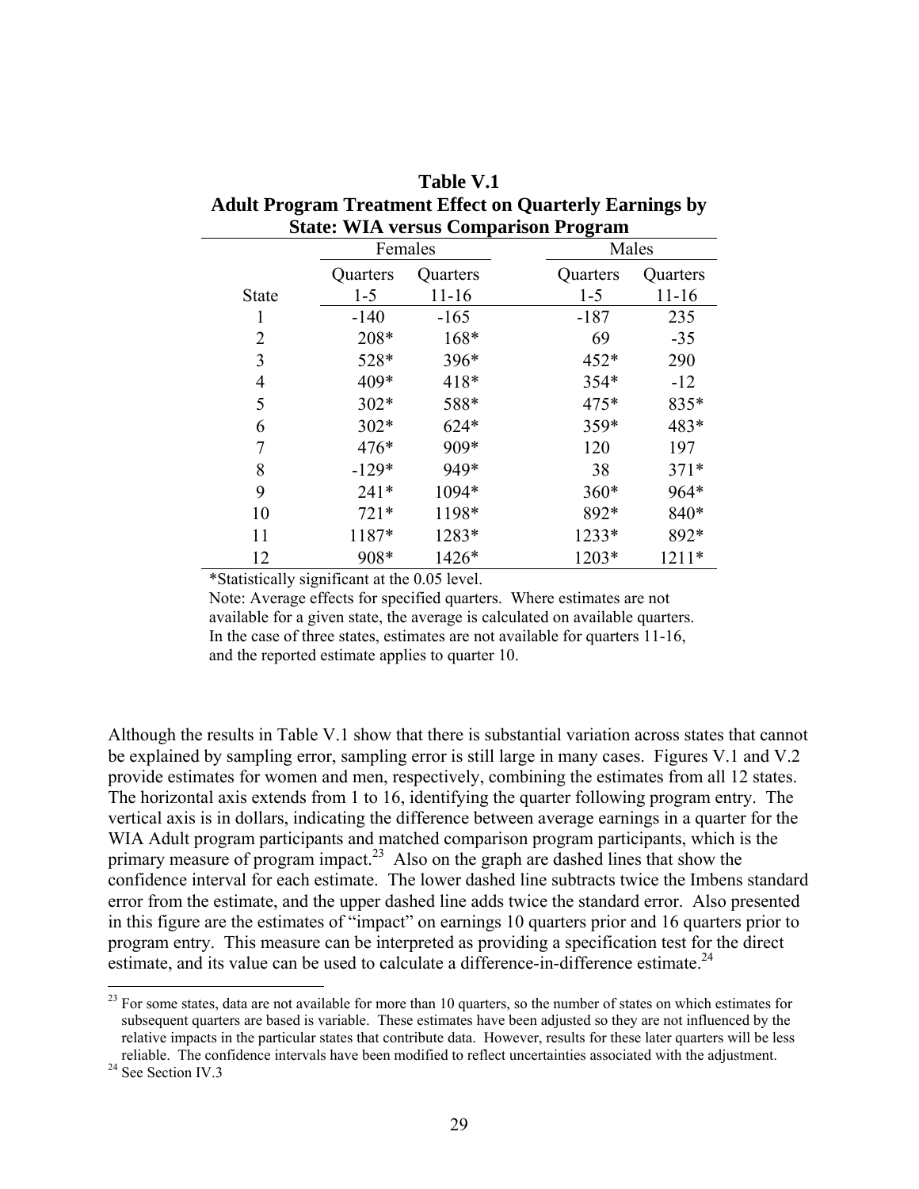**Table V.1**
**Adult Program Treatment Effect on Quarterly Earnings by State: WIA versus Comparison Program**

| State | Females Quarters 1-5 | Females Quarters 11-16 | Males Quarters 1-5 | Males Quarters 11-16 |
|---|---|---|---|---|
| 1 | -140 | -165 | -187 | 235 |
| 2 | 208* | 168* | 69 | -35 |
| 3 | 528* | 396* | 452* | 290 |
| 4 | 409* | 418* | 354* | -12 |
| 5 | 302* | 588* | 475* | 835* |
| 6 | 302* | 624* | 359* | 483* |
| 7 | 476* | 909* | 120 | 197 |
| 8 | -129* | 949* | 38 | 371* |
| 9 | 241* | 1094* | 360* | 964* |
| 10 | 721* | 1198* | 892* | 840* |
| 11 | 1187* | 1283* | 1233* | 892* |
| 12 | 908* | 1426* | 1203* | 1211* |

*Statistically significant at the 0.05 level.

Note: Average effects for specified quarters. Where estimates are not available for a given state, the average is calculated on available quarters. In the case of three states, estimates are not available for quarters 11-16, and the reported estimate applies to quarter 10.

Although the results in Table V.1 show that there is substantial variation across states that cannot be explained by sampling error, sampling error is still large in many cases. Figures V.1 and V.2 provide estimates for women and men, respectively, combining the estimates from all 12 states. The horizontal axis extends from 1 to 16, identifying the quarter following program entry. The vertical axis is in dollars, indicating the difference between average earnings in a quarter for the WIA Adult program participants and matched comparison program participants, which is the primary measure of program impact.[23] Also on the graph are dashed lines that show the confidence interval for each estimate. The lower dashed line subtracts twice the Imbens standard error from the estimate, and the upper dashed line adds twice the standard error. Also presented in this figure are the estimates of "impact" on earnings 10 quarters prior and 16 quarters prior to program entry. This measure can be interpreted as providing a specification test for the direct estimate, and its value can be used to calculate a difference-in-difference estimate.[24]

[23] For some states, data are not available for more than 10 quarters, so the number of states on which estimates for subsequent quarters are based is variable. These estimates have been adjusted so they are not influenced by the relative impacts in the particular states that contribute data. However, results for these later quarters will be less reliable. The confidence intervals have been modified to reflect uncertainties associated with the adjustment.

[24] See Section IV.3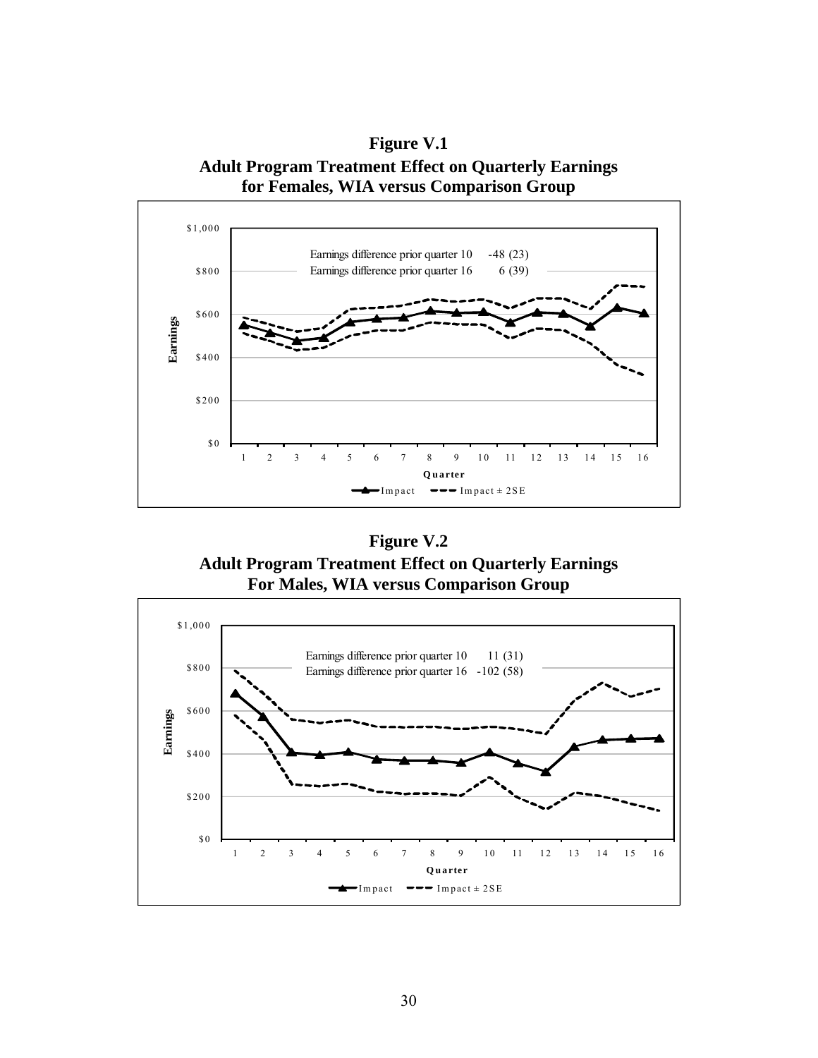**Figure V.1**
**Adult Program Treatment Effect on Quarterly Earnings for Females, WIA versus Comparison Group**

Earnings difference prior quarter 10 -48 (23)
Earnings difference prior quarter 16 6 (39)

**Figure V.2**
**Adult Program Treatment Effect on Quarterly Earnings For Males, WIA versus Comparison Group**

Earnings difference prior quarter 10 11 (31)
Earnings difference prior quarter 16 -102 (58)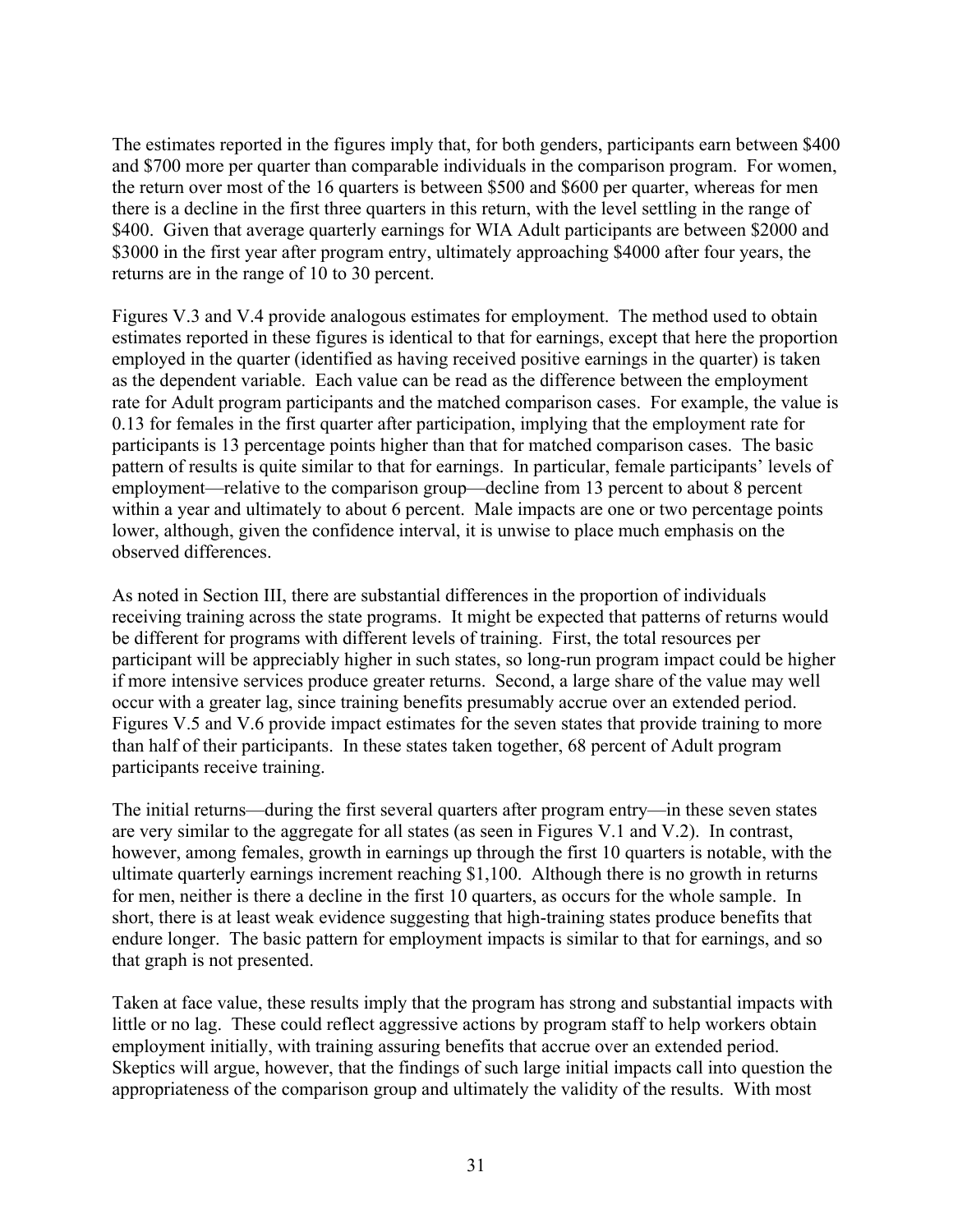The estimates reported in the figures imply that, for both genders, participants earn between $400 and $700 more per quarter than comparable individuals in the comparison program. For women, the return over most of the 16 quarters is between $500 and $600 per quarter, whereas for men there is a decline in the first three quarters in this return, with the level settling in the range of $400. Given that average quarterly earnings for WIA Adult participants are between $2000 and $3000 in the first year after program entry, ultimately approaching $4000 after four years, the returns are in the range of 10 to 30 percent.

Figures V.3 and V.4 provide analogous estimates for employment. The method used to obtain estimates reported in these figures is identical to that for earnings, except that here the proportion employed in the quarter (identified as having received positive earnings in the quarter) is taken as the dependent variable. Each value can be read as the difference between the employment rate for Adult program participants and the matched comparison cases. For example, the value is 0.13 for females in the first quarter after participation, implying that the employment rate for participants is 13 percentage points higher than that for matched comparison cases. The basic pattern of results is quite similar to that for earnings. In particular, female participants' levels of employment—relative to the comparison group—decline from 13 percent to about 8 percent within a year and ultimately to about 6 percent. Male impacts are one or two percentage points lower, although, given the confidence interval, it is unwise to place much emphasis on the observed differences.

As noted in Section III, there are substantial differences in the proportion of individuals receiving training across the state programs. It might be expected that patterns of returns would be different for programs with different levels of training. First, the total resources per participant will be appreciably higher in such states, so long-run program impact could be higher if more intensive services produce greater returns. Second, a large share of the value may well occur with a greater lag, since training benefits presumably accrue over an extended period. Figures V.5 and V.6 provide impact estimates for the seven states that provide training to more than half of their participants. In these states taken together, 68 percent of Adult program participants receive training.

The initial returns—during the first several quarters after program entry—in these seven states are very similar to the aggregate for all states (as seen in Figures V.1 and V.2). In contrast, however, among females, growth in earnings up through the first 10 quarters is notable, with the ultimate quarterly earnings increment reaching $1,100. Although there is no growth in returns for men, neither is there a decline in the first 10 quarters, as occurs for the whole sample. In short, there is at least weak evidence suggesting that high-training states produce benefits that endure longer. The basic pattern for employment impacts is similar to that for earnings, and so that graph is not presented.

Taken at face value, these results imply that the program has strong and substantial impacts with little or no lag. These could reflect aggressive actions by program staff to help workers obtain employment initially, with training assuring benefits that accrue over an extended period. Skeptics will argue, however, that the findings of such large initial impacts call into question the appropriateness of the comparison group and ultimately the validity of the results. With most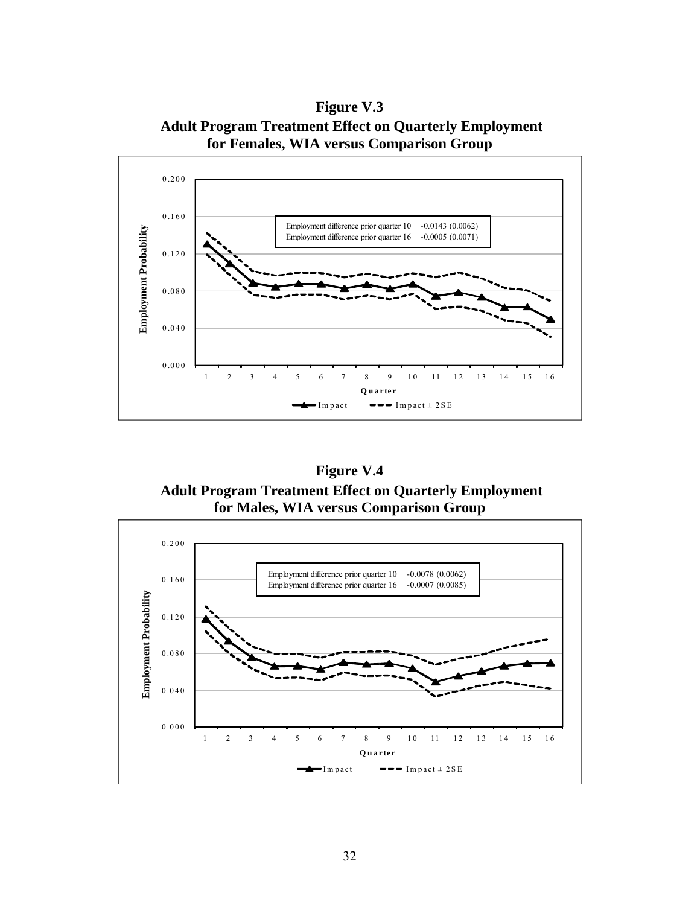**Figure V.3**
**Adult Program Treatment Effect on Quarterly Employment for Females, WIA versus Comparison Group**

Employment difference prior quarter 10 -0.0143 (0.0062)
Employment difference prior quarter 16 -0.0005 (0.0071)

**Figure V.4**
**Adult Program Treatment Effect on Quarterly Employment for Males, WIA versus Comparison Group**

Employment difference prior quarter 10 -0.0078 (0.0062)
Employment difference prior quarter 16 -0.0007 (0.0085)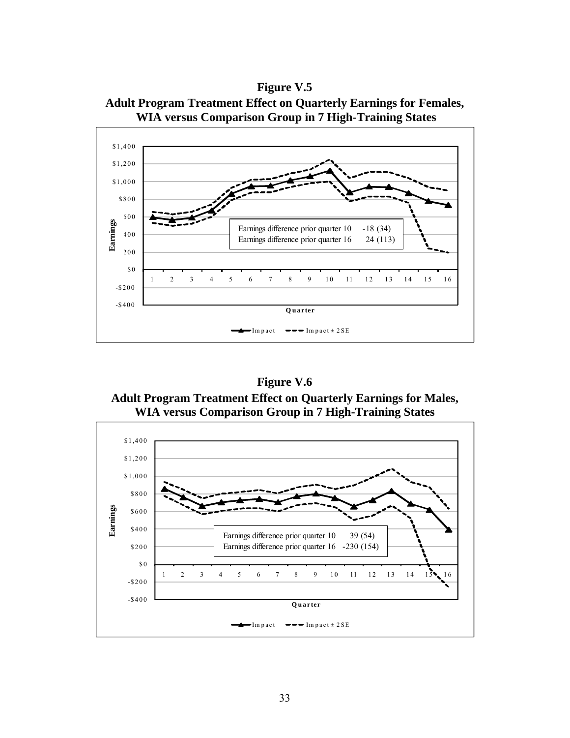**Figure V.5**
**Adult Program Treatment Effect on Quarterly Earnings for Females, WIA versus Comparison Group in 7 High-Training States**

Earnings difference prior quarter 10  -18 (34)
Earnings difference prior quarter 16  24 (113)

**Figure V.6**
**Adult Program Treatment Effect on Quarterly Earnings for Males, WIA versus Comparison Group in 7 High-Training States**

Earnings difference prior quarter 10  39 (54)
Earnings difference prior quarter 16  -230 (154)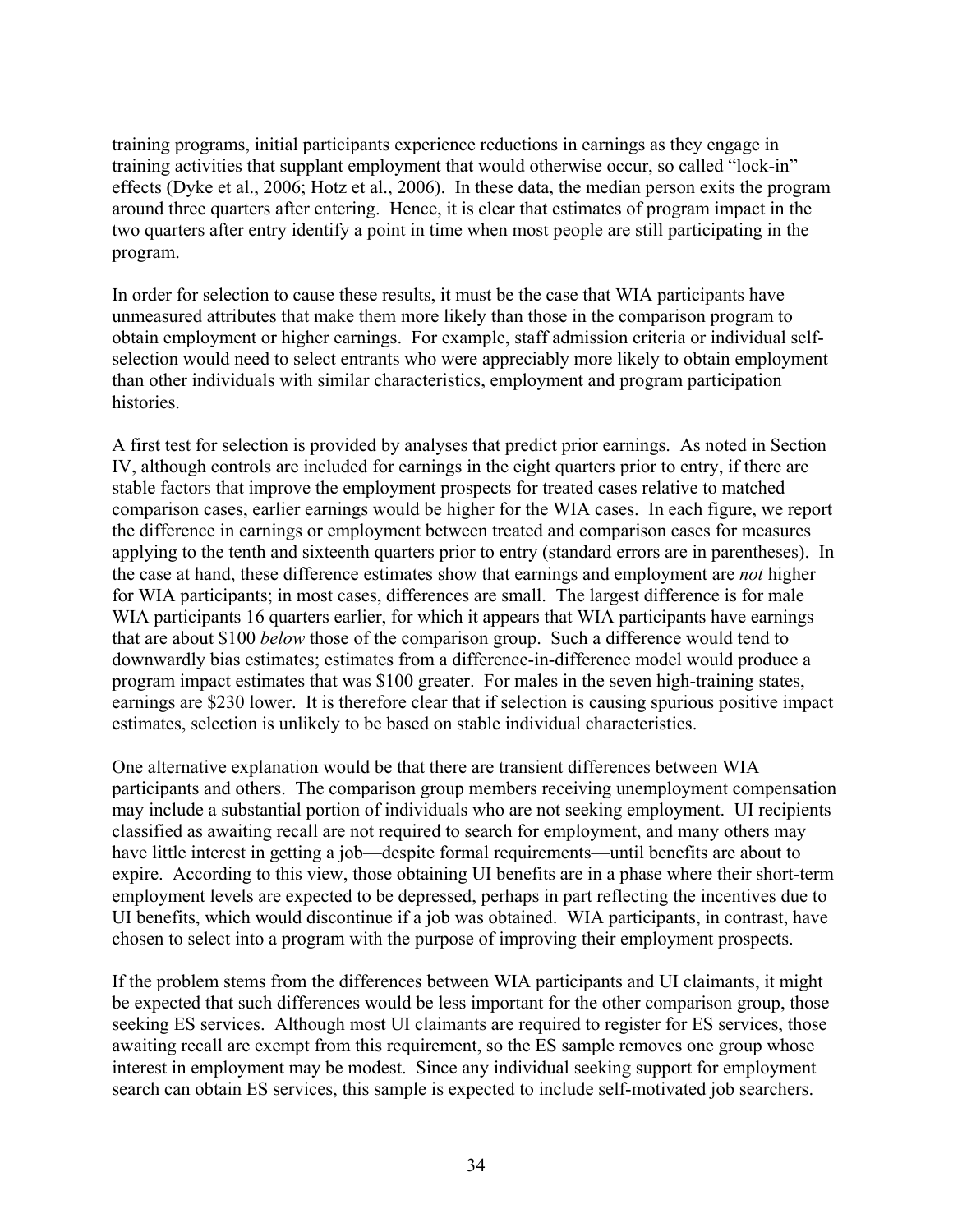training programs, initial participants experience reductions in earnings as they engage in training activities that supplant employment that would otherwise occur, so called "lock-in" effects (Dyke et al., 2006; Hotz et al., 2006). In these data, the median person exits the program around three quarters after entering. Hence, it is clear that estimates of program impact in the two quarters after entry identify a point in time when most people are still participating in the program.

In order for selection to cause these results, it must be the case that WIA participants have unmeasured attributes that make them more likely than those in the comparison program to obtain employment or higher earnings. For example, staff admission criteria or individual self-selection would need to select entrants who were appreciably more likely to obtain employment than other individuals with similar characteristics, employment and program participation histories.

A first test for selection is provided by analyses that predict prior earnings. As noted in Section IV, although controls are included for earnings in the eight quarters prior to entry, if there are stable factors that improve the employment prospects for treated cases relative to matched comparison cases, earlier earnings would be higher for the WIA cases. In each figure, we report the difference in earnings or employment between treated and comparison cases for measures applying to the tenth and sixteenth quarters prior to entry (standard errors are in parentheses). In the case at hand, these difference estimates show that earnings and employment are *not* higher for WIA participants; in most cases, differences are small. The largest difference is for male WIA participants 16 quarters earlier, for which it appears that WIA participants have earnings that are about $100 *below* those of the comparison group. Such a difference would tend to downwardly bias estimates; estimates from a difference-in-difference model would produce a program impact estimates that was $100 greater. For males in the seven high-training states, earnings are $230 lower. It is therefore clear that if selection is causing spurious positive impact estimates, selection is unlikely to be based on stable individual characteristics.

One alternative explanation would be that there are transient differences between WIA participants and others. The comparison group members receiving unemployment compensation may include a substantial portion of individuals who are not seeking employment. UI recipients classified as awaiting recall are not required to search for employment, and many others may have little interest in getting a job—despite formal requirements—until benefits are about to expire. According to this view, those obtaining UI benefits are in a phase where their short-term employment levels are expected to be depressed, perhaps in part reflecting the incentives due to UI benefits, which would discontinue if a job was obtained. WIA participants, in contrast, have chosen to select into a program with the purpose of improving their employment prospects.

If the problem stems from the differences between WIA participants and UI claimants, it might be expected that such differences would be less important for the other comparison group, those seeking ES services. Although most UI claimants are required to register for ES services, those awaiting recall are exempt from this requirement, so the ES sample removes one group whose interest in employment may be modest. Since any individual seeking support for employment search can obtain ES services, this sample is expected to include self-motivated job searchers.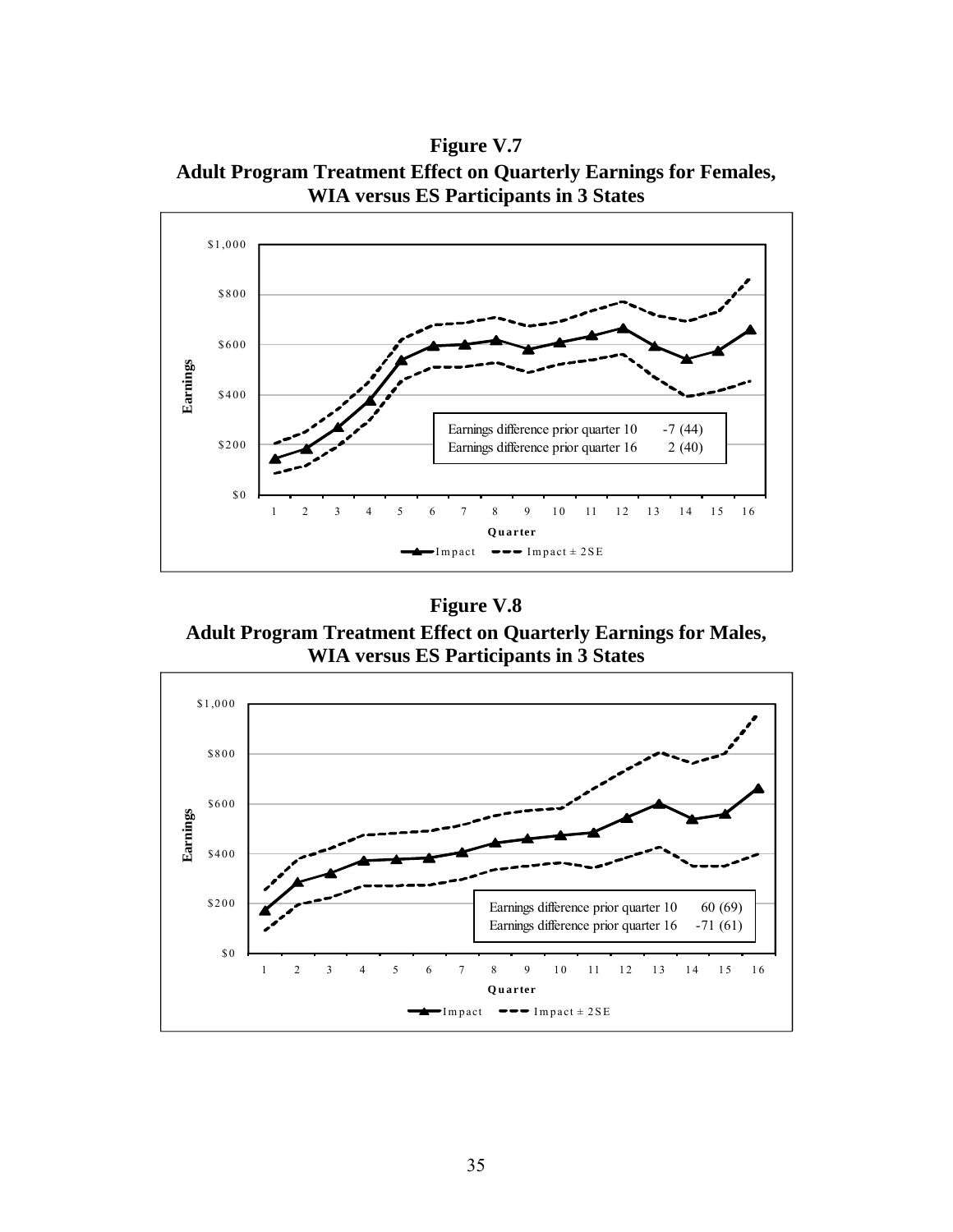**Figure V.7**
**Adult Program Treatment Effect on Quarterly Earnings for Females, WIA versus ES Participants in 3 States**

| | |
|---|---|
| Earnings difference prior quarter 10 | -7 (44) |
| Earnings difference prior quarter 16 | 2 (40) |

**Figure V.8**
**Adult Program Treatment Effect on Quarterly Earnings for Males, WIA versus ES Participants in 3 States**

| | |
|---|---|
| Earnings difference prior quarter 10 | 60 (69) |
| Earnings difference prior quarter 16 | -71 (61) |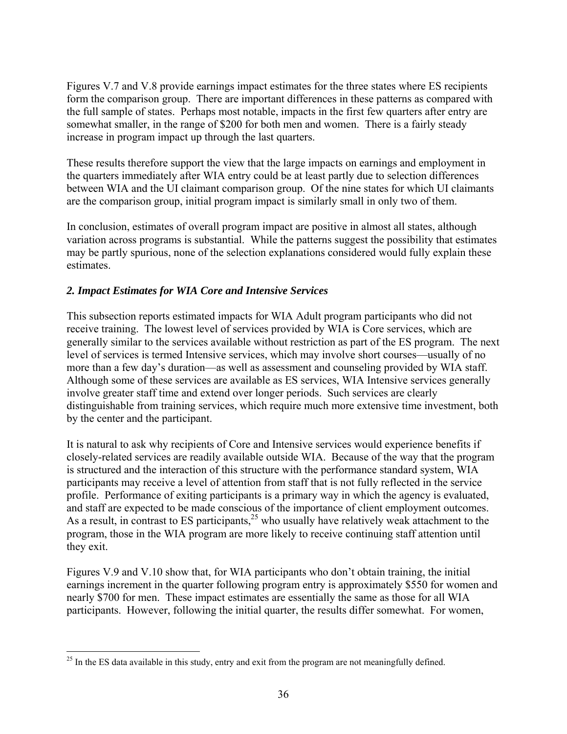Figures V.7 and V.8 provide earnings impact estimates for the three states where ES recipients form the comparison group. There are important differences in these patterns as compared with the full sample of states. Perhaps most notable, impacts in the first few quarters after entry are somewhat smaller, in the range of $200 for both men and women. There is a fairly steady increase in program impact up through the last quarters.

These results therefore support the view that the large impacts on earnings and employment in the quarters immediately after WIA entry could be at least partly due to selection differences between WIA and the UI claimant comparison group. Of the nine states for which UI claimants are the comparison group, initial program impact is similarly small in only two of them.

In conclusion, estimates of overall program impact are positive in almost all states, although variation across programs is substantial. While the patterns suggest the possibility that estimates may be partly spurious, none of the selection explanations considered would fully explain these estimates.

### *2. Impact Estimates for WIA Core and Intensive Services*

This subsection reports estimated impacts for WIA Adult program participants who did not receive training. The lowest level of services provided by WIA is Core services, which are generally similar to the services available without restriction as part of the ES program. The next level of services is termed Intensive services, which may involve short courses—usually of no more than a few day's duration—as well as assessment and counseling provided by WIA staff. Although some of these services are available as ES services, WIA Intensive services generally involve greater staff time and extend over longer periods. Such services are clearly distinguishable from training services, which require much more extensive time investment, both by the center and the participant.

It is natural to ask why recipients of Core and Intensive services would experience benefits if closely-related services are readily available outside WIA. Because of the way that the program is structured and the interaction of this structure with the performance standard system, WIA participants may receive a level of attention from staff that is not fully reflected in the service profile. Performance of exiting participants is a primary way in which the agency is evaluated, and staff are expected to be made conscious of the importance of client employment outcomes. As a result, in contrast to ES participants,[25] who usually have relatively weak attachment to the program, those in the WIA program are more likely to receive continuing staff attention until they exit.

Figures V.9 and V.10 show that, for WIA participants who don't obtain training, the initial earnings increment in the quarter following program entry is approximately $550 for women and nearly $700 for men. These impact estimates are essentially the same as those for all WIA participants. However, following the initial quarter, the results differ somewhat. For women,

[25] In the ES data available in this study, entry and exit from the program are not meaningfully defined.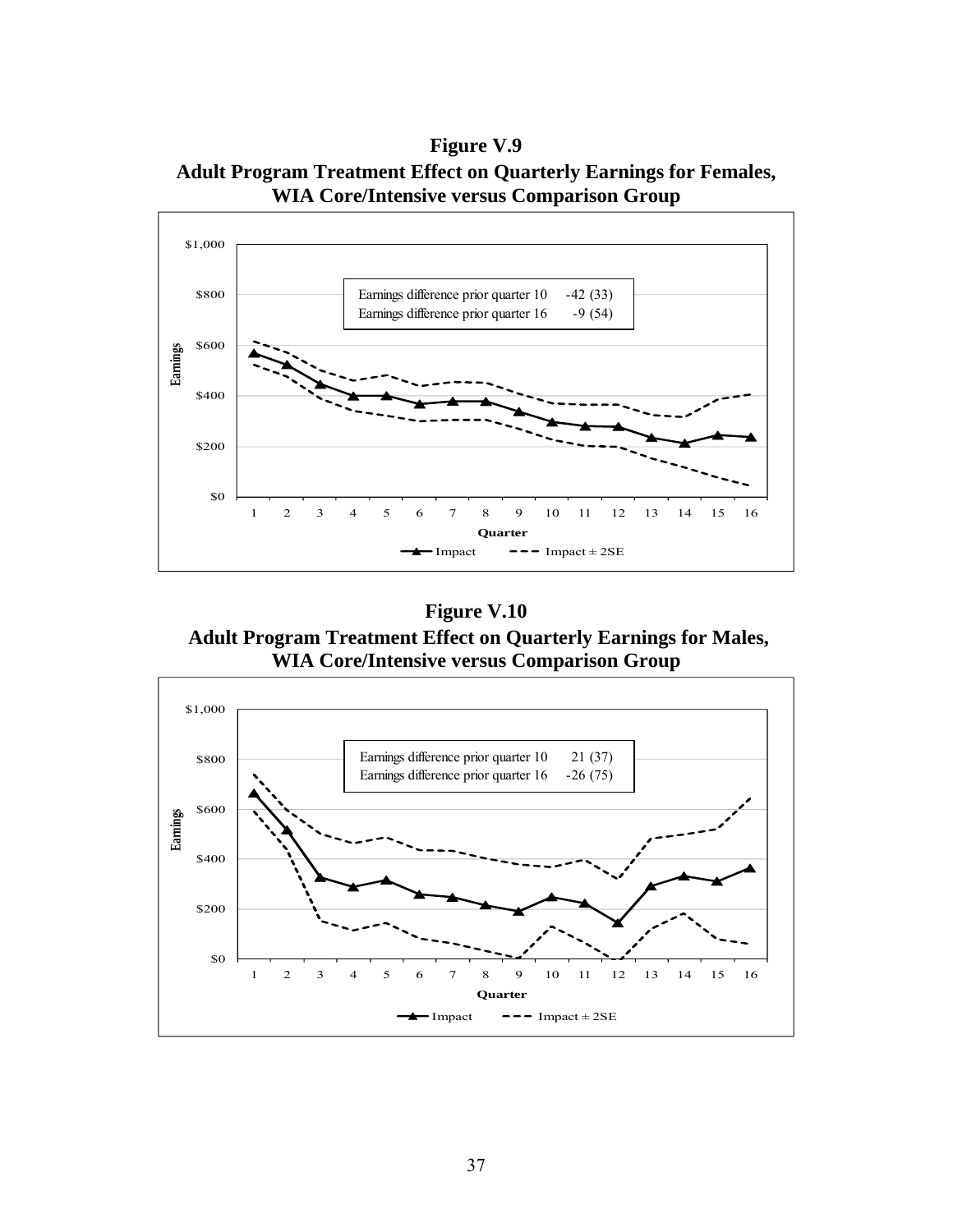**Figure V.9**
**Adult Program Treatment Effect on Quarterly Earnings for Females, WIA Core/Intensive versus Comparison Group**

| | |
|---|---|
| Earnings difference prior quarter 10 | -42 (33) |
| Earnings difference prior quarter 16 | -9 (54) |

**Figure V.10**
**Adult Program Treatment Effect on Quarterly Earnings for Males, WIA Core/Intensive versus Comparison Group**

| | |
|---|---|
| Earnings difference prior quarter 10 | 21 (37) |
| Earnings difference prior quarter 16 | -26 (75) |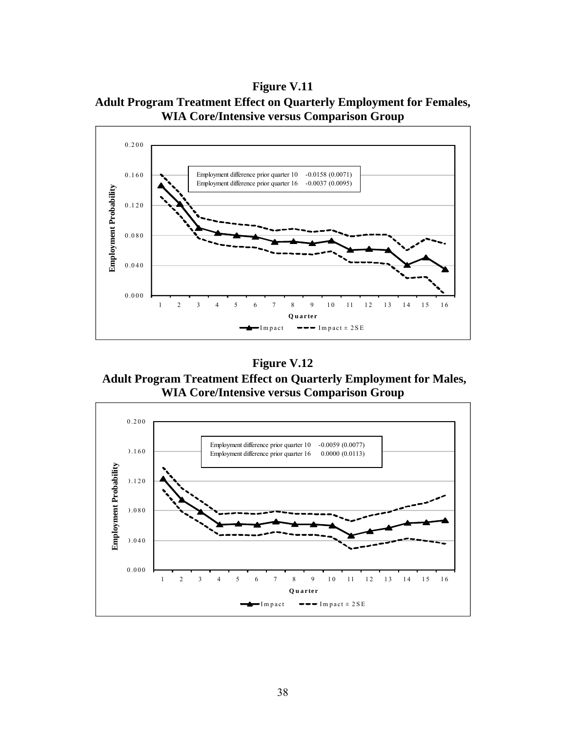**Figure V.11**
**Adult Program Treatment Effect on Quarterly Employment for Females, WIA Core/Intensive versus Comparison Group**

Employment difference prior quarter 10 -0.0158 (0.0071)
Employment difference prior quarter 16 -0.0037 (0.0095)

**Figure V.12**
**Adult Program Treatment Effect on Quarterly Employment for Males, WIA Core/Intensive versus Comparison Group**

Employment difference prior quarter 10 -0.0059 (0.0077)
Employment difference prior quarter 16 0.0000 (0.0113)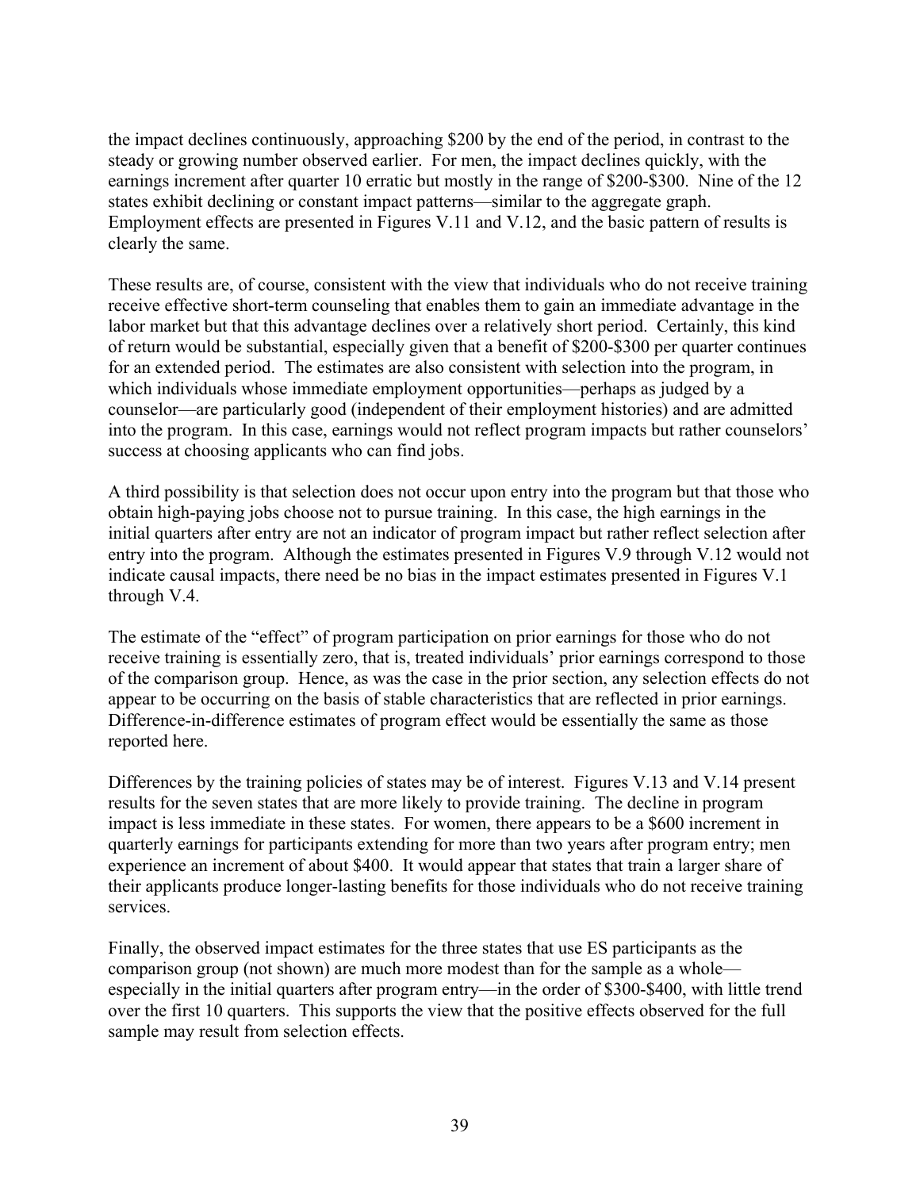the impact declines continuously, approaching $200 by the end of the period, in contrast to the steady or growing number observed earlier. For men, the impact declines quickly, with the earnings increment after quarter 10 erratic but mostly in the range of $200-$300. Nine of the 12 states exhibit declining or constant impact patterns—similar to the aggregate graph. Employment effects are presented in Figures V.11 and V.12, and the basic pattern of results is clearly the same.

These results are, of course, consistent with the view that individuals who do not receive training receive effective short-term counseling that enables them to gain an immediate advantage in the labor market but that this advantage declines over a relatively short period. Certainly, this kind of return would be substantial, especially given that a benefit of $200-$300 per quarter continues for an extended period. The estimates are also consistent with selection into the program, in which individuals whose immediate employment opportunities—perhaps as judged by a counselor—are particularly good (independent of their employment histories) and are admitted into the program. In this case, earnings would not reflect program impacts but rather counselors' success at choosing applicants who can find jobs.

A third possibility is that selection does not occur upon entry into the program but that those who obtain high-paying jobs choose not to pursue training. In this case, the high earnings in the initial quarters after entry are not an indicator of program impact but rather reflect selection after entry into the program. Although the estimates presented in Figures V.9 through V.12 would not indicate causal impacts, there need be no bias in the impact estimates presented in Figures V.1 through V.4.

The estimate of the "effect" of program participation on prior earnings for those who do not receive training is essentially zero, that is, treated individuals' prior earnings correspond to those of the comparison group. Hence, as was the case in the prior section, any selection effects do not appear to be occurring on the basis of stable characteristics that are reflected in prior earnings. Difference-in-difference estimates of program effect would be essentially the same as those reported here.

Differences by the training policies of states may be of interest. Figures V.13 and V.14 present results for the seven states that are more likely to provide training. The decline in program impact is less immediate in these states. For women, there appears to be a $600 increment in quarterly earnings for participants extending for more than two years after program entry; men experience an increment of about $400. It would appear that states that train a larger share of their applicants produce longer-lasting benefits for those individuals who do not receive training services.

Finally, the observed impact estimates for the three states that use ES participants as the comparison group (not shown) are much more modest than for the sample as a whole—especially in the initial quarters after program entry—in the order of $300-$400, with little trend over the first 10 quarters. This supports the view that the positive effects observed for the full sample may result from selection effects.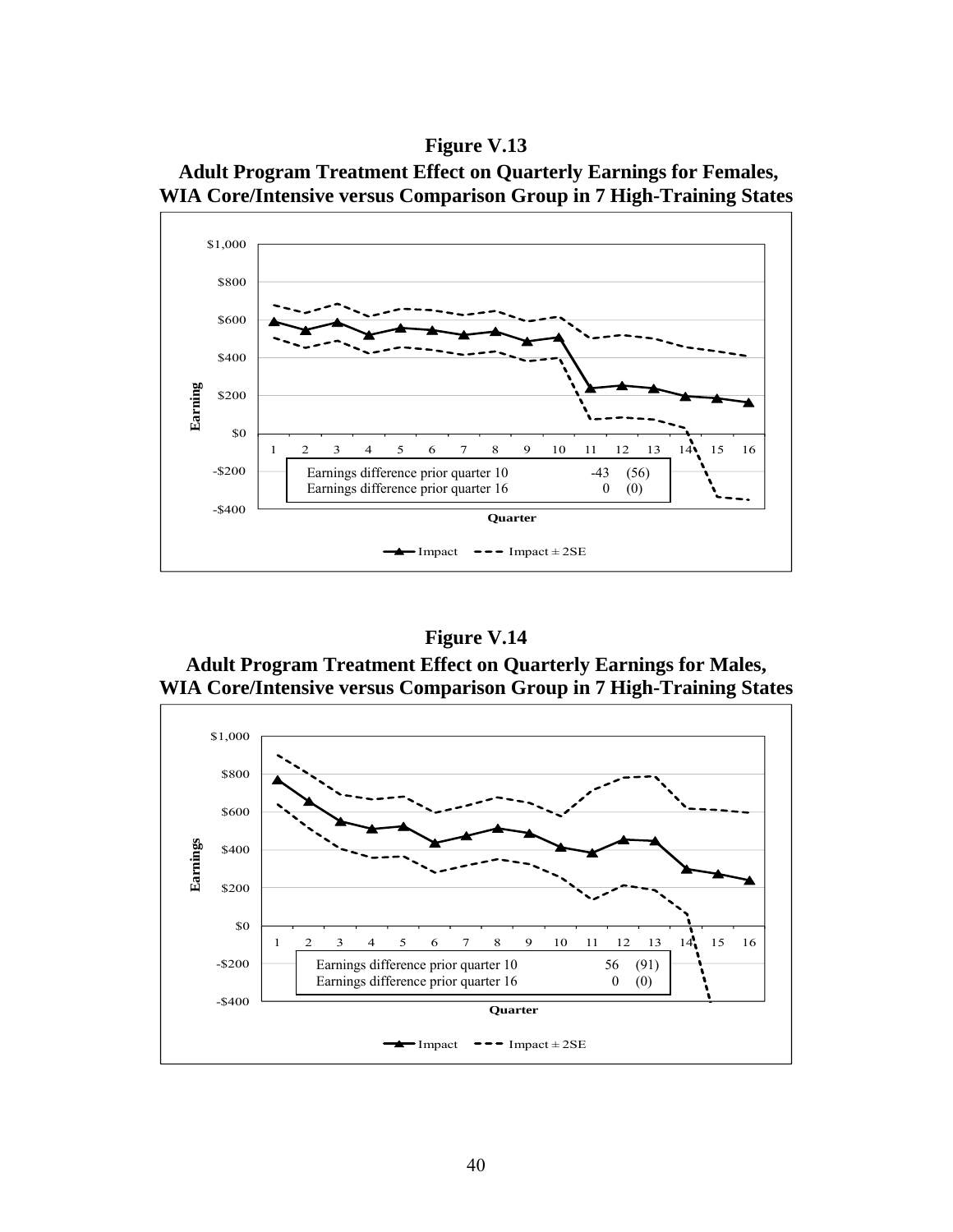**Figure V.13**
**Adult Program Treatment Effect on Quarterly Earnings for Females, WIA Core/Intensive versus Comparison Group in 7 High-Training States**

| | | |
|---|---|---|
| Earnings difference prior quarter 10 | -43 | (56) |
| Earnings difference prior quarter 16 | 0 | (0) |

**Figure V.14**
**Adult Program Treatment Effect on Quarterly Earnings for Males, WIA Core/Intensive versus Comparison Group in 7 High-Training States**

| | | |
|---|---|---|
| Earnings difference prior quarter 10 | 56 | (91) |
| Earnings difference prior quarter 16 | 0 | (0) |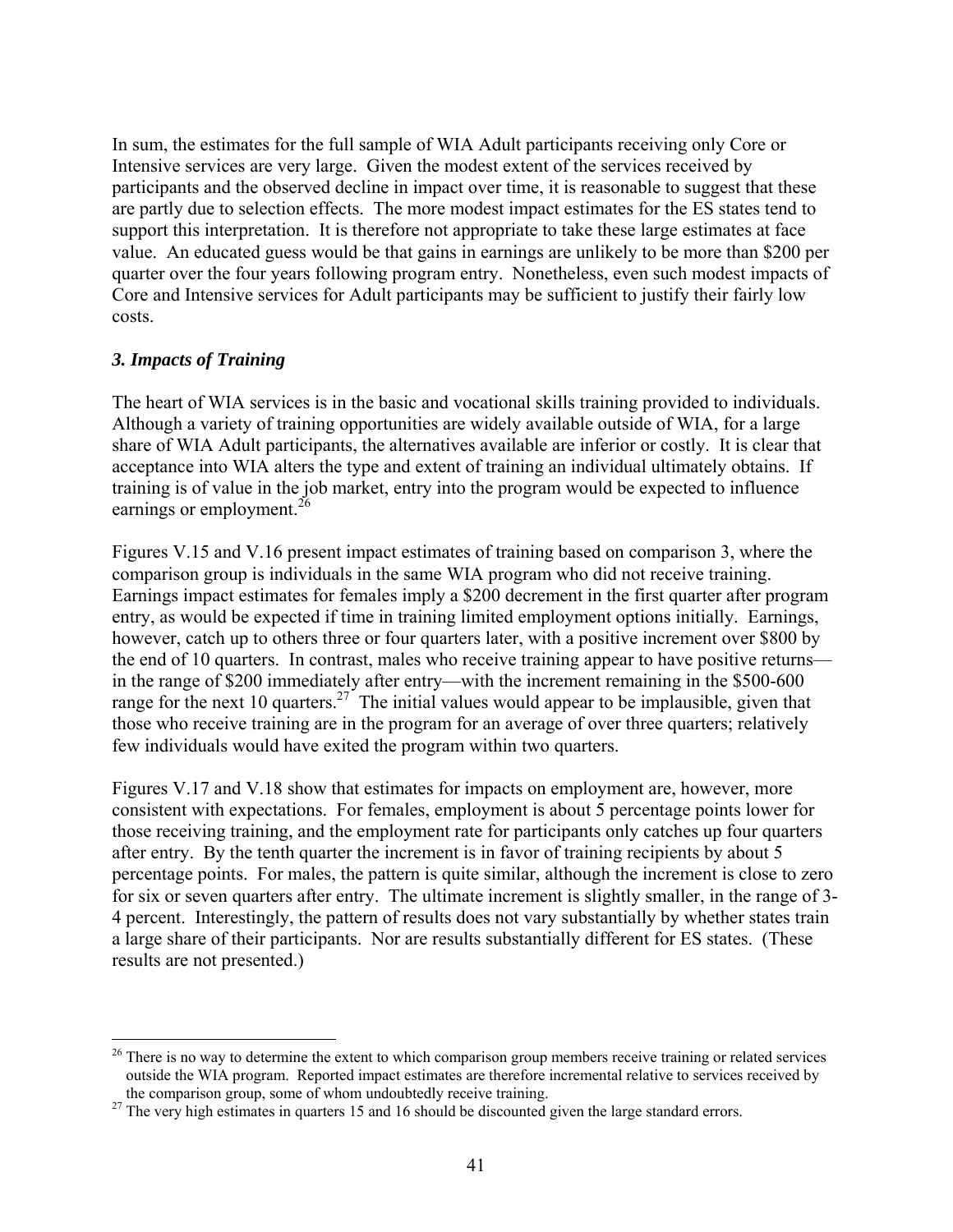In sum, the estimates for the full sample of WIA Adult participants receiving only Core or Intensive services are very large. Given the modest extent of the services received by participants and the observed decline in impact over time, it is reasonable to suggest that these are partly due to selection effects. The more modest impact estimates for the ES states tend to support this interpretation. It is therefore not appropriate to take these large estimates at face value. An educated guess would be that gains in earnings are unlikely to be more than \$200 per quarter over the four years following program entry. Nonetheless, even such modest impacts of Core and Intensive services for Adult participants may be sufficient to justify their fairly low costs.

### *3. Impacts of Training*

The heart of WIA services is in the basic and vocational skills training provided to individuals. Although a variety of training opportunities are widely available outside of WIA, for a large share of WIA Adult participants, the alternatives available are inferior or costly. It is clear that acceptance into WIA alters the type and extent of training an individual ultimately obtains. If training is of value in the job market, entry into the program would be expected to influence earnings or employment.[26]

Figures V.15 and V.16 present impact estimates of training based on comparison 3, where the comparison group is individuals in the same WIA program who did not receive training. Earnings impact estimates for females imply a \$200 decrement in the first quarter after program entry, as would be expected if time in training limited employment options initially. Earnings, however, catch up to others three or four quarters later, with a positive increment over \$800 by the end of 10 quarters. In contrast, males who receive training appear to have positive returns—in the range of \$200 immediately after entry—with the increment remaining in the \$500-600 range for the next 10 quarters.[27] The initial values would appear to be implausible, given that those who receive training are in the program for an average of over three quarters; relatively few individuals would have exited the program within two quarters.

Figures V.17 and V.18 show that estimates for impacts on employment are, however, more consistent with expectations. For females, employment is about 5 percentage points lower for those receiving training, and the employment rate for participants only catches up four quarters after entry. By the tenth quarter the increment is in favor of training recipients by about 5 percentage points. For males, the pattern is quite similar, although the increment is close to zero for six or seven quarters after entry. The ultimate increment is slightly smaller, in the range of 3-4 percent. Interestingly, the pattern of results does not vary substantially by whether states train a large share of their participants. Nor are results substantially different for ES states. (These results are not presented.)

---

[26] There is no way to determine the extent to which comparison group members receive training or related services outside the WIA program. Reported impact estimates are therefore incremental relative to services received by the comparison group, some of whom undoubtedly receive training.

[27] The very high estimates in quarters 15 and 16 should be discounted given the large standard errors.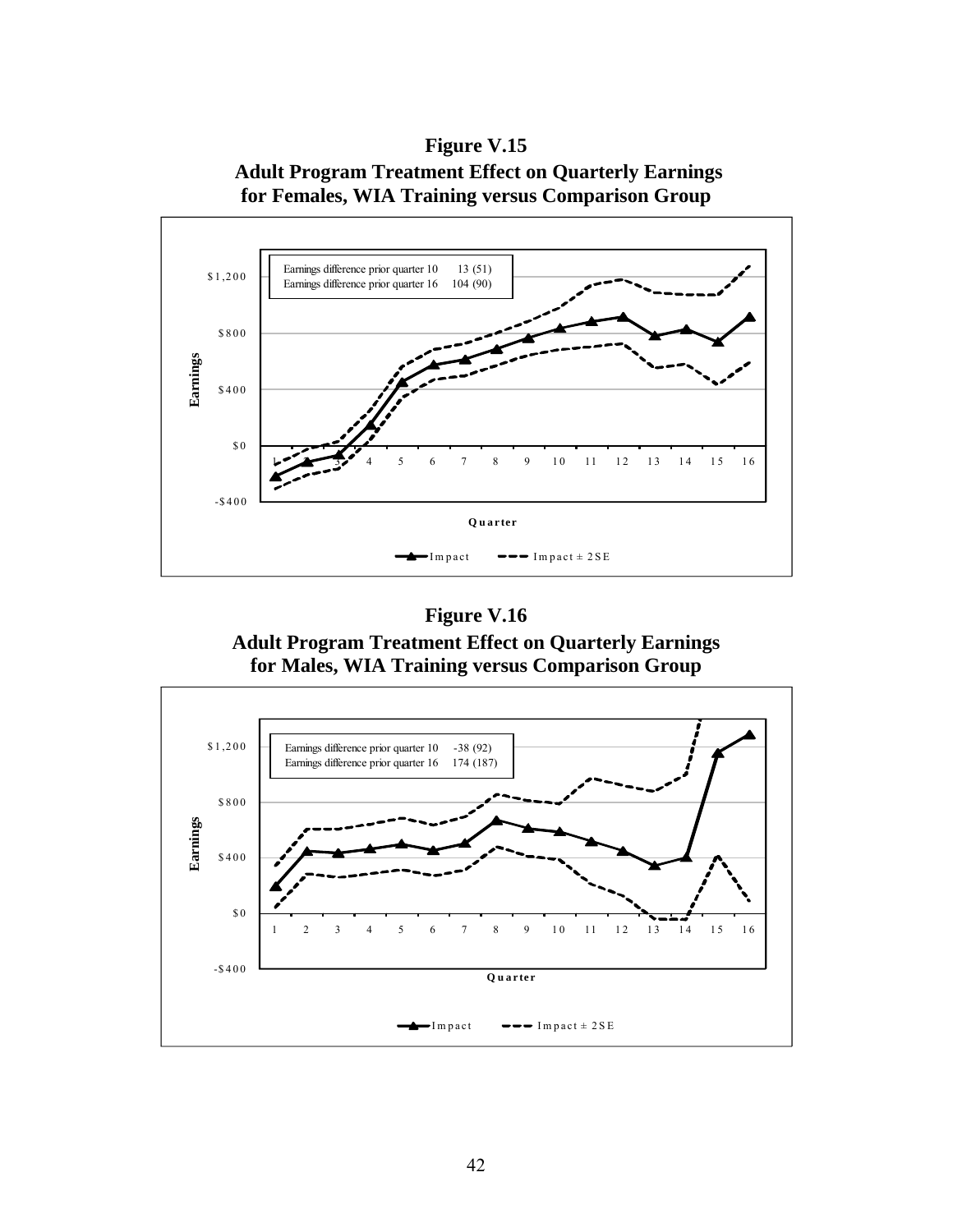**Figure V.15**
**Adult Program Treatment Effect on Quarterly Earnings for Females, WIA Training versus Comparison Group**

| | |
|---|---|
| Earnings difference prior quarter 10 | 13 (51) |
| Earnings difference prior quarter 16 | 104 (90) |

Earnings

Quarter

Impact — Impact ± 2SE

**Figure V.16**
**Adult Program Treatment Effect on Quarterly Earnings for Males, WIA Training versus Comparison Group**

| | |
|---|---|
| Earnings difference prior quarter 10 | -38 (92) |
| Earnings difference prior quarter 16 | 174 (187) |

Earnings

Quarter

Impact — Impact ± 2SE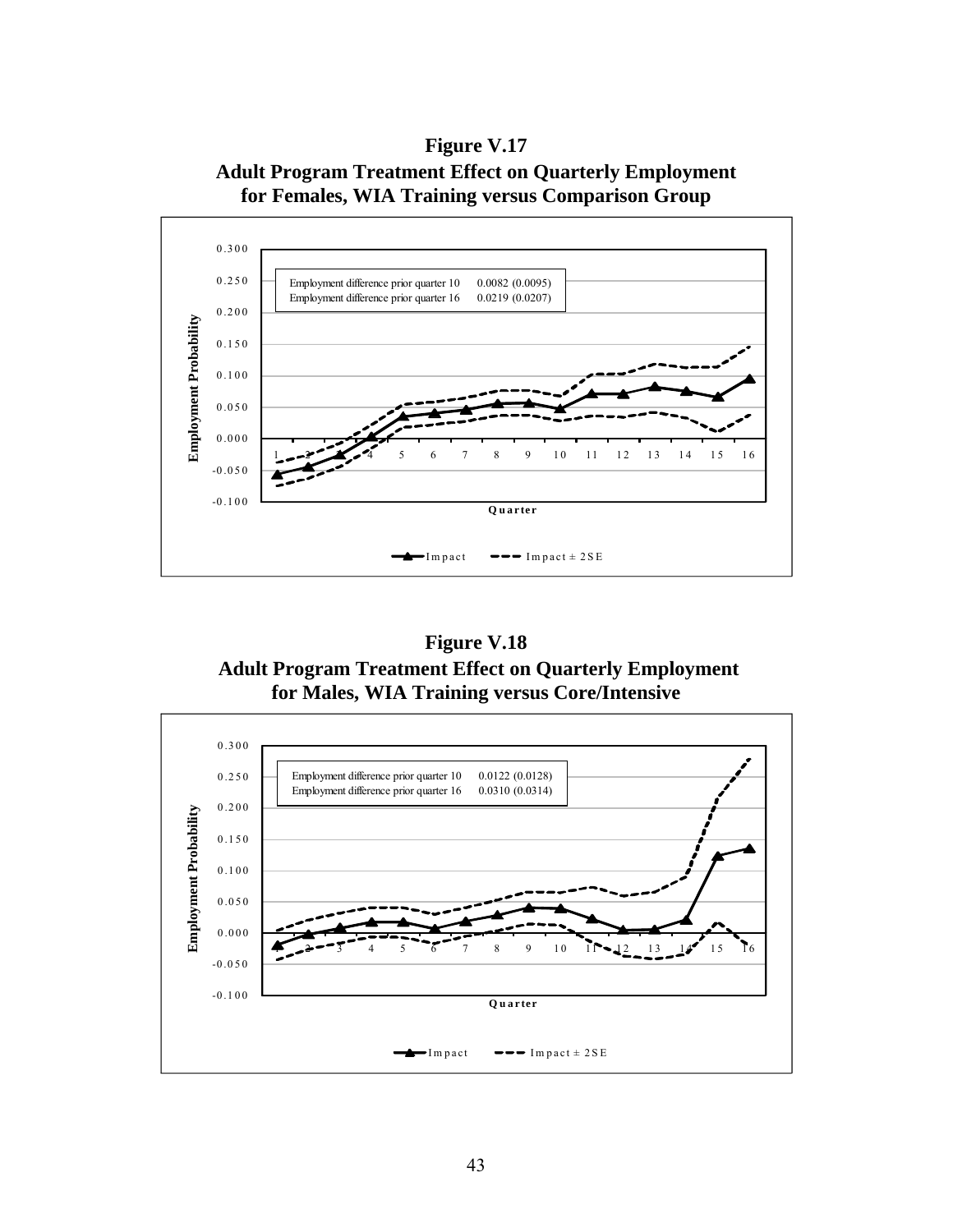**Figure V.17**
**Adult Program Treatment Effect on Quarterly Employment for Females, WIA Training versus Comparison Group**

| | |
|---|---|
| Employment difference prior quarter 10 | 0.0082 (0.0095) |
| Employment difference prior quarter 16 | 0.0219 (0.0207) |

**Figure V.18**
**Adult Program Treatment Effect on Quarterly Employment for Males, WIA Training versus Core/Intensive**

| | |
|---|---|
| Employment difference prior quarter 10 | 0.0122 (0.0128) |
| Employment difference prior quarter 16 | 0.0310 (0.0314) |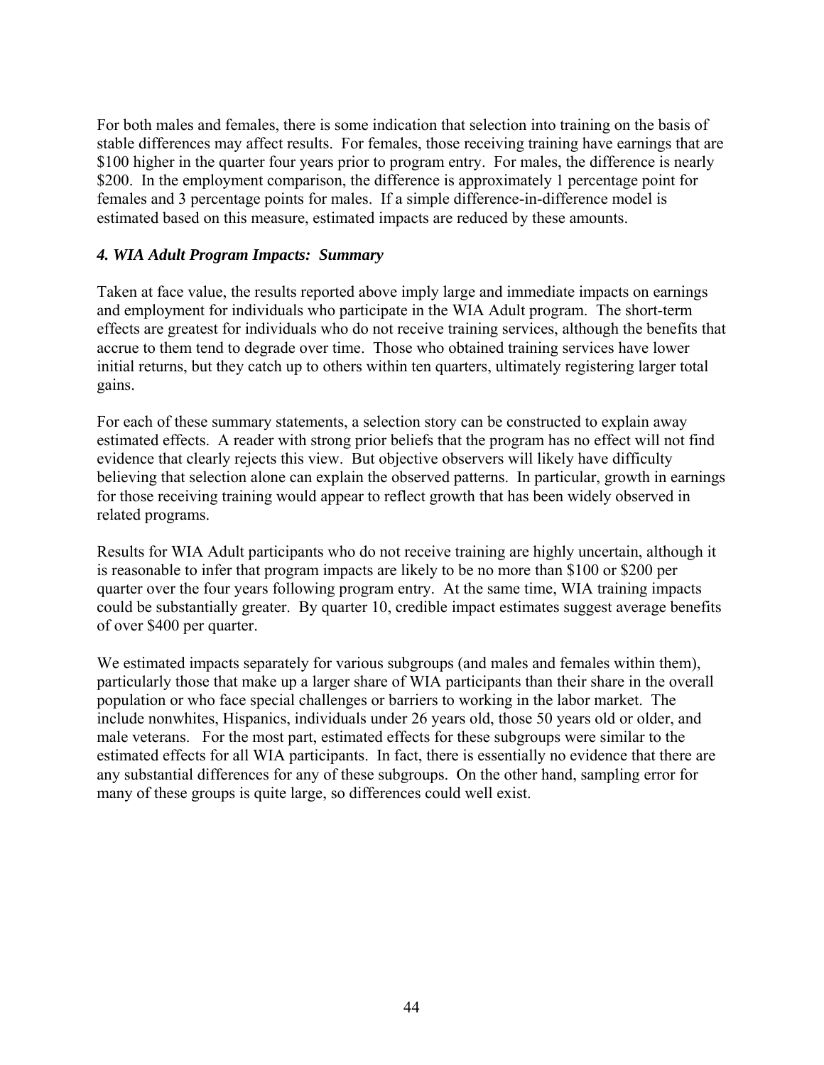For both males and females, there is some indication that selection into training on the basis of stable differences may affect results. For females, those receiving training have earnings that are \$100 higher in the quarter four years prior to program entry. For males, the difference is nearly \$200. In the employment comparison, the difference is approximately 1 percentage point for females and 3 percentage points for males. If a simple difference-in-difference model is estimated based on this measure, estimated impacts are reduced by these amounts.

### *4. WIA Adult Program Impacts: Summary*

Taken at face value, the results reported above imply large and immediate impacts on earnings and employment for individuals who participate in the WIA Adult program. The short-term effects are greatest for individuals who do not receive training services, although the benefits that accrue to them tend to degrade over time. Those who obtained training services have lower initial returns, but they catch up to others within ten quarters, ultimately registering larger total gains.

For each of these summary statements, a selection story can be constructed to explain away estimated effects. A reader with strong prior beliefs that the program has no effect will not find evidence that clearly rejects this view. But objective observers will likely have difficulty believing that selection alone can explain the observed patterns. In particular, growth in earnings for those receiving training would appear to reflect growth that has been widely observed in related programs.

Results for WIA Adult participants who do not receive training are highly uncertain, although it is reasonable to infer that program impacts are likely to be no more than \$100 or \$200 per quarter over the four years following program entry. At the same time, WIA training impacts could be substantially greater. By quarter 10, credible impact estimates suggest average benefits of over \$400 per quarter.

We estimated impacts separately for various subgroups (and males and females within them), particularly those that make up a larger share of WIA participants than their share in the overall population or who face special challenges or barriers to working in the labor market. The include nonwhites, Hispanics, individuals under 26 years old, those 50 years old or older, and male veterans. For the most part, estimated effects for these subgroups were similar to the estimated effects for all WIA participants. In fact, there is essentially no evidence that there are any substantial differences for any of these subgroups. On the other hand, sampling error for many of these groups is quite large, so differences could well exist.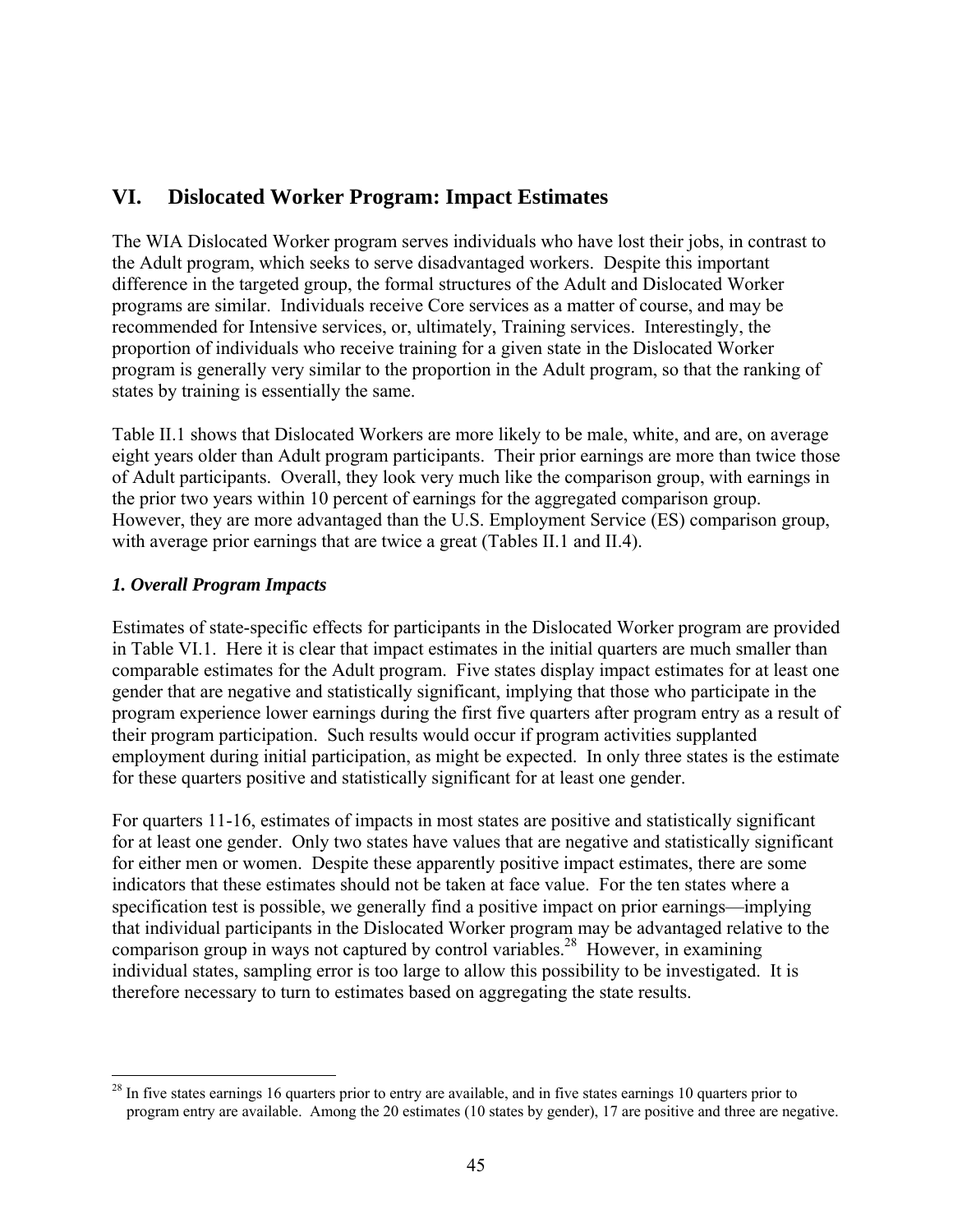# VI. Dislocated Worker Program: Impact Estimates

The WIA Dislocated Worker program serves individuals who have lost their jobs, in contrast to the Adult program, which seeks to serve disadvantaged workers. Despite this important difference in the targeted group, the formal structures of the Adult and Dislocated Worker programs are similar. Individuals receive Core services as a matter of course, and may be recommended for Intensive services, or, ultimately, Training services. Interestingly, the proportion of individuals who receive training for a given state in the Dislocated Worker program is generally very similar to the proportion in the Adult program, so that the ranking of states by training is essentially the same.

Table II.1 shows that Dislocated Workers are more likely to be male, white, and are, on average eight years older than Adult program participants. Their prior earnings are more than twice those of Adult participants. Overall, they look very much like the comparison group, with earnings in the prior two years within 10 percent of earnings for the aggregated comparison group. However, they are more advantaged than the U.S. Employment Service (ES) comparison group, with average prior earnings that are twice a great (Tables II.1 and II.4).

### *1. Overall Program Impacts*

Estimates of state-specific effects for participants in the Dislocated Worker program are provided in Table VI.1. Here it is clear that impact estimates in the initial quarters are much smaller than comparable estimates for the Adult program. Five states display impact estimates for at least one gender that are negative and statistically significant, implying that those who participate in the program experience lower earnings during the first five quarters after program entry as a result of their program participation. Such results would occur if program activities supplanted employment during initial participation, as might be expected. In only three states is the estimate for these quarters positive and statistically significant for at least one gender.

For quarters 11-16, estimates of impacts in most states are positive and statistically significant for at least one gender. Only two states have values that are negative and statistically significant for either men or women. Despite these apparently positive impact estimates, there are some indicators that these estimates should not be taken at face value. For the ten states where a specification test is possible, we generally find a positive impact on prior earnings—implying that individual participants in the Dislocated Worker program may be advantaged relative to the comparison group in ways not captured by control variables.[28] However, in examining individual states, sampling error is too large to allow this possibility to be investigated. It is therefore necessary to turn to estimates based on aggregating the state results.

---

[28] In five states earnings 16 quarters prior to entry are available, and in five states earnings 10 quarters prior to program entry are available. Among the 20 estimates (10 states by gender), 17 are positive and three are negative.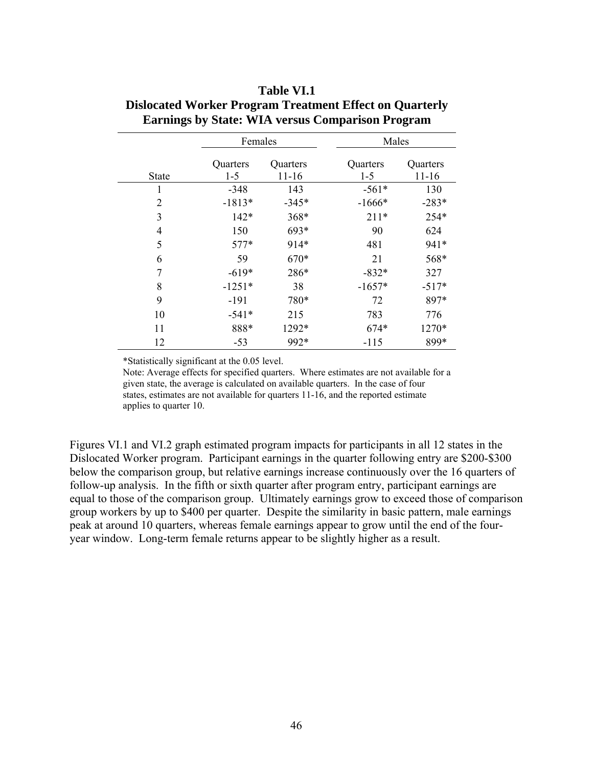**Table VI.1**
**Dislocated Worker Program Treatment Effect on Quarterly Earnings by State: WIA versus Comparison Program**

| | Females | | Males | |
|---|---|---|---|---|
| State | Quarters 1-5 | Quarters 11-16 | Quarters 1-5 | Quarters 11-16 |
| 1 | -348 | 143 | -561* | 130 |
| 2 | -1813* | -345* | -1666* | -283* |
| 3 | 142* | 368* | 211* | 254* |
| 4 | 150 | 693* | 90 | 624 |
| 5 | 577* | 914* | 481 | 941* |
| 6 | 59 | 670* | 21 | 568* |
| 7 | -619* | 286* | -832* | 327 |
| 8 | -1251* | 38 | -1657* | -517* |
| 9 | -191 | 780* | 72 | 897* |
| 10 | -541* | 215 | 783 | 776 |
| 11 | 888* | 1292* | 674* | 1270* |
| 12 | -53 | 992* | -115 | 899* |

*Statistically significant at the 0.05 level.

Note: Average effects for specified quarters. Where estimates are not available for a given state, the average is calculated on available quarters. In the case of four states, estimates are not available for quarters 11-16, and the reported estimate applies to quarter 10.

Figures VI.1 and VI.2 graph estimated program impacts for participants in all 12 states in the Dislocated Worker program. Participant earnings in the quarter following entry are $200-$300 below the comparison group, but relative earnings increase continuously over the 16 quarters of follow-up analysis. In the fifth or sixth quarter after program entry, participant earnings are equal to those of the comparison group. Ultimately earnings grow to exceed those of comparison group workers by up to $400 per quarter. Despite the similarity in basic pattern, male earnings peak at around 10 quarters, whereas female earnings appear to grow until the end of the four-year window. Long-term female returns appear to be slightly higher as a result.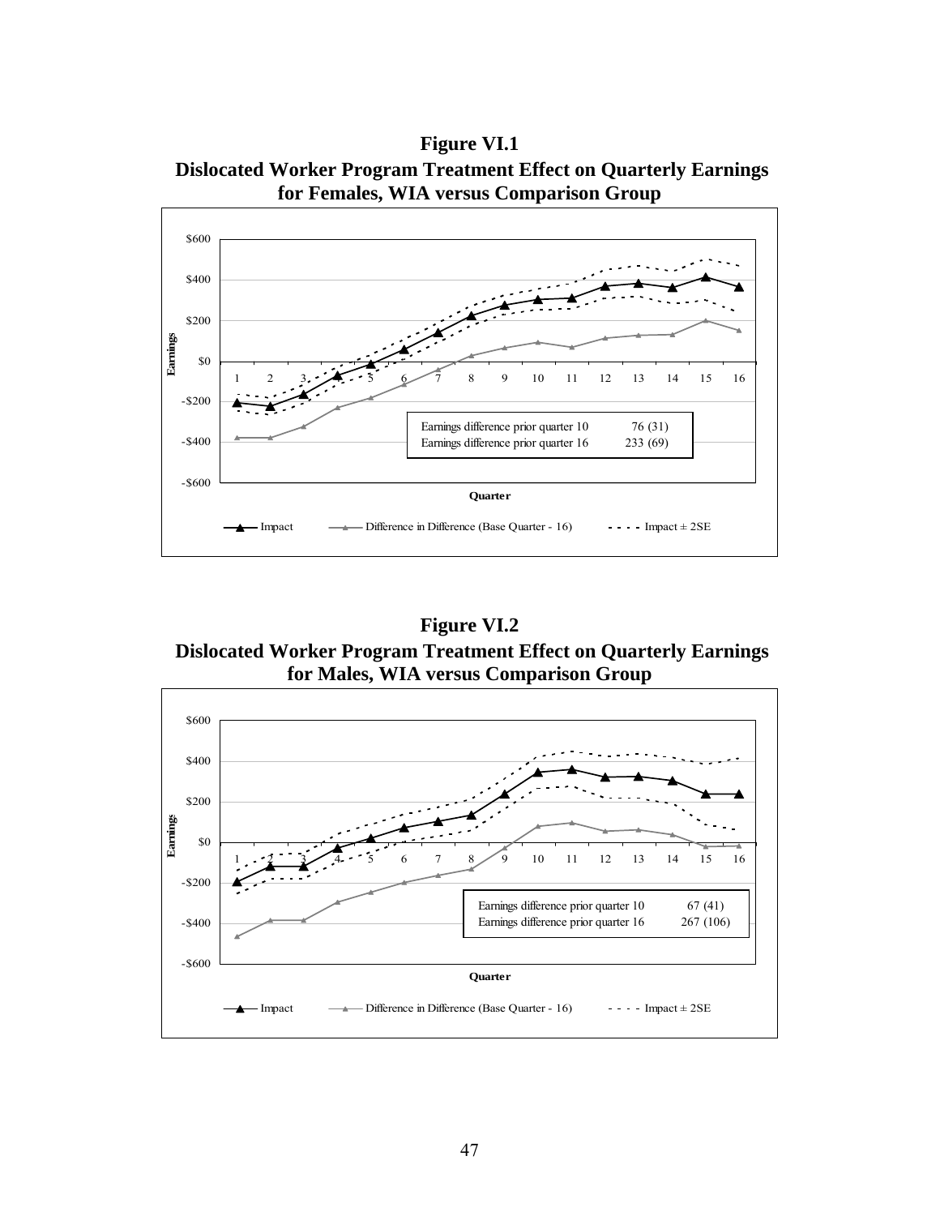**Figure VI.1**
**Dislocated Worker Program Treatment Effect on Quarterly Earnings for Females, WIA versus Comparison Group**

Earnings difference prior quarter 10 76 (31)
Earnings difference prior quarter 16 233 (69)

Impact — Difference in Difference (Base Quarter - 16) — Impact ± 2SE

**Figure VI.2**
**Dislocated Worker Program Treatment Effect on Quarterly Earnings for Males, WIA versus Comparison Group**

Earnings difference prior quarter 10 67 (41)
Earnings difference prior quarter 16 267 (106)

Impact — Difference in Difference (Base Quarter - 16) — Impact ± 2SE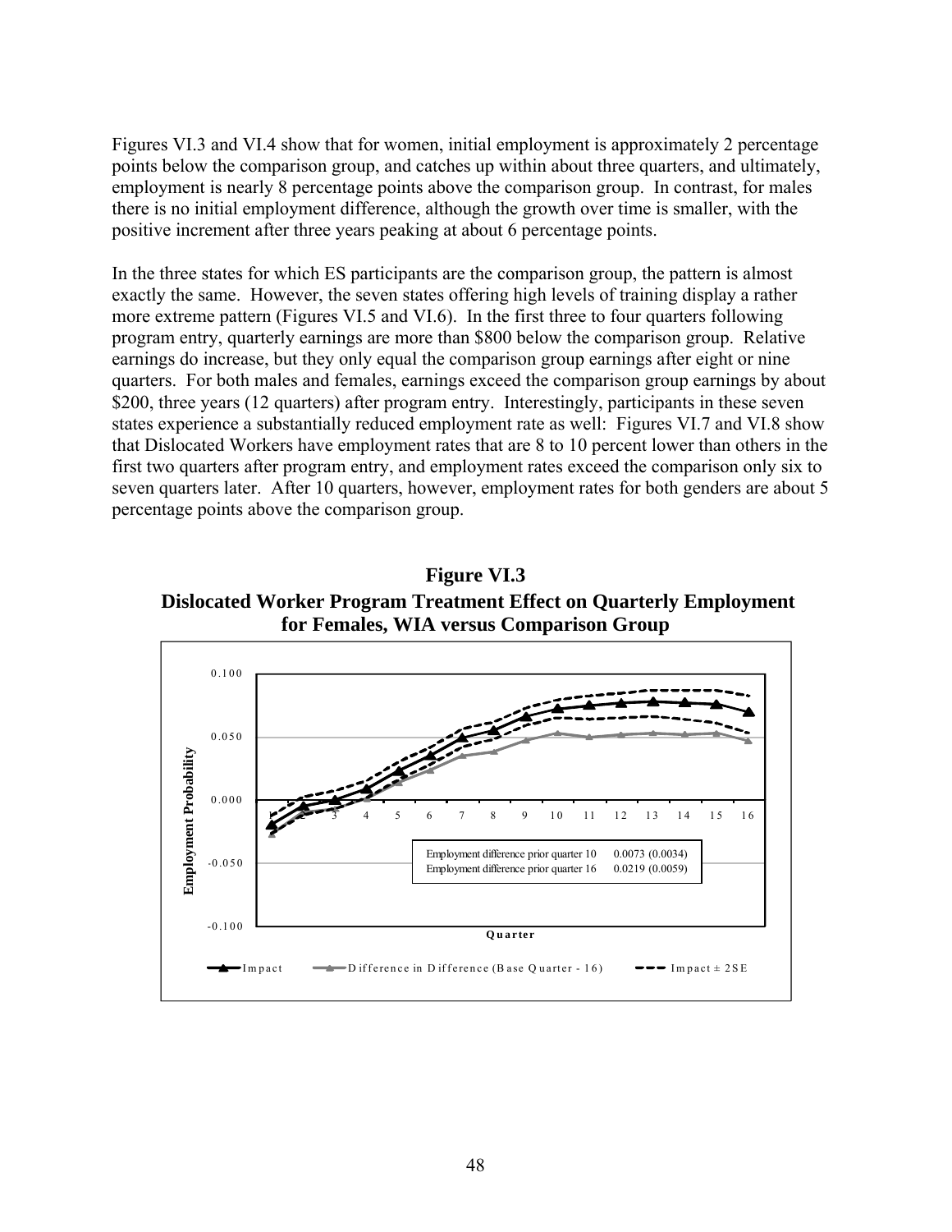Figures VI.3 and VI.4 show that for women, initial employment is approximately 2 percentage points below the comparison group, and catches up within about three quarters, and ultimately, employment is nearly 8 percentage points above the comparison group. In contrast, for males there is no initial employment difference, although the growth over time is smaller, with the positive increment after three years peaking at about 6 percentage points.

In the three states for which ES participants are the comparison group, the pattern is almost exactly the same. However, the seven states offering high levels of training display a rather more extreme pattern (Figures VI.5 and VI.6). In the first three to four quarters following program entry, quarterly earnings are more than $800 below the comparison group. Relative earnings do increase, but they only equal the comparison group earnings after eight or nine quarters. For both males and females, earnings exceed the comparison group earnings by about $200, three years (12 quarters) after program entry. Interestingly, participants in these seven states experience a substantially reduced employment rate as well: Figures VI.7 and VI.8 show that Dislocated Workers have employment rates that are 8 to 10 percent lower than others in the first two quarters after program entry, and employment rates exceed the comparison only six to seven quarters later. After 10 quarters, however, employment rates for both genders are about 5 percentage points above the comparison group.

**Figure VI.3**
**Dislocated Worker Program Treatment Effect on Quarterly Employment for Females, WIA versus Comparison Group**

Employment difference prior quarter 10 0.0073 (0.0034)
Employment difference prior quarter 16 0.0219 (0.0059)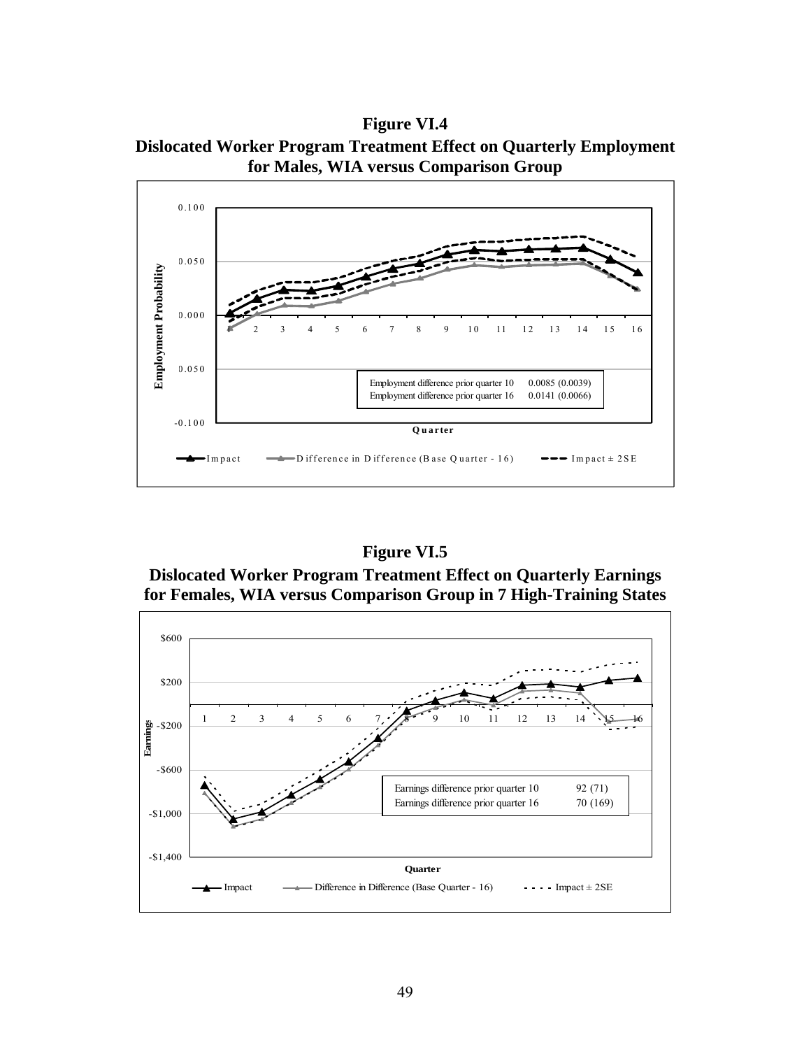**Figure VI.4**
**Dislocated Worker Program Treatment Effect on Quarterly Employment for Males, WIA versus Comparison Group**

| | |
|---|---|
| Employment difference prior quarter 10 | 0.0085 (0.0039) |
| Employment difference prior quarter 16 | 0.0141 (0.0066) |

Quarter

Impact — Difference in Difference (Base Quarter - 16) — Impact ± 2SE

**Figure VI.5**
**Dislocated Worker Program Treatment Effect on Quarterly Earnings for Females, WIA versus Comparison Group in 7 High-Training States**

| | |
|---|---|
| Earnings difference prior quarter 10 | 92 (71) |
| Earnings difference prior quarter 16 | 70 (169) |

Quarter

Impact — Difference in Difference (Base Quarter - 16) — Impact ± 2SE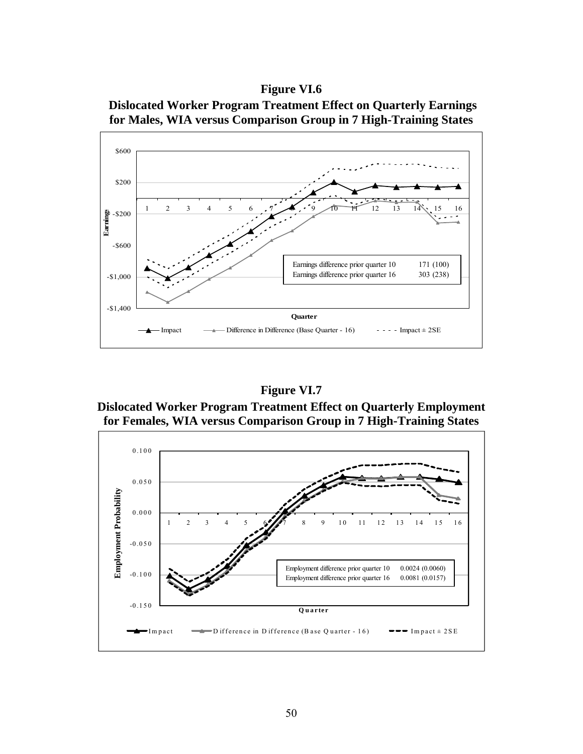**Figure VI.6**

**Dislocated Worker Program Treatment Effect on Quarterly Earnings for Males, WIA versus Comparison Group in 7 High-Training States**

| | |
|---|---|
| Earnings difference prior quarter 10 | 171 (100) |
| Earnings difference prior quarter 16 | 303 (238) |

**Figure VI.7**

**Dislocated Worker Program Treatment Effect on Quarterly Employment for Females, WIA versus Comparison Group in 7 High-Training States**

| | |
|---|---|
| Employment difference prior quarter 10 | 0.0024 (0.0060) |
| Employment difference prior quarter 16 | 0.0081 (0.0157) |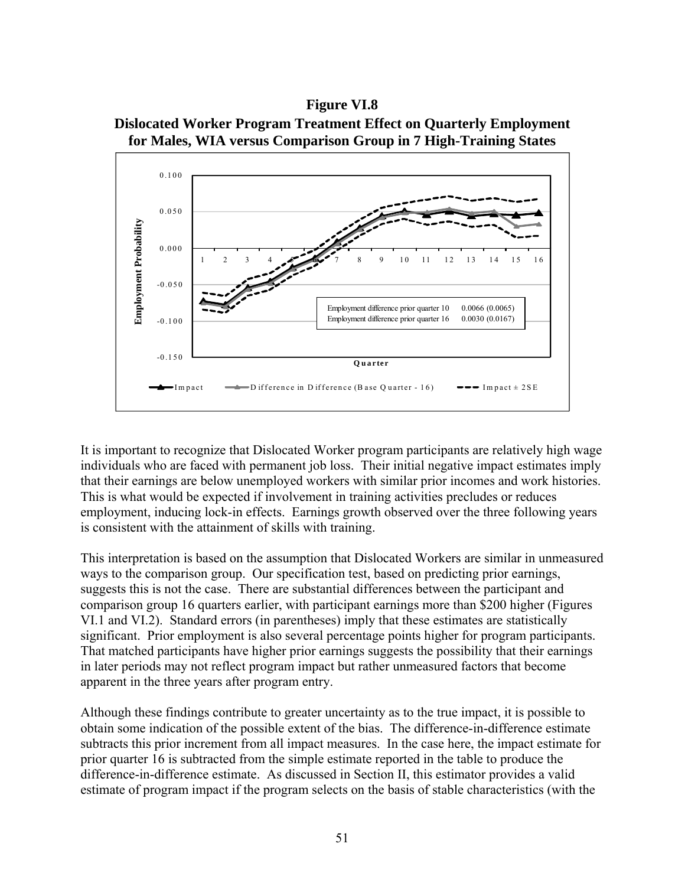**Figure VI.8**
**Dislocated Worker Program Treatment Effect on Quarterly Employment for Males, WIA versus Comparison Group in 7 High-Training States**

| | |
|---|---|
| Employment difference prior quarter 10 | 0.0066 (0.0065) |
| Employment difference prior quarter 16 | 0.0030 (0.0167) |

It is important to recognize that Dislocated Worker program participants are relatively high wage individuals who are faced with permanent job loss. Their initial negative impact estimates imply that their earnings are below unemployed workers with similar prior incomes and work histories. This is what would be expected if involvement in training activities precludes or reduces employment, inducing lock-in effects. Earnings growth observed over the three following years is consistent with the attainment of skills with training.

This interpretation is based on the assumption that Dislocated Workers are similar in unmeasured ways to the comparison group. Our specification test, based on predicting prior earnings, suggests this is not the case. There are substantial differences between the participant and comparison group 16 quarters earlier, with participant earnings more than $200 higher (Figures VI.1 and VI.2). Standard errors (in parentheses) imply that these estimates are statistically significant. Prior employment is also several percentage points higher for program participants. That matched participants have higher prior earnings suggests the possibility that their earnings in later periods may not reflect program impact but rather unmeasured factors that become apparent in the three years after program entry.

Although these findings contribute to greater uncertainty as to the true impact, it is possible to obtain some indication of the possible extent of the bias. The difference-in-difference estimate subtracts this prior increment from all impact measures. In the case here, the impact estimate for prior quarter 16 is subtracted from the simple estimate reported in the table to produce the difference-in-difference estimate. As discussed in Section II, this estimator provides a valid estimate of program impact if the program selects on the basis of stable characteristics (with the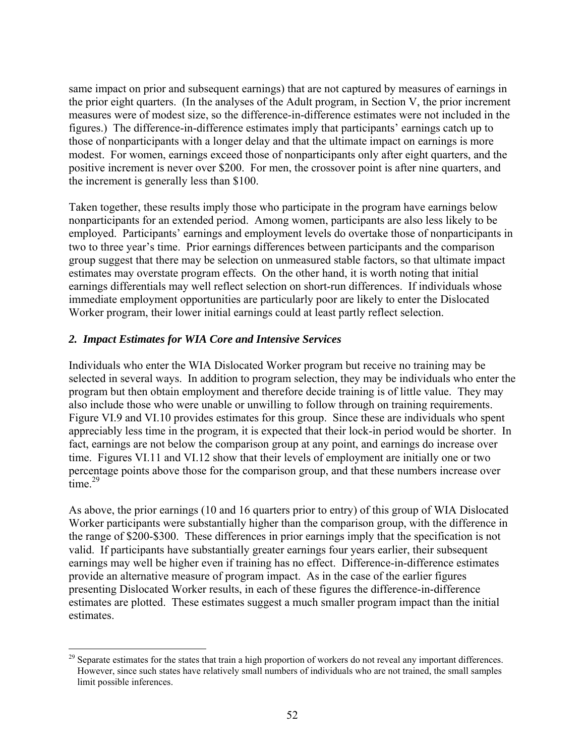same impact on prior and subsequent earnings) that are not captured by measures of earnings in the prior eight quarters. (In the analyses of the Adult program, in Section V, the prior increment measures were of modest size, so the difference-in-difference estimates were not included in the figures.) The difference-in-difference estimates imply that participants' earnings catch up to those of nonparticipants with a longer delay and that the ultimate impact on earnings is more modest. For women, earnings exceed those of nonparticipants only after eight quarters, and the positive increment is never over $200. For men, the crossover point is after nine quarters, and the increment is generally less than $100.

Taken together, these results imply those who participate in the program have earnings below nonparticipants for an extended period. Among women, participants are also less likely to be employed. Participants' earnings and employment levels do overtake those of nonparticipants in two to three year's time. Prior earnings differences between participants and the comparison group suggest that there may be selection on unmeasured stable factors, so that ultimate impact estimates may overstate program effects. On the other hand, it is worth noting that initial earnings differentials may well reflect selection on short-run differences. If individuals whose immediate employment opportunities are particularly poor are likely to enter the Dislocated Worker program, their lower initial earnings could at least partly reflect selection.

### *2. Impact Estimates for WIA Core and Intensive Services*

Individuals who enter the WIA Dislocated Worker program but receive no training may be selected in several ways. In addition to program selection, they may be individuals who enter the program but then obtain employment and therefore decide training is of little value. They may also include those who were unable or unwilling to follow through on training requirements. Figure VI.9 and VI.10 provides estimates for this group. Since these are individuals who spent appreciably less time in the program, it is expected that their lock-in period would be shorter. In fact, earnings are not below the comparison group at any point, and earnings do increase over time. Figures VI.11 and VI.12 show that their levels of employment are initially one or two percentage points above those for the comparison group, and that these numbers increase over time.[29]

As above, the prior earnings (10 and 16 quarters prior to entry) of this group of WIA Dislocated Worker participants were substantially higher than the comparison group, with the difference in the range of $200-$300. These differences in prior earnings imply that the specification is not valid. If participants have substantially greater earnings four years earlier, their subsequent earnings may well be higher even if training has no effect. Difference-in-difference estimates provide an alternative measure of program impact. As in the case of the earlier figures presenting Dislocated Worker results, in each of these figures the difference-in-difference estimates are plotted. These estimates suggest a much smaller program impact than the initial estimates.

[29] Separate estimates for the states that train a high proportion of workers do not reveal any important differences. However, since such states have relatively small numbers of individuals who are not trained, the small samples limit possible inferences.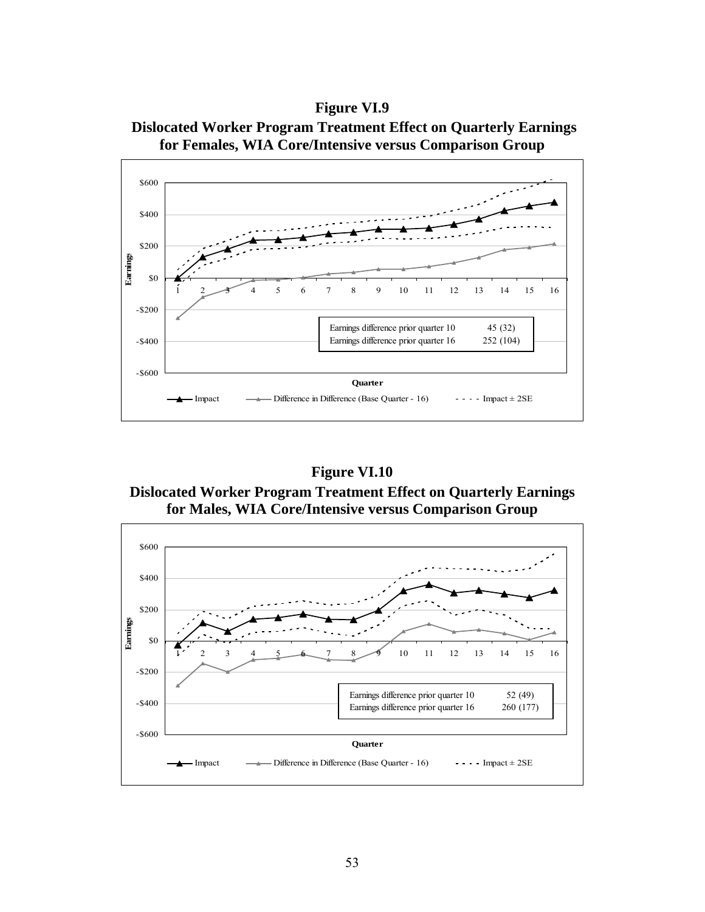**Figure VI.9**
**Dislocated Worker Program Treatment Effect on Quarterly Earnings for Females, WIA Core/Intensive versus Comparison Group**

| | |
|---|---|
| Earnings difference prior quarter 10 | 45 (32) |
| Earnings difference prior quarter 16 | 252 (104) |

Legend: Impact; Difference in Difference (Base Quarter - 16); Impact ± 2SE

**Figure VI.10**
**Dislocated Worker Program Treatment Effect on Quarterly Earnings for Males, WIA Core/Intensive versus Comparison Group**

| | |
|---|---|
| Earnings difference prior quarter 10 | 52 (49) |
| Earnings difference prior quarter 16 | 260 (177) |

Legend: Impact; Difference in Difference (Base Quarter - 16); Impact ± 2SE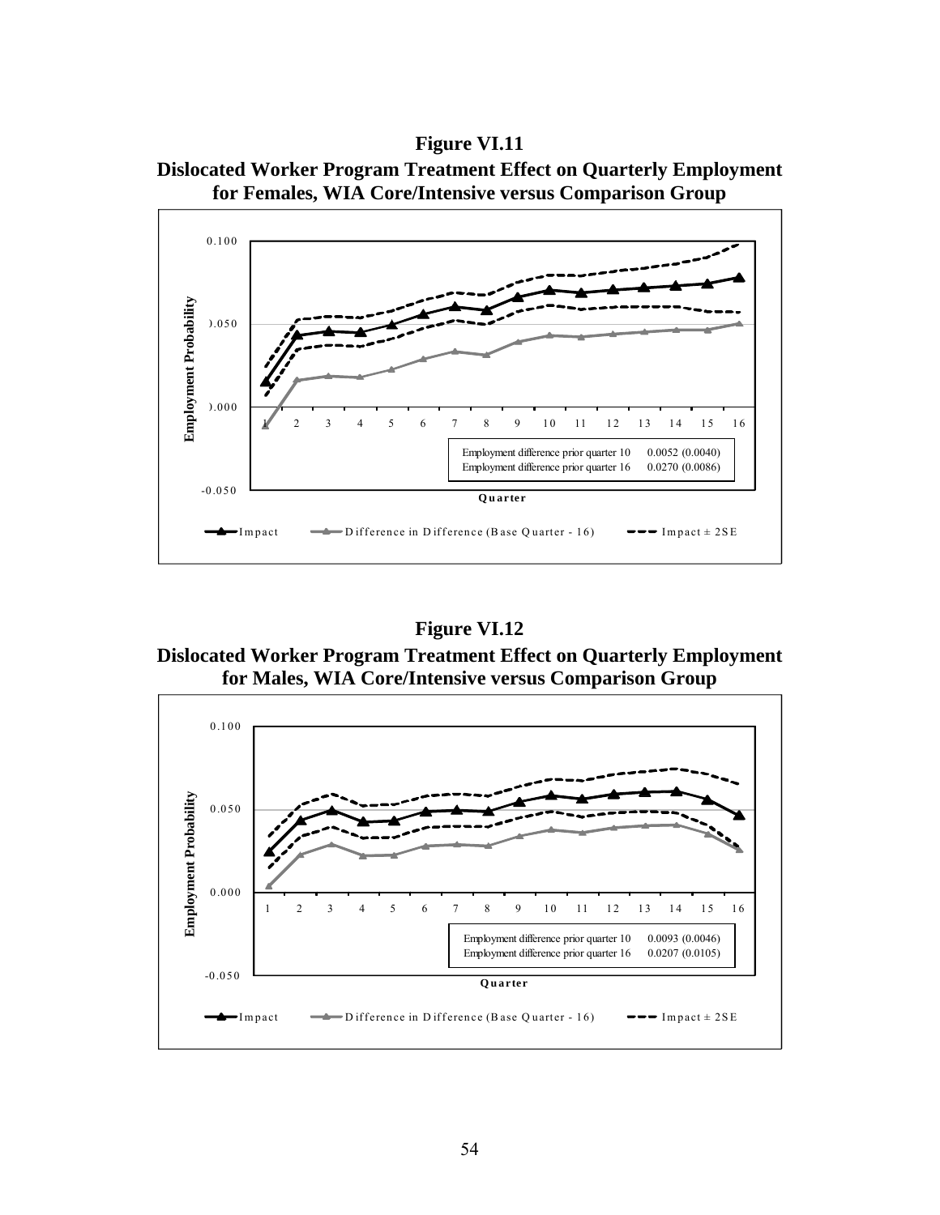**Figure VI.11**

**Dislocated Worker Program Treatment Effect on Quarterly Employment for Females, WIA Core/Intensive versus Comparison Group**

| | |
|---|---|
| Employment difference prior quarter 10 | 0.0052 (0.0040) |
| Employment difference prior quarter 16 | 0.0270 (0.0086) |

**Figure VI.12**

**Dislocated Worker Program Treatment Effect on Quarterly Employment for Males, WIA Core/Intensive versus Comparison Group**

| | |
|---|---|
| Employment difference prior quarter 10 | 0.0093 (0.0046) |
| Employment difference prior quarter 16 | 0.0207 (0.0105) |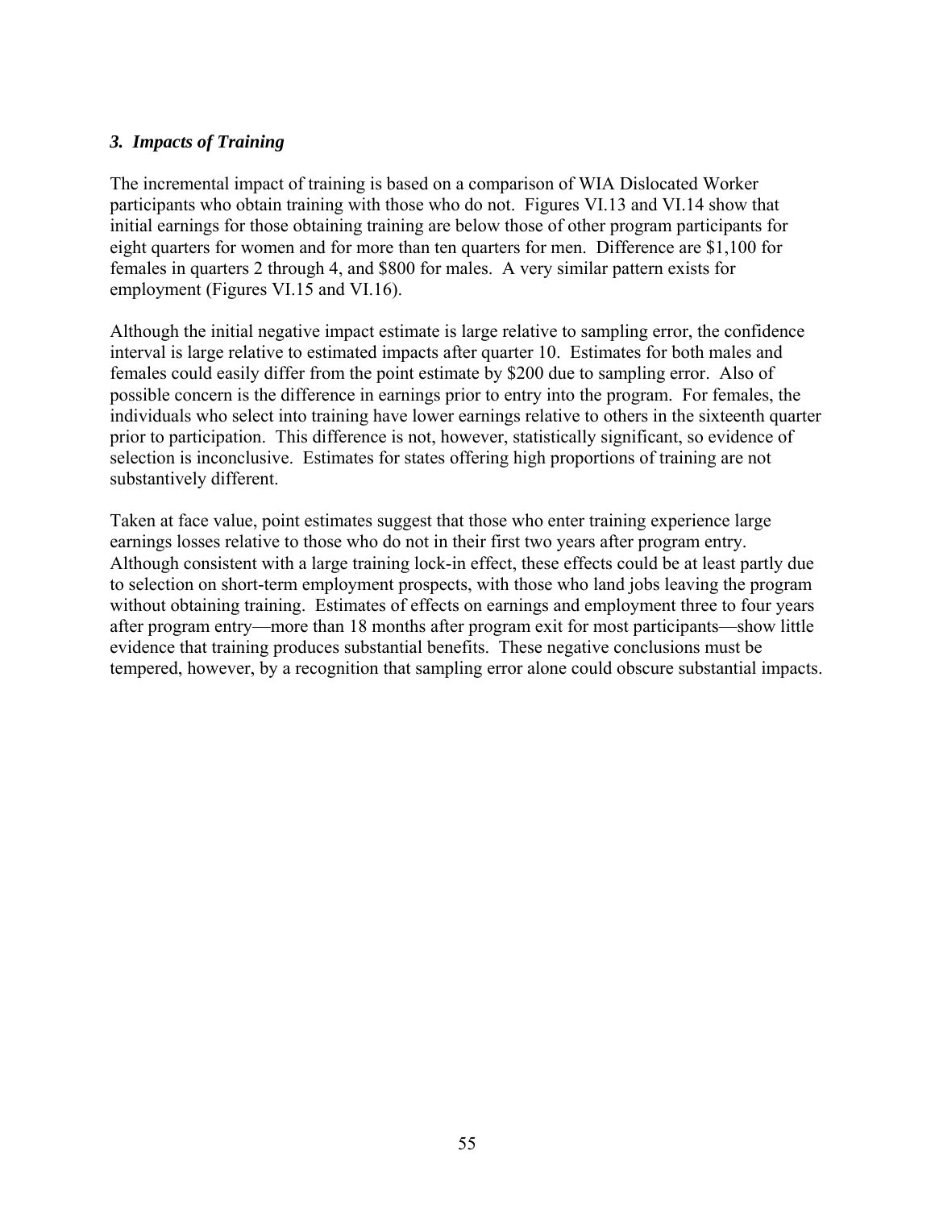### *3. Impacts of Training*

The incremental impact of training is based on a comparison of WIA Dislocated Worker participants who obtain training with those who do not. Figures VI.13 and VI.14 show that initial earnings for those obtaining training are below those of other program participants for eight quarters for women and for more than ten quarters for men. Difference are $1,100 for females in quarters 2 through 4, and $800 for males. A very similar pattern exists for employment (Figures VI.15 and VI.16).

Although the initial negative impact estimate is large relative to sampling error, the confidence interval is large relative to estimated impacts after quarter 10. Estimates for both males and females could easily differ from the point estimate by $200 due to sampling error. Also of possible concern is the difference in earnings prior to entry into the program. For females, the individuals who select into training have lower earnings relative to others in the sixteenth quarter prior to participation. This difference is not, however, statistically significant, so evidence of selection is inconclusive. Estimates for states offering high proportions of training are not substantively different.

Taken at face value, point estimates suggest that those who enter training experience large earnings losses relative to those who do not in their first two years after program entry. Although consistent with a large training lock-in effect, these effects could be at least partly due to selection on short-term employment prospects, with those who land jobs leaving the program without obtaining training. Estimates of effects on earnings and employment three to four years after program entry—more than 18 months after program exit for most participants—show little evidence that training produces substantial benefits. These negative conclusions must be tempered, however, by a recognition that sampling error alone could obscure substantial impacts.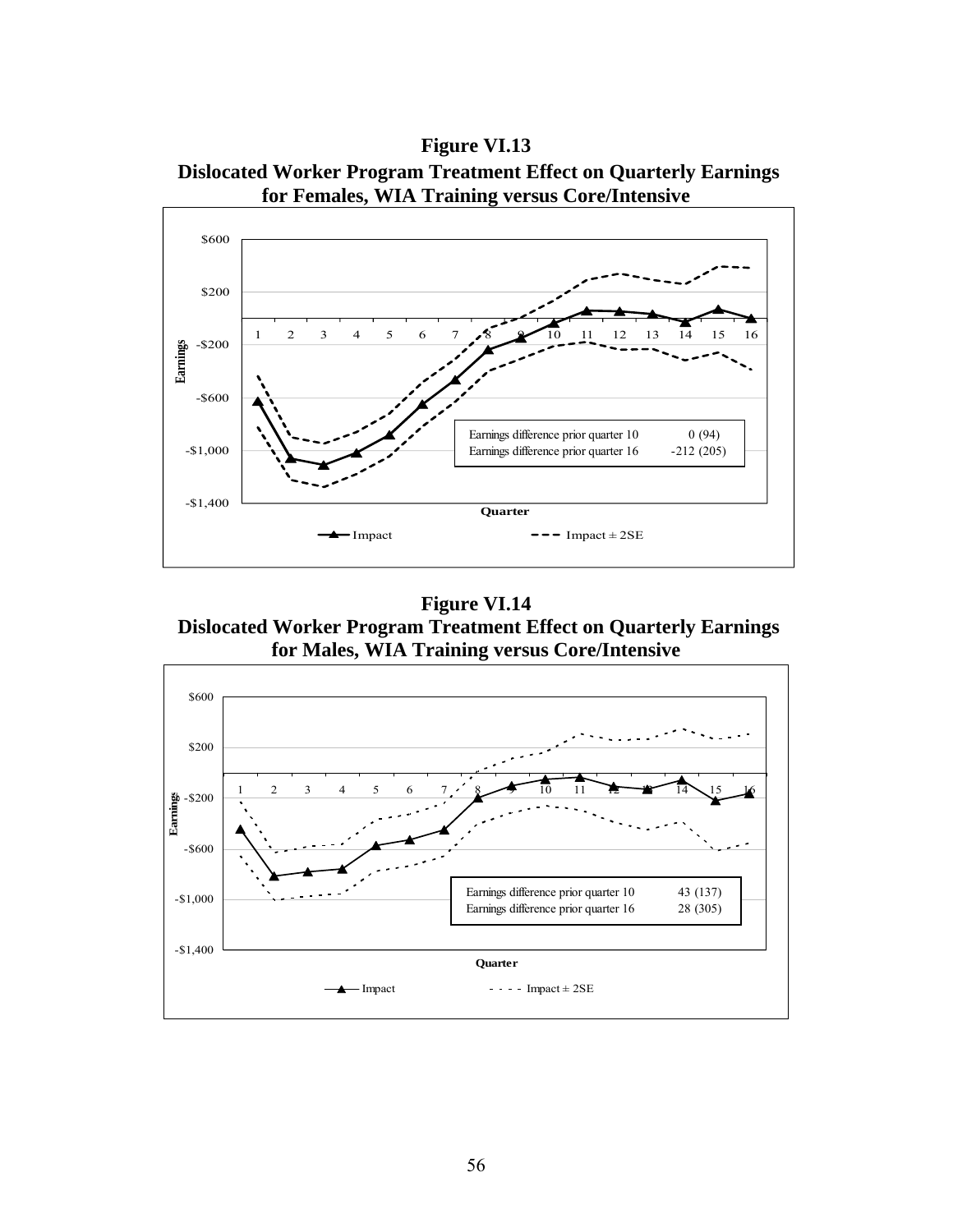**Figure VI.13**
**Dislocated Worker Program Treatment Effect on Quarterly Earnings for Females, WIA Training versus Core/Intensive**

| | |
|---|---|
| Earnings difference prior quarter 10 | 0 (94) |
| Earnings difference prior quarter 16 | -212 (205) |

**Figure VI.14**
**Dislocated Worker Program Treatment Effect on Quarterly Earnings for Males, WIA Training versus Core/Intensive**

| | |
|---|---|
| Earnings difference prior quarter 10 | 43 (137) |
| Earnings difference prior quarter 16 | 28 (305) |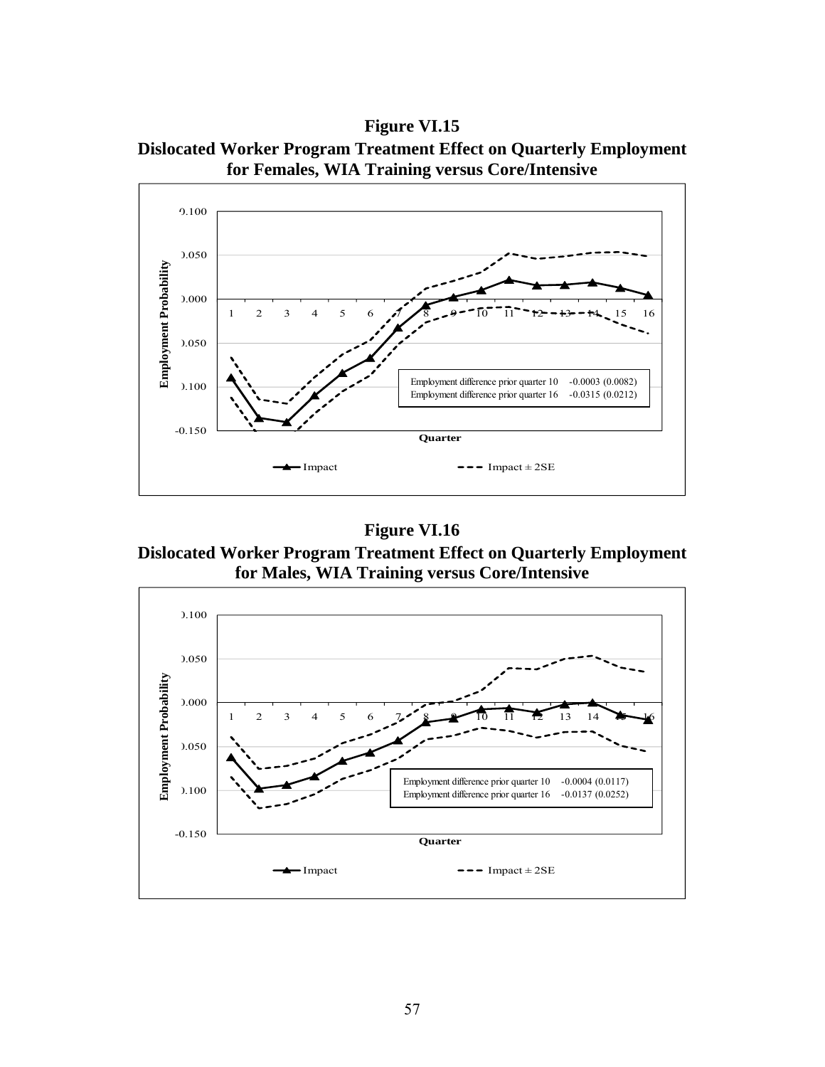**Figure VI.15**

**Dislocated Worker Program Treatment Effect on Quarterly Employment for Females, WIA Training versus Core/Intensive**

Employment difference prior quarter 10 -0.0003 (0.0082)
Employment difference prior quarter 16 -0.0315 (0.0212)

**Figure VI.16**

**Dislocated Worker Program Treatment Effect on Quarterly Employment for Males, WIA Training versus Core/Intensive**

Employment difference prior quarter 10 -0.0004 (0.0117)
Employment difference prior quarter 16 -0.0137 (0.0252)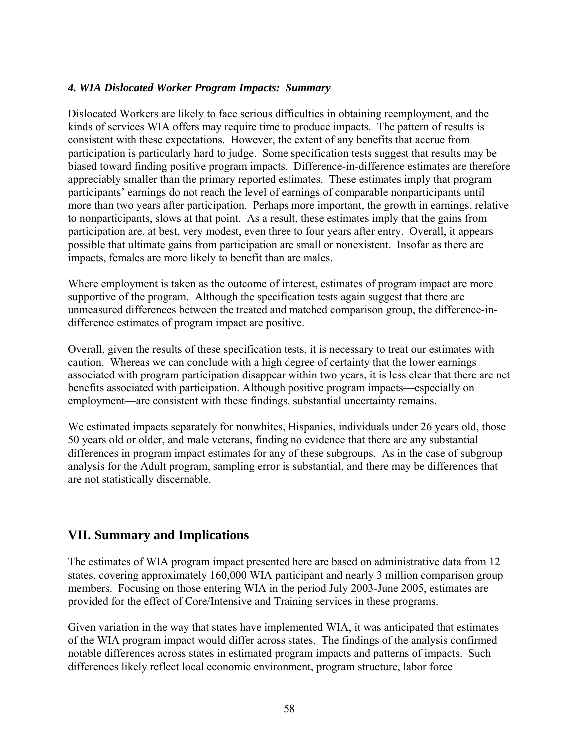#### *4. WIA Dislocated Worker Program Impacts: Summary*

Dislocated Workers are likely to face serious difficulties in obtaining reemployment, and the kinds of services WIA offers may require time to produce impacts. The pattern of results is consistent with these expectations. However, the extent of any benefits that accrue from participation is particularly hard to judge. Some specification tests suggest that results may be biased toward finding positive program impacts. Difference-in-difference estimates are therefore appreciably smaller than the primary reported estimates. These estimates imply that program participants' earnings do not reach the level of earnings of comparable nonparticipants until more than two years after participation. Perhaps more important, the growth in earnings, relative to nonparticipants, slows at that point. As a result, these estimates imply that the gains from participation are, at best, very modest, even three to four years after entry. Overall, it appears possible that ultimate gains from participation are small or nonexistent. Insofar as there are impacts, females are more likely to benefit than are males.

Where employment is taken as the outcome of interest, estimates of program impact are more supportive of the program. Although the specification tests again suggest that there are unmeasured differences between the treated and matched comparison group, the difference-in-difference estimates of program impact are positive.

Overall, given the results of these specification tests, it is necessary to treat our estimates with caution. Whereas we can conclude with a high degree of certainty that the lower earnings associated with program participation disappear within two years, it is less clear that there are net benefits associated with participation. Although positive program impacts—especially on employment—are consistent with these findings, substantial uncertainty remains.

We estimated impacts separately for nonwhites, Hispanics, individuals under 26 years old, those 50 years old or older, and male veterans, finding no evidence that there are any substantial differences in program impact estimates for any of these subgroups. As in the case of subgroup analysis for the Adult program, sampling error is substantial, and there may be differences that are not statistically discernable.

## VII. Summary and Implications

The estimates of WIA program impact presented here are based on administrative data from 12 states, covering approximately 160,000 WIA participant and nearly 3 million comparison group members. Focusing on those entering WIA in the period July 2003-June 2005, estimates are provided for the effect of Core/Intensive and Training services in these programs.

Given variation in the way that states have implemented WIA, it was anticipated that estimates of the WIA program impact would differ across states. The findings of the analysis confirmed notable differences across states in estimated program impacts and patterns of impacts. Such differences likely reflect local economic environment, program structure, labor force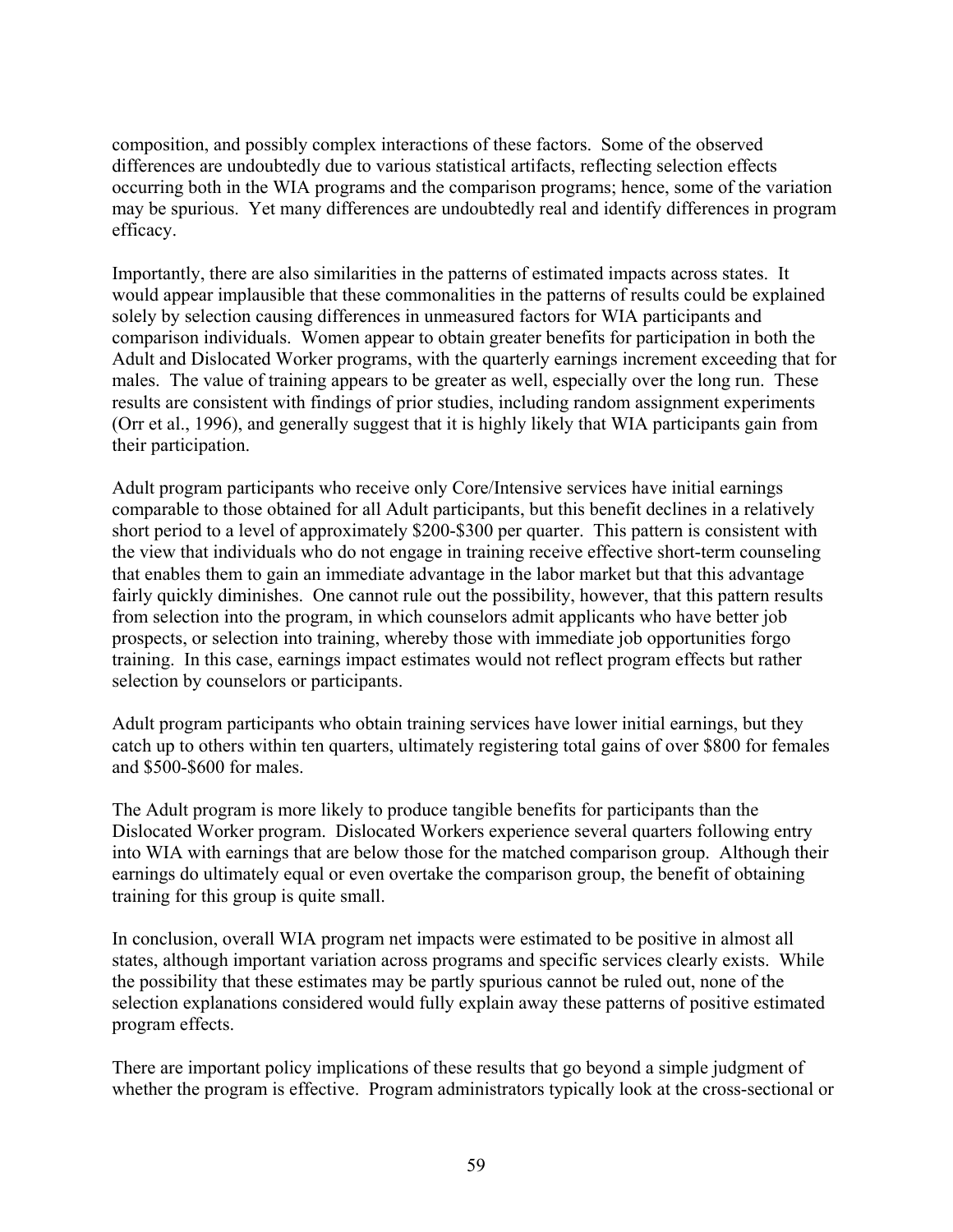composition, and possibly complex interactions of these factors. Some of the observed differences are undoubtedly due to various statistical artifacts, reflecting selection effects occurring both in the WIA programs and the comparison programs; hence, some of the variation may be spurious. Yet many differences are undoubtedly real and identify differences in program efficacy.

Importantly, there are also similarities in the patterns of estimated impacts across states. It would appear implausible that these commonalities in the patterns of results could be explained solely by selection causing differences in unmeasured factors for WIA participants and comparison individuals. Women appear to obtain greater benefits for participation in both the Adult and Dislocated Worker programs, with the quarterly earnings increment exceeding that for males. The value of training appears to be greater as well, especially over the long run. These results are consistent with findings of prior studies, including random assignment experiments (Orr et al., 1996), and generally suggest that it is highly likely that WIA participants gain from their participation.

Adult program participants who receive only Core/Intensive services have initial earnings comparable to those obtained for all Adult participants, but this benefit declines in a relatively short period to a level of approximately $200-$300 per quarter. This pattern is consistent with the view that individuals who do not engage in training receive effective short-term counseling that enables them to gain an immediate advantage in the labor market but that this advantage fairly quickly diminishes. One cannot rule out the possibility, however, that this pattern results from selection into the program, in which counselors admit applicants who have better job prospects, or selection into training, whereby those with immediate job opportunities forgo training. In this case, earnings impact estimates would not reflect program effects but rather selection by counselors or participants.

Adult program participants who obtain training services have lower initial earnings, but they catch up to others within ten quarters, ultimately registering total gains of over $800 for females and $500-$600 for males.

The Adult program is more likely to produce tangible benefits for participants than the Dislocated Worker program. Dislocated Workers experience several quarters following entry into WIA with earnings that are below those for the matched comparison group. Although their earnings do ultimately equal or even overtake the comparison group, the benefit of obtaining training for this group is quite small.

In conclusion, overall WIA program net impacts were estimated to be positive in almost all states, although important variation across programs and specific services clearly exists. While the possibility that these estimates may be partly spurious cannot be ruled out, none of the selection explanations considered would fully explain away these patterns of positive estimated program effects.

There are important policy implications of these results that go beyond a simple judgment of whether the program is effective. Program administrators typically look at the cross-sectional or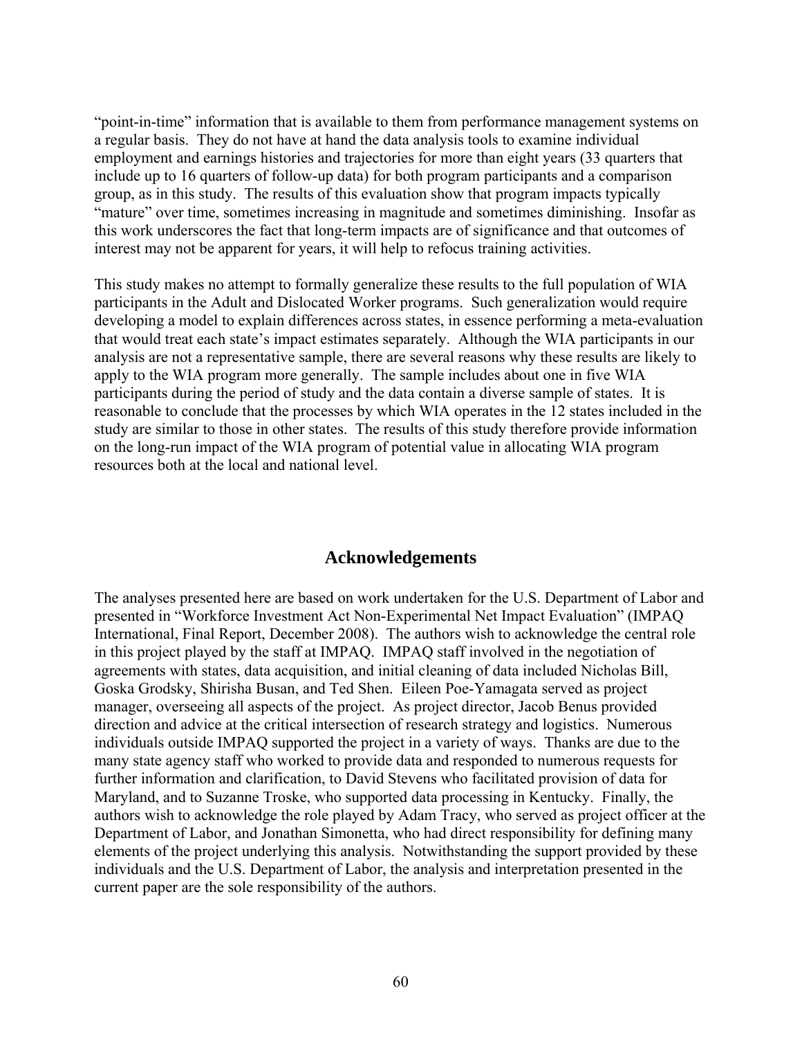"point-in-time" information that is available to them from performance management systems on a regular basis. They do not have at hand the data analysis tools to examine individual employment and earnings histories and trajectories for more than eight years (33 quarters that include up to 16 quarters of follow-up data) for both program participants and a comparison group, as in this study. The results of this evaluation show that program impacts typically "mature" over time, sometimes increasing in magnitude and sometimes diminishing. Insofar as this work underscores the fact that long-term impacts are of significance and that outcomes of interest may not be apparent for years, it will help to refocus training activities.

This study makes no attempt to formally generalize these results to the full population of WIA participants in the Adult and Dislocated Worker programs. Such generalization would require developing a model to explain differences across states, in essence performing a meta-evaluation that would treat each state's impact estimates separately. Although the WIA participants in our analysis are not a representative sample, there are several reasons why these results are likely to apply to the WIA program more generally. The sample includes about one in five WIA participants during the period of study and the data contain a diverse sample of states. It is reasonable to conclude that the processes by which WIA operates in the 12 states included in the study are similar to those in other states. The results of this study therefore provide information on the long-run impact of the WIA program of potential value in allocating WIA program resources both at the local and national level.

## Acknowledgements

The analyses presented here are based on work undertaken for the U.S. Department of Labor and presented in "Workforce Investment Act Non-Experimental Net Impact Evaluation" (IMPAQ International, Final Report, December 2008). The authors wish to acknowledge the central role in this project played by the staff at IMPAQ. IMPAQ staff involved in the negotiation of agreements with states, data acquisition, and initial cleaning of data included Nicholas Bill, Goska Grodsky, Shirisha Busan, and Ted Shen. Eileen Poe-Yamagata served as project manager, overseeing all aspects of the project. As project director, Jacob Benus provided direction and advice at the critical intersection of research strategy and logistics. Numerous individuals outside IMPAQ supported the project in a variety of ways. Thanks are due to the many state agency staff who worked to provide data and responded to numerous requests for further information and clarification, to David Stevens who facilitated provision of data for Maryland, and to Suzanne Troske, who supported data processing in Kentucky. Finally, the authors wish to acknowledge the role played by Adam Tracy, who served as project officer at the Department of Labor, and Jonathan Simonetta, who had direct responsibility for defining many elements of the project underlying this analysis. Notwithstanding the support provided by these individuals and the U.S. Department of Labor, the analysis and interpretation presented in the current paper are the sole responsibility of the authors.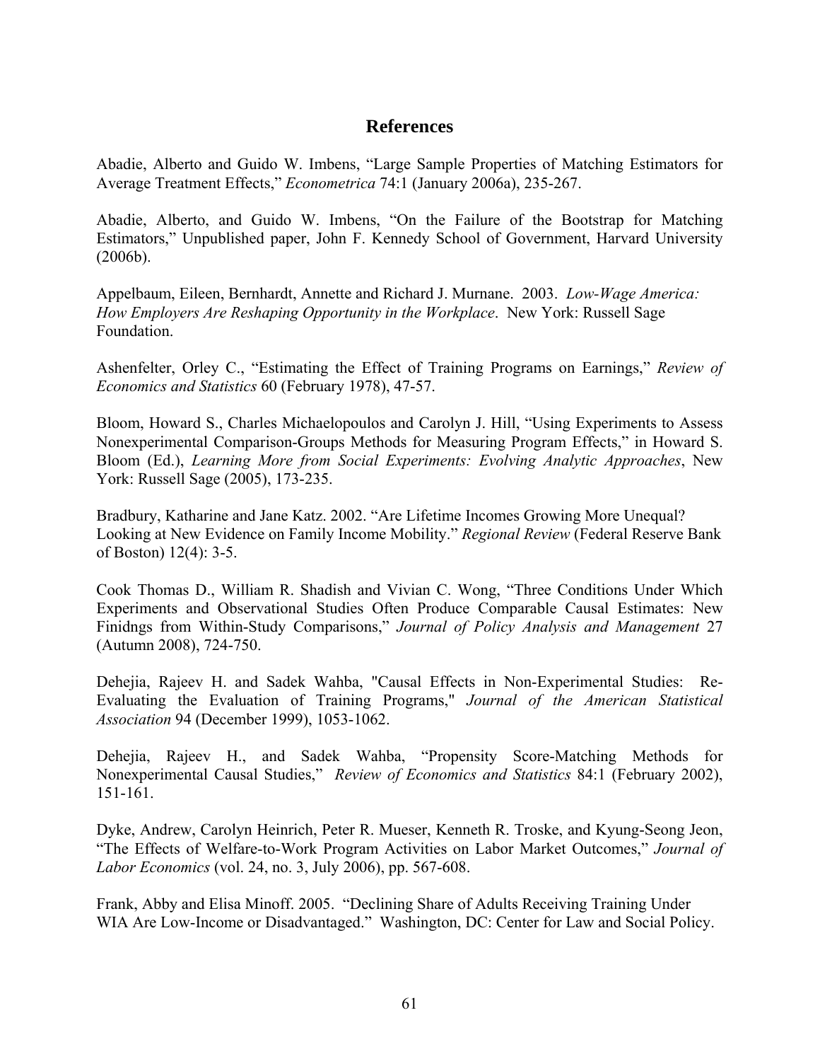# References

Abadie, Alberto and Guido W. Imbens, "Large Sample Properties of Matching Estimators for Average Treatment Effects," *Econometrica* 74:1 (January 2006a), 235-267.

Abadie, Alberto, and Guido W. Imbens, "On the Failure of the Bootstrap for Matching Estimators," Unpublished paper, John F. Kennedy School of Government, Harvard University (2006b).

Appelbaum, Eileen, Bernhardt, Annette and Richard J. Murnane. 2003. *Low-Wage America: How Employers Are Reshaping Opportunity in the Workplace*. New York: Russell Sage Foundation.

Ashenfelter, Orley C., "Estimating the Effect of Training Programs on Earnings," *Review of Economics and Statistics* 60 (February 1978), 47-57.

Bloom, Howard S., Charles Michaelopoulos and Carolyn J. Hill, "Using Experiments to Assess Nonexperimental Comparison-Groups Methods for Measuring Program Effects," in Howard S. Bloom (Ed.), *Learning More from Social Experiments: Evolving Analytic Approaches*, New York: Russell Sage (2005), 173-235.

Bradbury, Katharine and Jane Katz. 2002. "Are Lifetime Incomes Growing More Unequal? Looking at New Evidence on Family Income Mobility." *Regional Review* (Federal Reserve Bank of Boston) 12(4): 3-5.

Cook Thomas D., William R. Shadish and Vivian C. Wong, "Three Conditions Under Which Experiments and Observational Studies Often Produce Comparable Causal Estimates: New Finidngs from Within-Study Comparisons," *Journal of Policy Analysis and Management* 27 (Autumn 2008), 724-750.

Dehejia, Rajeev H. and Sadek Wahba, "Causal Effects in Non-Experimental Studies: Re-Evaluating the Evaluation of Training Programs," *Journal of the American Statistical Association* 94 (December 1999), 1053-1062.

Dehejia, Rajeev H., and Sadek Wahba, "Propensity Score-Matching Methods for Nonexperimental Causal Studies," *Review of Economics and Statistics* 84:1 (February 2002), 151-161.

Dyke, Andrew, Carolyn Heinrich, Peter R. Mueser, Kenneth R. Troske, and Kyung-Seong Jeon, "The Effects of Welfare-to-Work Program Activities on Labor Market Outcomes," *Journal of Labor Economics* (vol. 24, no. 3, July 2006), pp. 567-608.

Frank, Abby and Elisa Minoff. 2005. "Declining Share of Adults Receiving Training Under WIA Are Low-Income or Disadvantaged." Washington, DC: Center for Law and Social Policy.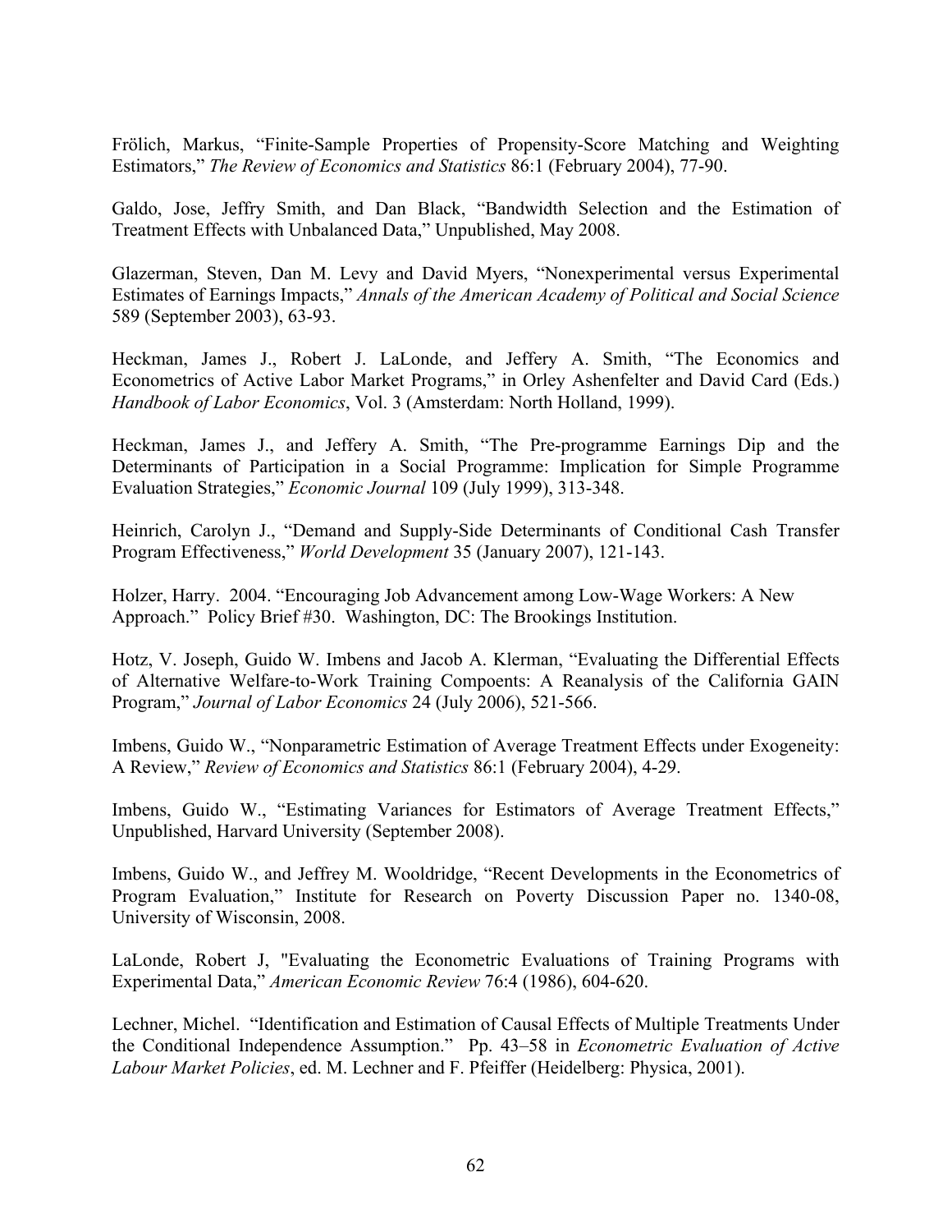Frölich, Markus, "Finite-Sample Properties of Propensity-Score Matching and Weighting Estimators," *The Review of Economics and Statistics* 86:1 (February 2004), 77-90.

Galdo, Jose, Jeffry Smith, and Dan Black, "Bandwidth Selection and the Estimation of Treatment Effects with Unbalanced Data," Unpublished, May 2008.

Glazerman, Steven, Dan M. Levy and David Myers, "Nonexperimental versus Experimental Estimates of Earnings Impacts," *Annals of the American Academy of Political and Social Science* 589 (September 2003), 63-93.

Heckman, James J., Robert J. LaLonde, and Jeffery A. Smith, "The Economics and Econometrics of Active Labor Market Programs," in Orley Ashenfelter and David Card (Eds.) *Handbook of Labor Economics*, Vol. 3 (Amsterdam: North Holland, 1999).

Heckman, James J., and Jeffery A. Smith, "The Pre-programme Earnings Dip and the Determinants of Participation in a Social Programme: Implication for Simple Programme Evaluation Strategies," *Economic Journal* 109 (July 1999), 313-348.

Heinrich, Carolyn J., "Demand and Supply-Side Determinants of Conditional Cash Transfer Program Effectiveness," *World Development* 35 (January 2007), 121-143.

Holzer, Harry. 2004. "Encouraging Job Advancement among Low-Wage Workers: A New Approach." Policy Brief #30. Washington, DC: The Brookings Institution.

Hotz, V. Joseph, Guido W. Imbens and Jacob A. Klerman, "Evaluating the Differential Effects of Alternative Welfare-to-Work Training Compoents: A Reanalysis of the California GAIN Program," *Journal of Labor Economics* 24 (July 2006), 521-566.

Imbens, Guido W., "Nonparametric Estimation of Average Treatment Effects under Exogeneity: A Review," *Review of Economics and Statistics* 86:1 (February 2004), 4-29.

Imbens, Guido W., "Estimating Variances for Estimators of Average Treatment Effects," Unpublished, Harvard University (September 2008).

Imbens, Guido W., and Jeffrey M. Wooldridge, "Recent Developments in the Econometrics of Program Evaluation," Institute for Research on Poverty Discussion Paper no. 1340-08, University of Wisconsin, 2008.

LaLonde, Robert J, "Evaluating the Econometric Evaluations of Training Programs with Experimental Data," *American Economic Review* 76:4 (1986), 604-620.

Lechner, Michel. "Identification and Estimation of Causal Effects of Multiple Treatments Under the Conditional Independence Assumption." Pp. 43–58 in *Econometric Evaluation of Active Labour Market Policies*, ed. M. Lechner and F. Pfeiffer (Heidelberg: Physica, 2001).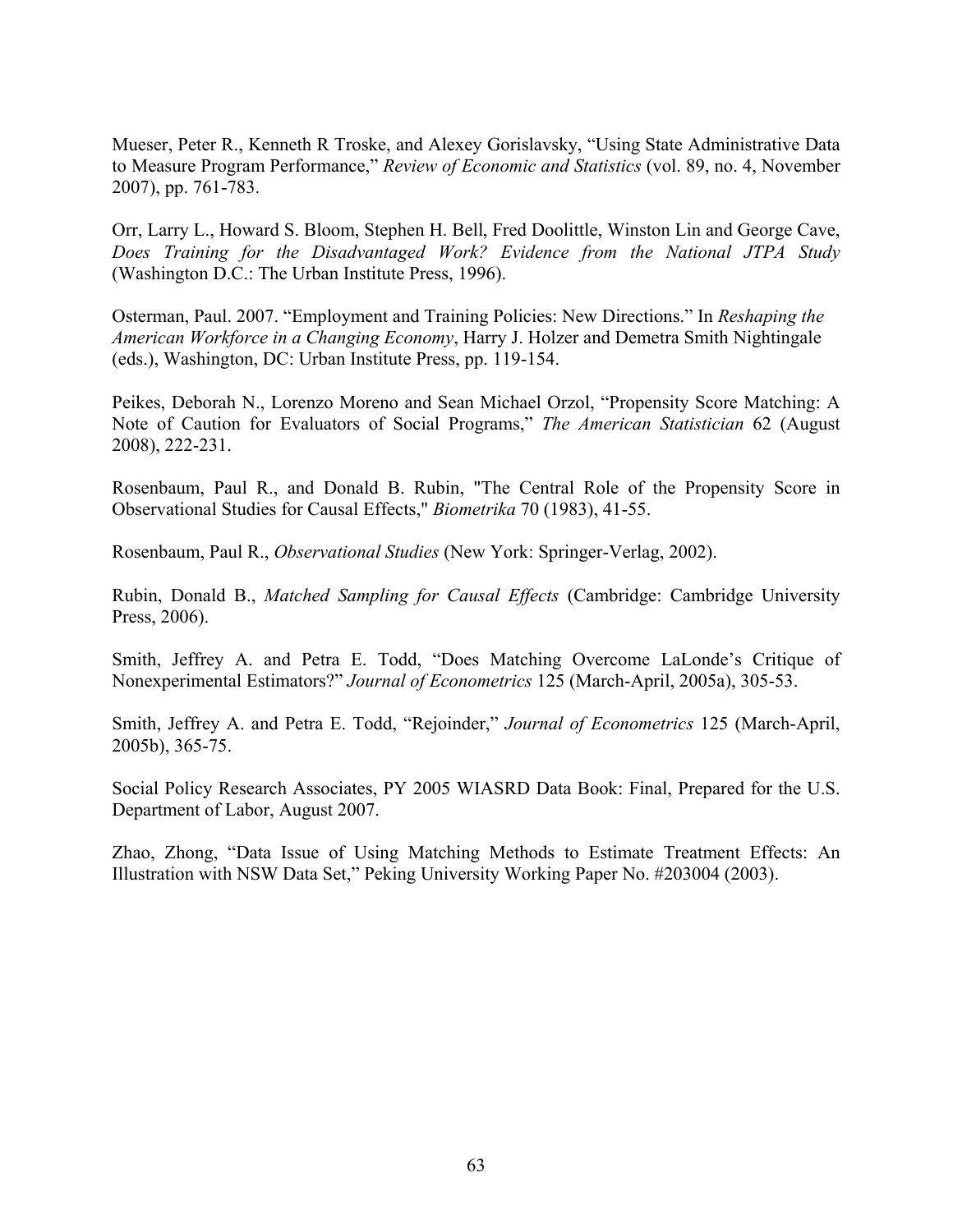Mueser, Peter R., Kenneth R Troske, and Alexey Gorislavsky, "Using State Administrative Data to Measure Program Performance," *Review of Economic and Statistics* (vol. 89, no. 4, November 2007), pp. 761-783.

Orr, Larry L., Howard S. Bloom, Stephen H. Bell, Fred Doolittle, Winston Lin and George Cave, *Does Training for the Disadvantaged Work? Evidence from the National JTPA Study* (Washington D.C.: The Urban Institute Press, 1996).

Osterman, Paul. 2007. "Employment and Training Policies: New Directions." In *Reshaping the American Workforce in a Changing Economy*, Harry J. Holzer and Demetra Smith Nightingale (eds.), Washington, DC: Urban Institute Press, pp. 119-154.

Peikes, Deborah N., Lorenzo Moreno and Sean Michael Orzol, "Propensity Score Matching: A Note of Caution for Evaluators of Social Programs," *The American Statistician* 62 (August 2008), 222-231.

Rosenbaum, Paul R., and Donald B. Rubin, "The Central Role of the Propensity Score in Observational Studies for Causal Effects," *Biometrika* 70 (1983), 41-55.

Rosenbaum, Paul R., *Observational Studies* (New York: Springer-Verlag, 2002).

Rubin, Donald B., *Matched Sampling for Causal Effects* (Cambridge: Cambridge University Press, 2006).

Smith, Jeffrey A. and Petra E. Todd, "Does Matching Overcome LaLonde's Critique of Nonexperimental Estimators?" *Journal of Econometrics* 125 (March-April, 2005a), 305-53.

Smith, Jeffrey A. and Petra E. Todd, "Rejoinder," *Journal of Econometrics* 125 (March-April, 2005b), 365-75.

Social Policy Research Associates, PY 2005 WIASRD Data Book: Final, Prepared for the U.S. Department of Labor, August 2007.

Zhao, Zhong, "Data Issue of Using Matching Methods to Estimate Treatment Effects: An Illustration with NSW Data Set," Peking University Working Paper No. #203004 (2003).